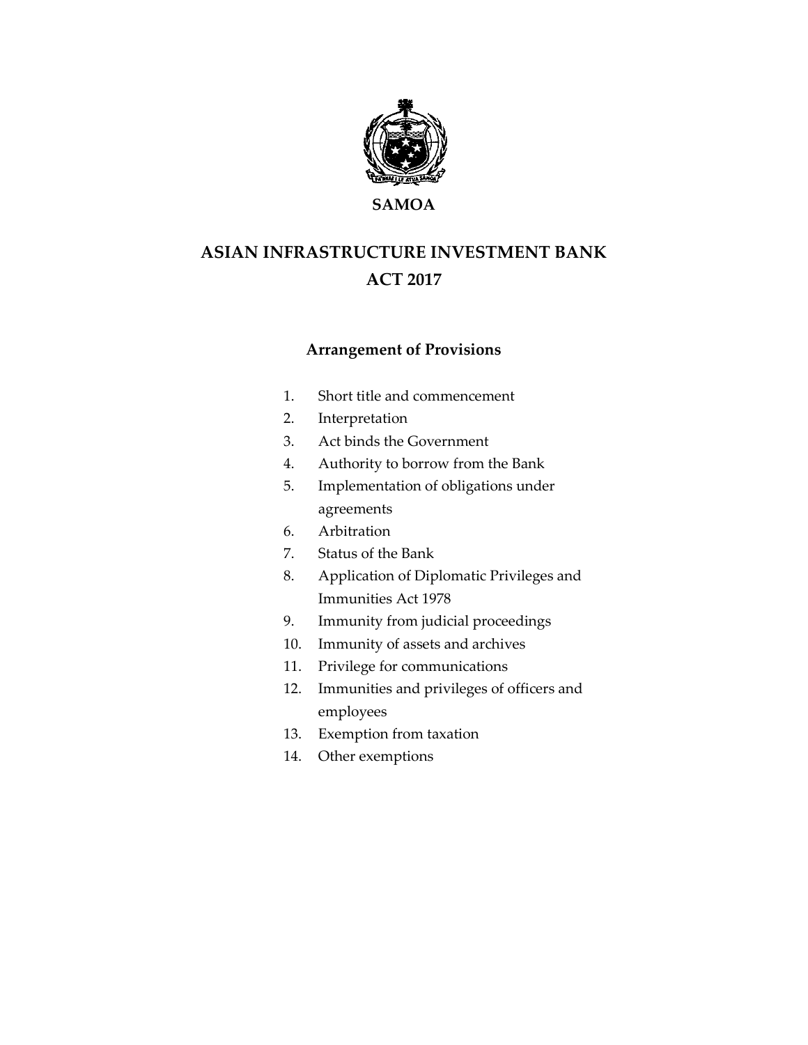**SAMOA**

# ASIAN INFRASTRUCTURE INVESTMENT BANK ACT 2017

## Arrangement of Provisions

1. Short title and commencement
2. Interpretation
3. Act binds the Government
4. Authority to borrow from the Bank
5. Implementation of obligations under agreements
6. Arbitration
7. Status of the Bank
8. Application of Diplomatic Privileges and Immunities Act 1978
9. Immunity from judicial proceedings
10. Immunity of assets and archives
11. Privilege for communications
12. Immunities and privileges of officers and employees
13. Exemption from taxation
14. Other exemptions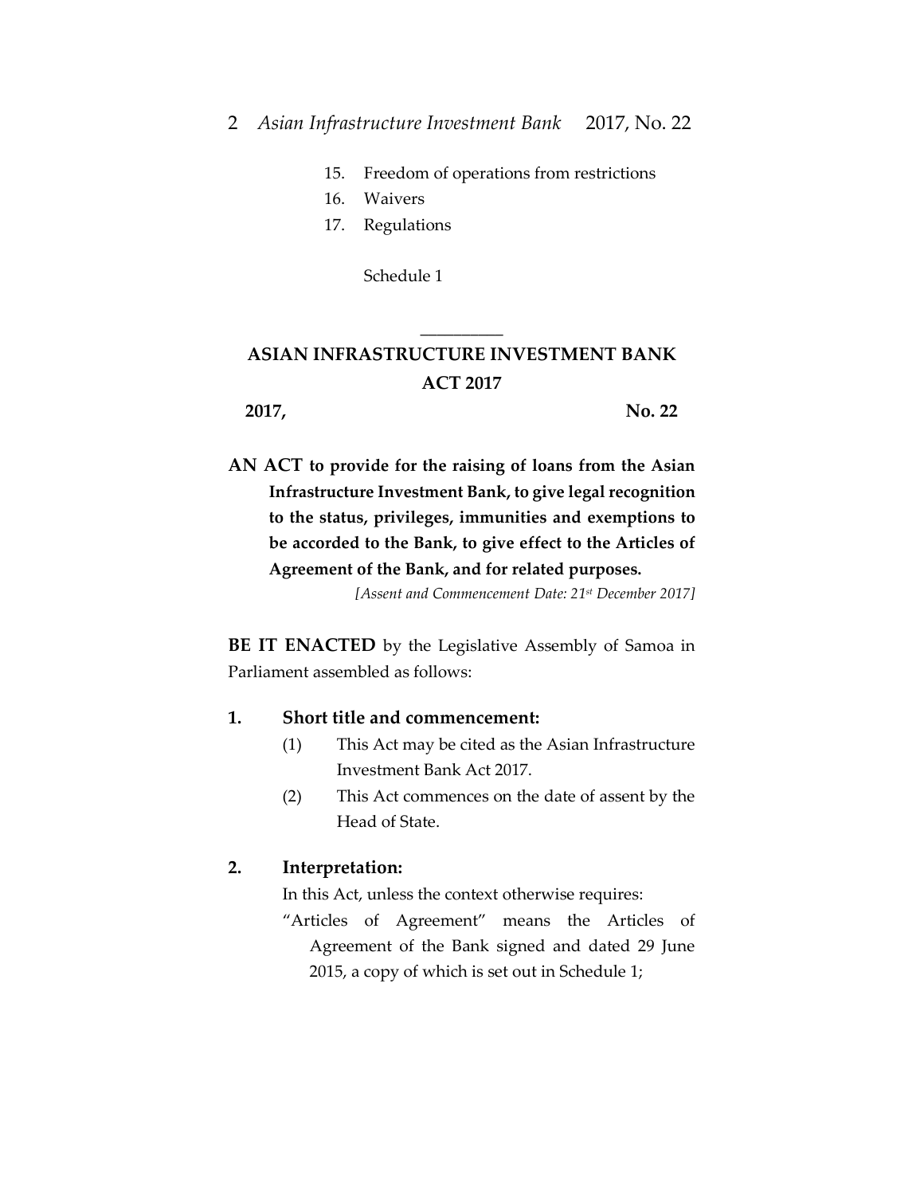15. Freedom of operations from restrictions
16. Waivers
17. Regulations

Schedule 1

---

# ASIAN INFRASTRUCTURE INVESTMENT BANK ACT 2017

**2017, No. 22**

**AN ACT to provide for the raising of loans from the Asian Infrastructure Investment Bank, to give legal recognition to the status, privileges, immunities and exemptions to be accorded to the Bank, to give effect to the Articles of Agreement of the Bank, and for related purposes.**

*[Assent and Commencement Date: 21st December 2017]*

**BE IT ENACTED** by the Legislative Assembly of Samoa in Parliament assembled as follows:

## 1. Short title and commencement:

(1) This Act may be cited as the Asian Infrastructure Investment Bank Act 2017.

(2) This Act commences on the date of assent by the Head of State.

## 2. Interpretation:

In this Act, unless the context otherwise requires:

"Articles of Agreement" means the Articles of Agreement of the Bank signed and dated 29 June 2015, a copy of which is set out in Schedule 1;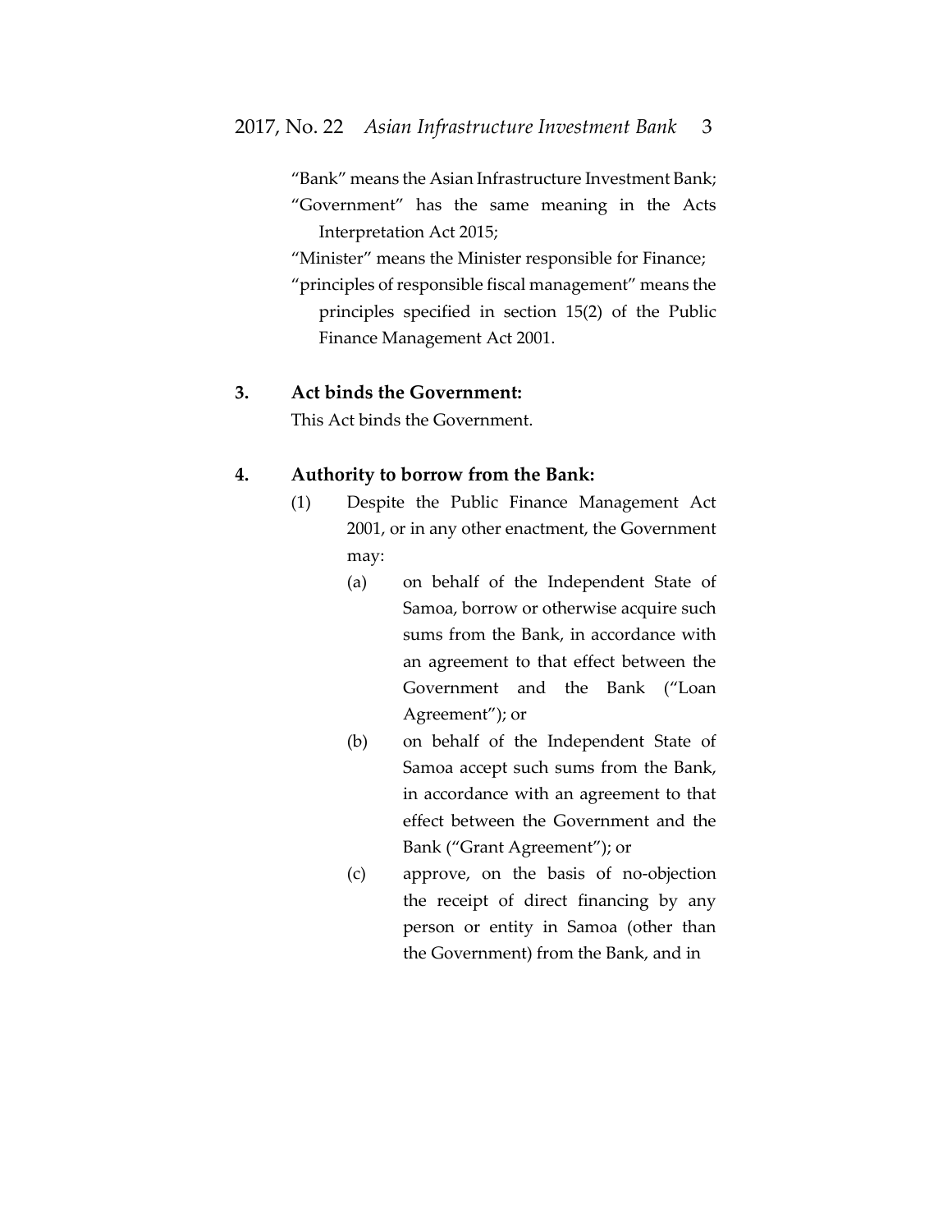"Bank" means the Asian Infrastructure Investment Bank;

"Government" has the same meaning in the Acts Interpretation Act 2015;

"Minister" means the Minister responsible for Finance;

"principles of responsible fiscal management" means the principles specified in section 15(2) of the Public Finance Management Act 2001.

**3. Act binds the Government:**

This Act binds the Government.

**4. Authority to borrow from the Bank:**

(1) Despite the Public Finance Management Act 2001, or in any other enactment, the Government may:

(a) on behalf of the Independent State of Samoa, borrow or otherwise acquire such sums from the Bank, in accordance with an agreement to that effect between the Government and the Bank ("Loan Agreement"); or

(b) on behalf of the Independent State of Samoa accept such sums from the Bank, in accordance with an agreement to that effect between the Government and the Bank ("Grant Agreement"); or

(c) approve, on the basis of no-objection the receipt of direct financing by any person or entity in Samoa (other than the Government) from the Bank, and in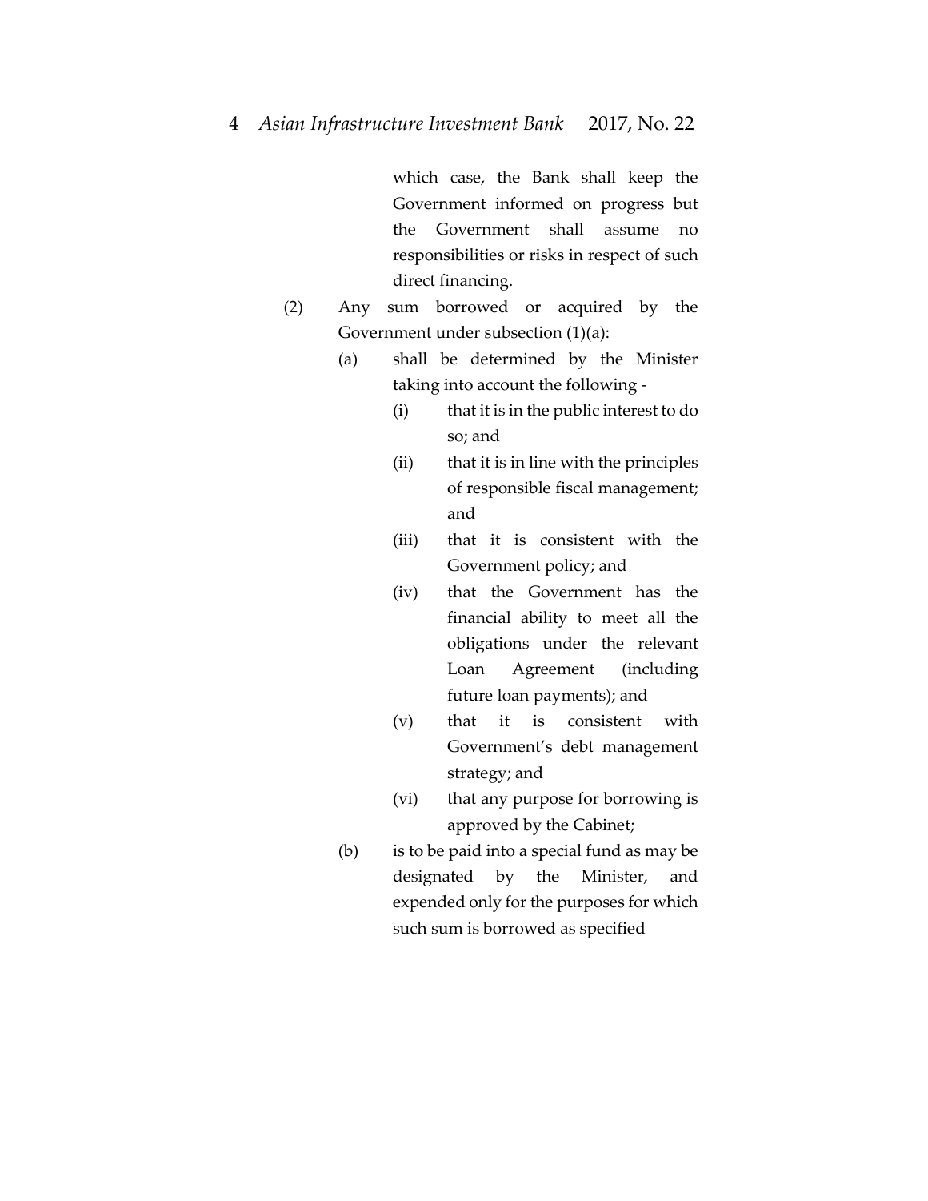which case, the Bank shall keep the Government informed on progress but the Government shall assume no responsibilities or risks in respect of such direct financing.

(2) Any sum borrowed or acquired by the Government under subsection (1)(a):

(a) shall be determined by the Minister taking into account the following -

(i) that it is in the public interest to do so; and

(ii) that it is in line with the principles of responsible fiscal management; and

(iii) that it is consistent with the Government policy; and

(iv) that the Government has the financial ability to meet all the obligations under the relevant Loan Agreement (including future loan payments); and

(v) that it is consistent with Government's debt management strategy; and

(vi) that any purpose for borrowing is approved by the Cabinet;

(b) is to be paid into a special fund as may be designated by the Minister, and expended only for the purposes for which such sum is borrowed as specified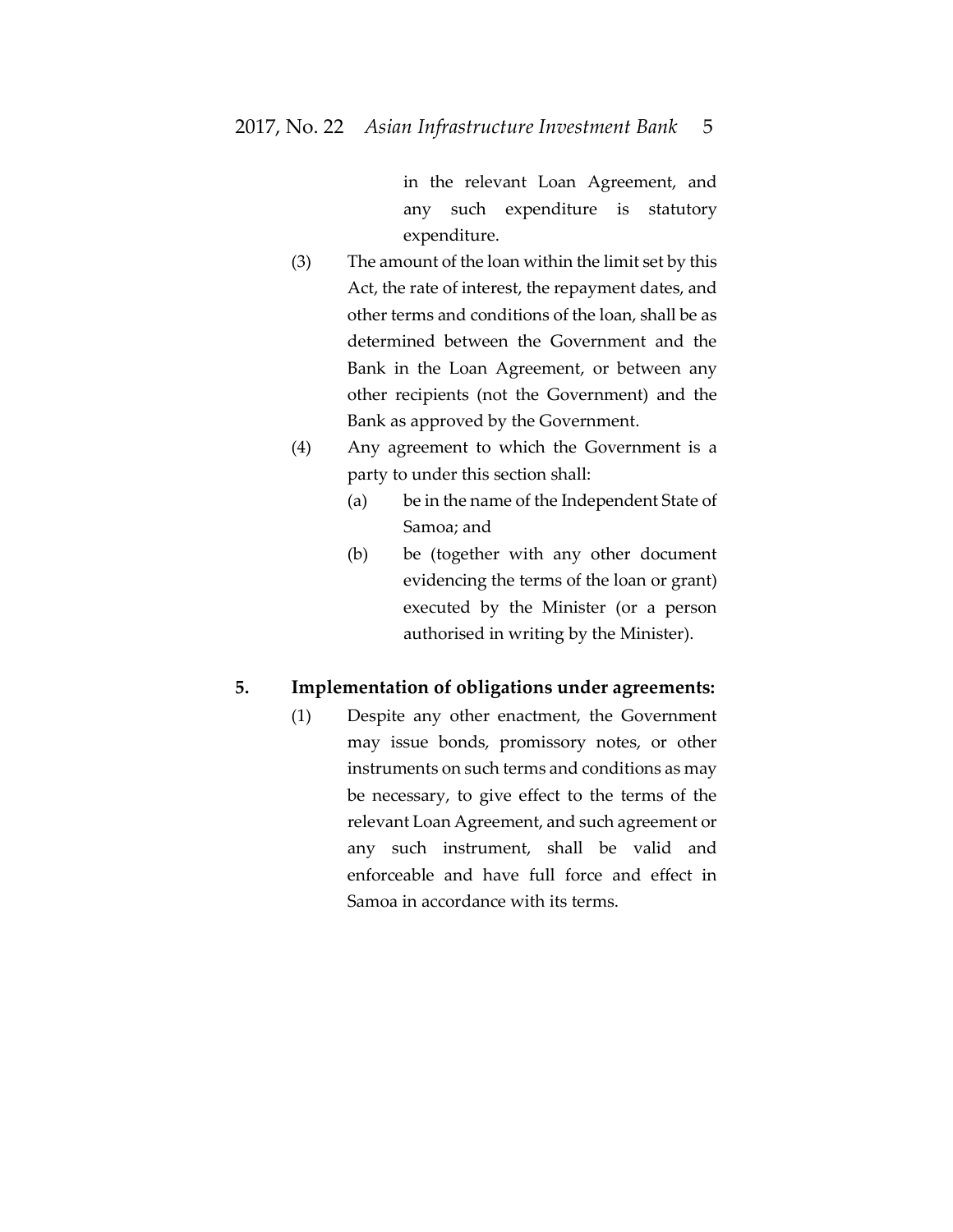in the relevant Loan Agreement, and any such expenditure is statutory expenditure.

(3) The amount of the loan within the limit set by this Act, the rate of interest, the repayment dates, and other terms and conditions of the loan, shall be as determined between the Government and the Bank in the Loan Agreement, or between any other recipients (not the Government) and the Bank as approved by the Government.

(4) Any agreement to which the Government is a party to under this section shall:

(a) be in the name of the Independent State of Samoa; and

(b) be (together with any other document evidencing the terms of the loan or grant) executed by the Minister (or a person authorised in writing by the Minister).

## 5. Implementation of obligations under agreements:

(1) Despite any other enactment, the Government may issue bonds, promissory notes, or other instruments on such terms and conditions as may be necessary, to give effect to the terms of the relevant Loan Agreement, and such agreement or any such instrument, shall be valid and enforceable and have full force and effect in Samoa in accordance with its terms.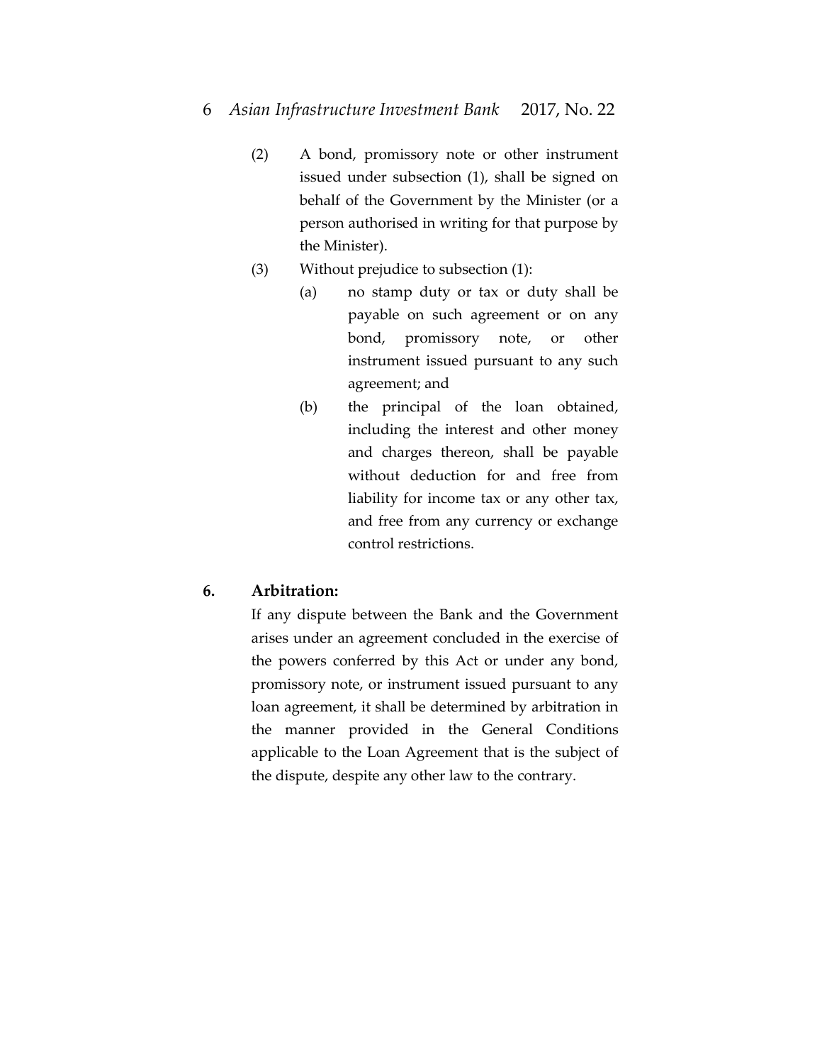(2) A bond, promissory note or other instrument issued under subsection (1), shall be signed on behalf of the Government by the Minister (or a person authorised in writing for that purpose by the Minister).

(3) Without prejudice to subsection (1):

(a) no stamp duty or tax or duty shall be payable on such agreement or on any bond, promissory note, or other instrument issued pursuant to any such agreement; and

(b) the principal of the loan obtained, including the interest and other money and charges thereon, shall be payable without deduction for and free from liability for income tax or any other tax, and free from any currency or exchange control restrictions.

**6. Arbitration:**

If any dispute between the Bank and the Government arises under an agreement concluded in the exercise of the powers conferred by this Act or under any bond, promissory note, or instrument issued pursuant to any loan agreement, it shall be determined by arbitration in the manner provided in the General Conditions applicable to the Loan Agreement that is the subject of the dispute, despite any other law to the contrary.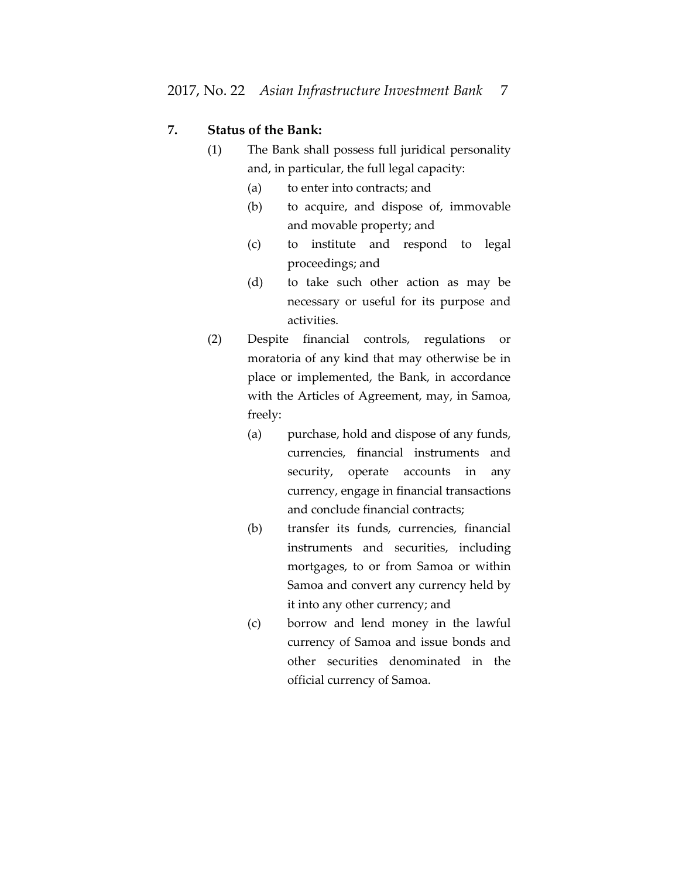**7. Status of the Bank:**

(1) The Bank shall possess full juridical personality and, in particular, the full legal capacity:

(a) to enter into contracts; and

(b) to acquire, and dispose of, immovable and movable property; and

(c) to institute and respond to legal proceedings; and

(d) to take such other action as may be necessary or useful for its purpose and activities.

(2) Despite financial controls, regulations or moratoria of any kind that may otherwise be in place or implemented, the Bank, in accordance with the Articles of Agreement, may, in Samoa, freely:

(a) purchase, hold and dispose of any funds, currencies, financial instruments and security, operate accounts in any currency, engage in financial transactions and conclude financial contracts;

(b) transfer its funds, currencies, financial instruments and securities, including mortgages, to or from Samoa or within Samoa and convert any currency held by it into any other currency; and

(c) borrow and lend money in the lawful currency of Samoa and issue bonds and other securities denominated in the official currency of Samoa.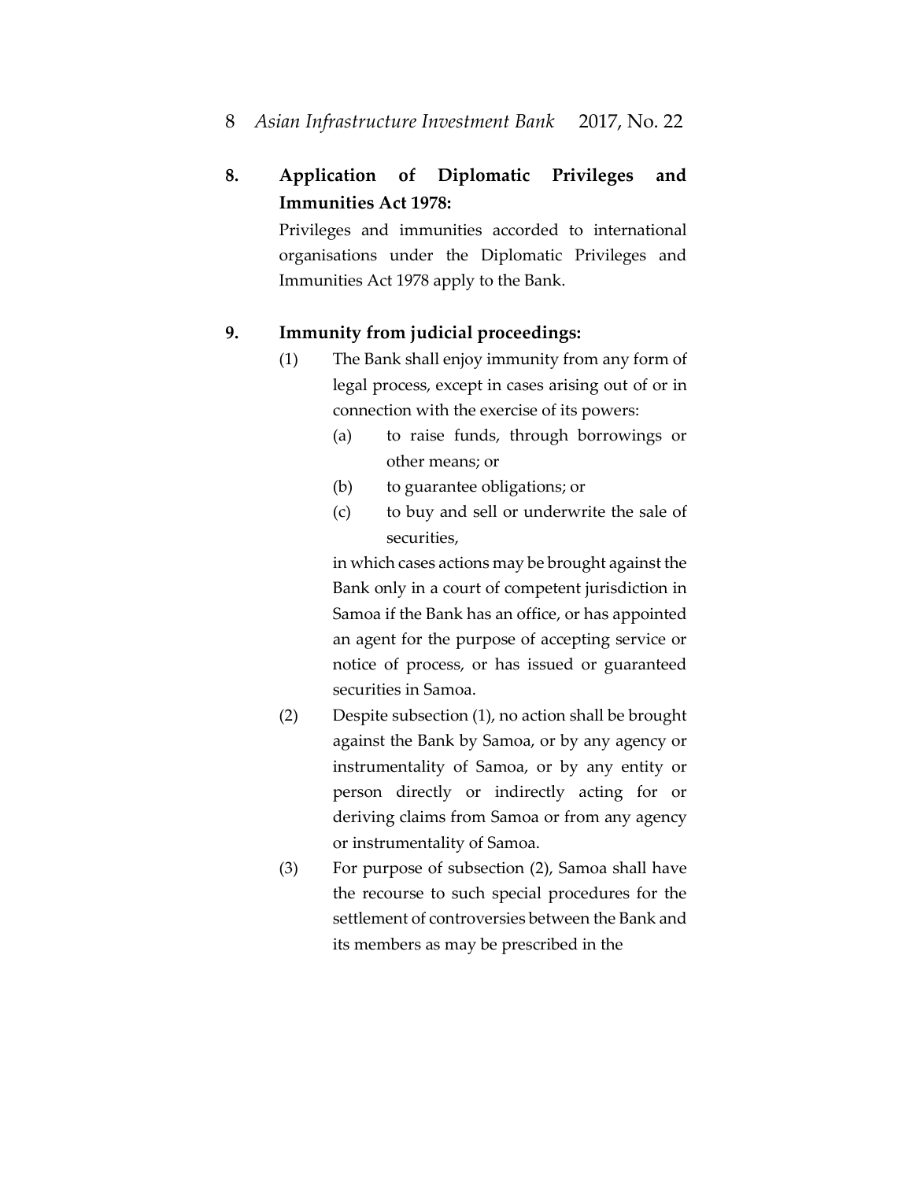**8. Application of Diplomatic Privileges and Immunities Act 1978:**

Privileges and immunities accorded to international organisations under the Diplomatic Privileges and Immunities Act 1978 apply to the Bank.

**9. Immunity from judicial proceedings:**

(1) The Bank shall enjoy immunity from any form of legal process, except in cases arising out of or in connection with the exercise of its powers:

   (a) to raise funds, through borrowings or other means; or

   (b) to guarantee obligations; or

   (c) to buy and sell or underwrite the sale of securities,

   in which cases actions may be brought against the Bank only in a court of competent jurisdiction in Samoa if the Bank has an office, or has appointed an agent for the purpose of accepting service or notice of process, or has issued or guaranteed securities in Samoa.

(2) Despite subsection (1), no action shall be brought against the Bank by Samoa, or by any agency or instrumentality of Samoa, or by any entity or person directly or indirectly acting for or deriving claims from Samoa or from any agency or instrumentality of Samoa.

(3) For purpose of subsection (2), Samoa shall have the recourse to such special procedures for the settlement of controversies between the Bank and its members as may be prescribed in the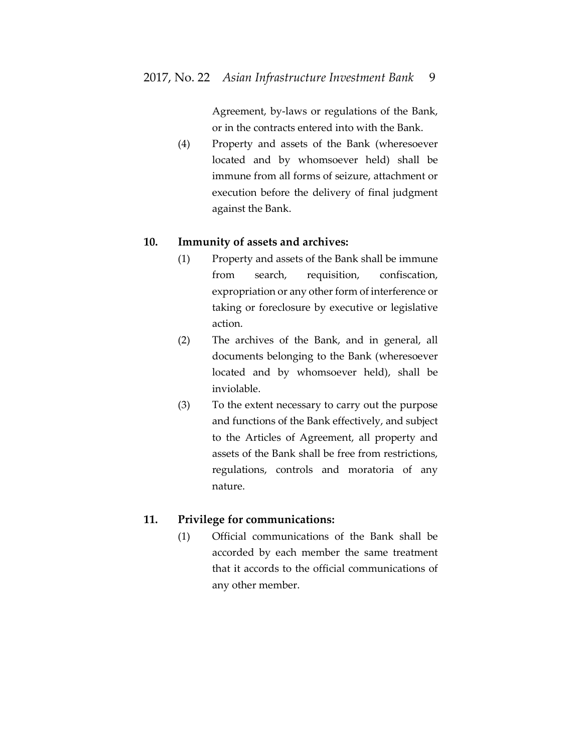Agreement, by-laws or regulations of the Bank, or in the contracts entered into with the Bank.

(4) Property and assets of the Bank (wheresoever located and by whomsoever held) shall be immune from all forms of seizure, attachment or execution before the delivery of final judgment against the Bank.

**10. Immunity of assets and archives:**

(1) Property and assets of the Bank shall be immune from search, requisition, confiscation, expropriation or any other form of interference or taking or foreclosure by executive or legislative action.

(2) The archives of the Bank, and in general, all documents belonging to the Bank (wheresoever located and by whomsoever held), shall be inviolable.

(3) To the extent necessary to carry out the purpose and functions of the Bank effectively, and subject to the Articles of Agreement, all property and assets of the Bank shall be free from restrictions, regulations, controls and moratoria of any nature.

**11. Privilege for communications:**

(1) Official communications of the Bank shall be accorded by each member the same treatment that it accords to the official communications of any other member.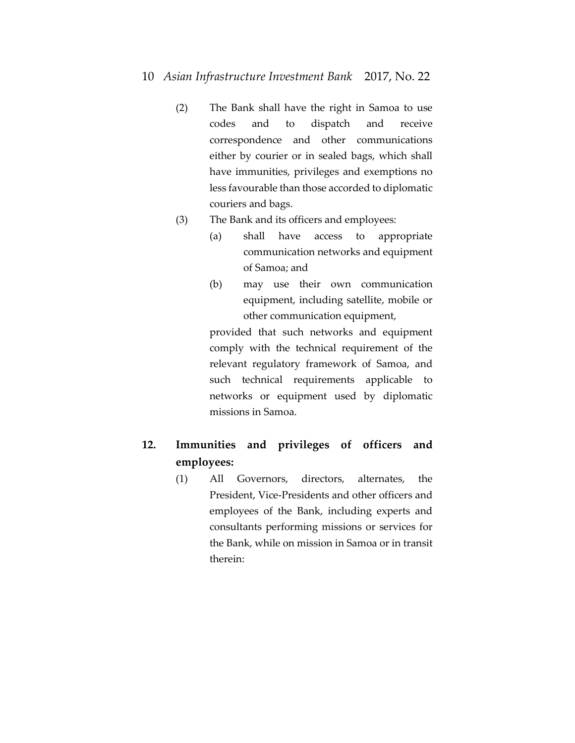(2) The Bank shall have the right in Samoa to use codes and to dispatch and receive correspondence and other communications either by courier or in sealed bags, which shall have immunities, privileges and exemptions no less favourable than those accorded to diplomatic couriers and bags.

(3) The Bank and its officers and employees:

(a) shall have access to appropriate communication networks and equipment of Samoa; and

(b) may use their own communication equipment, including satellite, mobile or other communication equipment,

provided that such networks and equipment comply with the technical requirement of the relevant regulatory framework of Samoa, and such technical requirements applicable to networks or equipment used by diplomatic missions in Samoa.

**12. Immunities and privileges of officers and employees:**

(1) All Governors, directors, alternates, the President, Vice-Presidents and other officers and employees of the Bank, including experts and consultants performing missions or services for the Bank, while on mission in Samoa or in transit therein: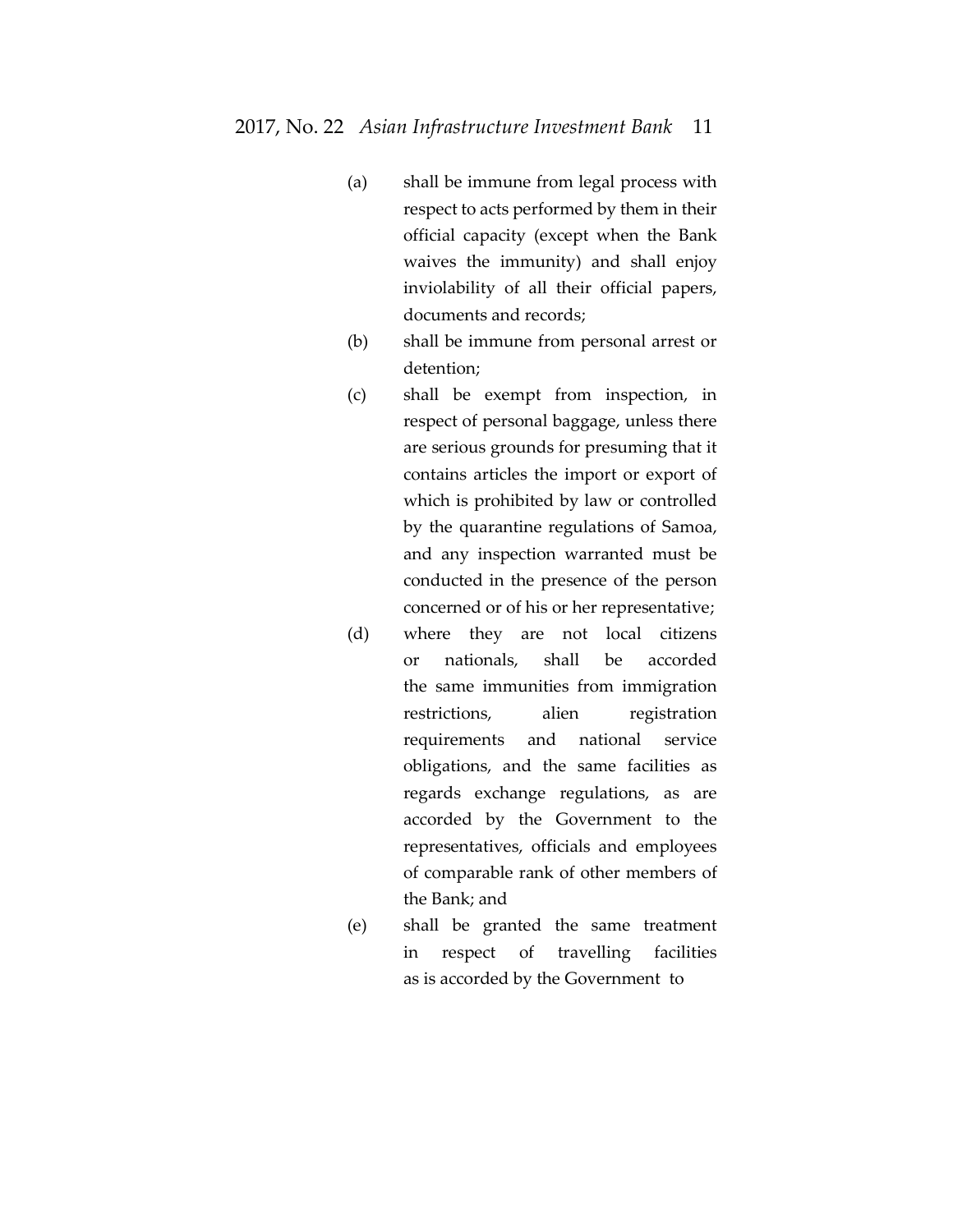(a) shall be immune from legal process with respect to acts performed by them in their official capacity (except when the Bank waives the immunity) and shall enjoy inviolability of all their official papers, documents and records;

(b) shall be immune from personal arrest or detention;

(c) shall be exempt from inspection, in respect of personal baggage, unless there are serious grounds for presuming that it contains articles the import or export of which is prohibited by law or controlled by the quarantine regulations of Samoa, and any inspection warranted must be conducted in the presence of the person concerned or of his or her representative;

(d) where they are not local citizens or nationals, shall be accorded the same immunities from immigration restrictions, alien registration requirements and national service obligations, and the same facilities as regards exchange regulations, as are accorded by the Government to the representatives, officials and employees of comparable rank of other members of the Bank; and

(e) shall be granted the same treatment in respect of travelling facilities as is accorded by the Government to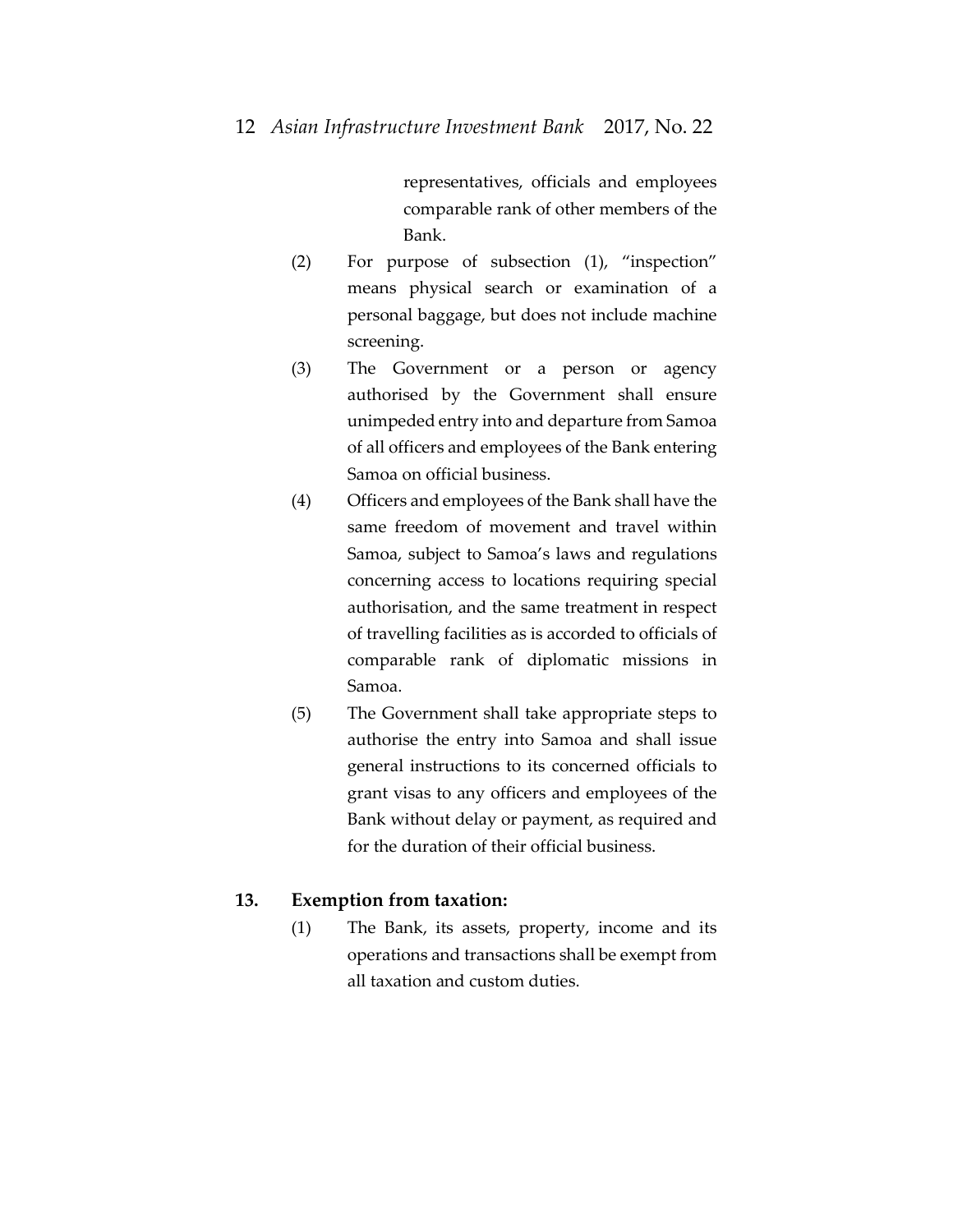representatives, officials and employees comparable rank of other members of the Bank.

(2) For purpose of subsection (1), "inspection" means physical search or examination of a personal baggage, but does not include machine screening.

(3) The Government or a person or agency authorised by the Government shall ensure unimpeded entry into and departure from Samoa of all officers and employees of the Bank entering Samoa on official business.

(4) Officers and employees of the Bank shall have the same freedom of movement and travel within Samoa, subject to Samoa's laws and regulations concerning access to locations requiring special authorisation, and the same treatment in respect of travelling facilities as is accorded to officials of comparable rank of diplomatic missions in Samoa.

(5) The Government shall take appropriate steps to authorise the entry into Samoa and shall issue general instructions to its concerned officials to grant visas to any officers and employees of the Bank without delay or payment, as required and for the duration of their official business.

**13. Exemption from taxation:**

(1) The Bank, its assets, property, income and its operations and transactions shall be exempt from all taxation and custom duties.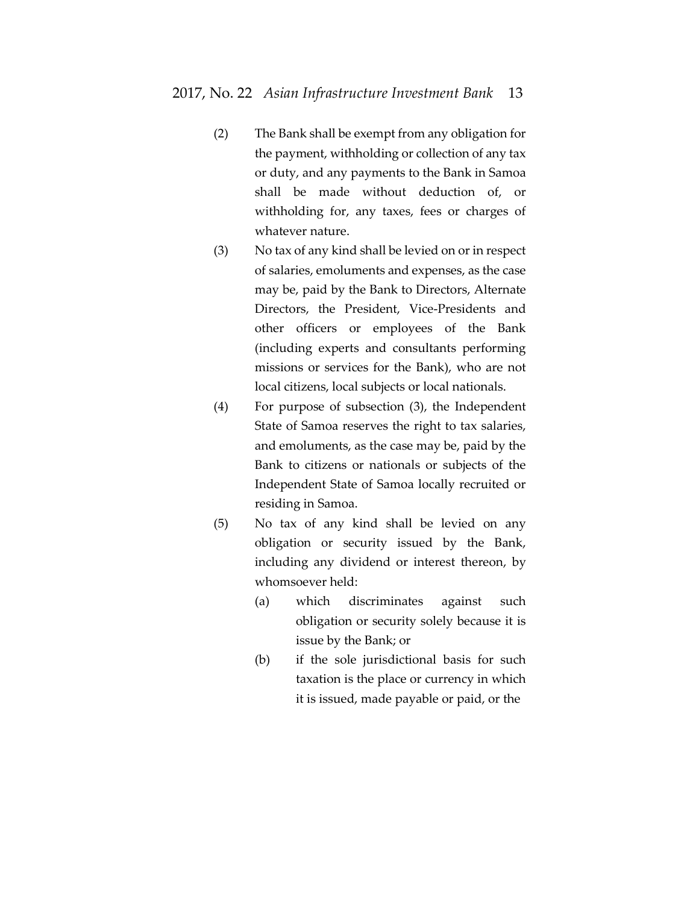(2) The Bank shall be exempt from any obligation for the payment, withholding or collection of any tax or duty, and any payments to the Bank in Samoa shall be made without deduction of, or withholding for, any taxes, fees or charges of whatever nature.

(3) No tax of any kind shall be levied on or in respect of salaries, emoluments and expenses, as the case may be, paid by the Bank to Directors, Alternate Directors, the President, Vice-Presidents and other officers or employees of the Bank (including experts and consultants performing missions or services for the Bank), who are not local citizens, local subjects or local nationals.

(4) For purpose of subsection (3), the Independent State of Samoa reserves the right to tax salaries, and emoluments, as the case may be, paid by the Bank to citizens or nationals or subjects of the Independent State of Samoa locally recruited or residing in Samoa.

(5) No tax of any kind shall be levied on any obligation or security issued by the Bank, including any dividend or interest thereon, by whomsoever held:

  (a) which discriminates against such obligation or security solely because it is issue by the Bank; or

  (b) if the sole jurisdictional basis for such taxation is the place or currency in which it is issued, made payable or paid, or the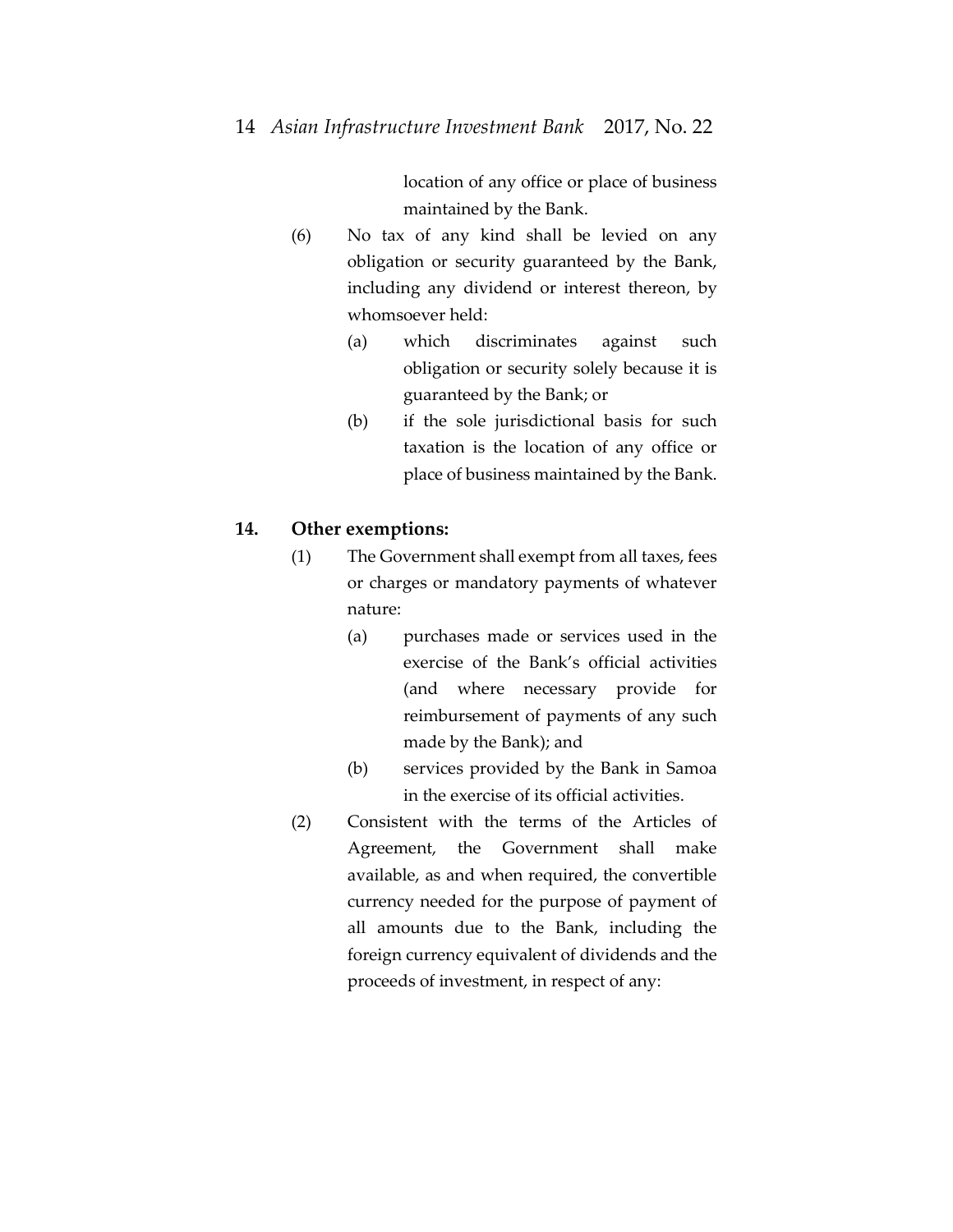location of any office or place of business maintained by the Bank.

(6) No tax of any kind shall be levied on any obligation or security guaranteed by the Bank, including any dividend or interest thereon, by whomsoever held:

   (a) which discriminates against such obligation or security solely because it is guaranteed by the Bank; or

   (b) if the sole jurisdictional basis for such taxation is the location of any office or place of business maintained by the Bank.

**14. Other exemptions:**

(1) The Government shall exempt from all taxes, fees or charges or mandatory payments of whatever nature:

   (a) purchases made or services used in the exercise of the Bank's official activities (and where necessary provide for reimbursement of payments of any such made by the Bank); and

   (b) services provided by the Bank in Samoa in the exercise of its official activities.

(2) Consistent with the terms of the Articles of Agreement, the Government shall make available, as and when required, the convertible currency needed for the purpose of payment of all amounts due to the Bank, including the foreign currency equivalent of dividends and the proceeds of investment, in respect of any: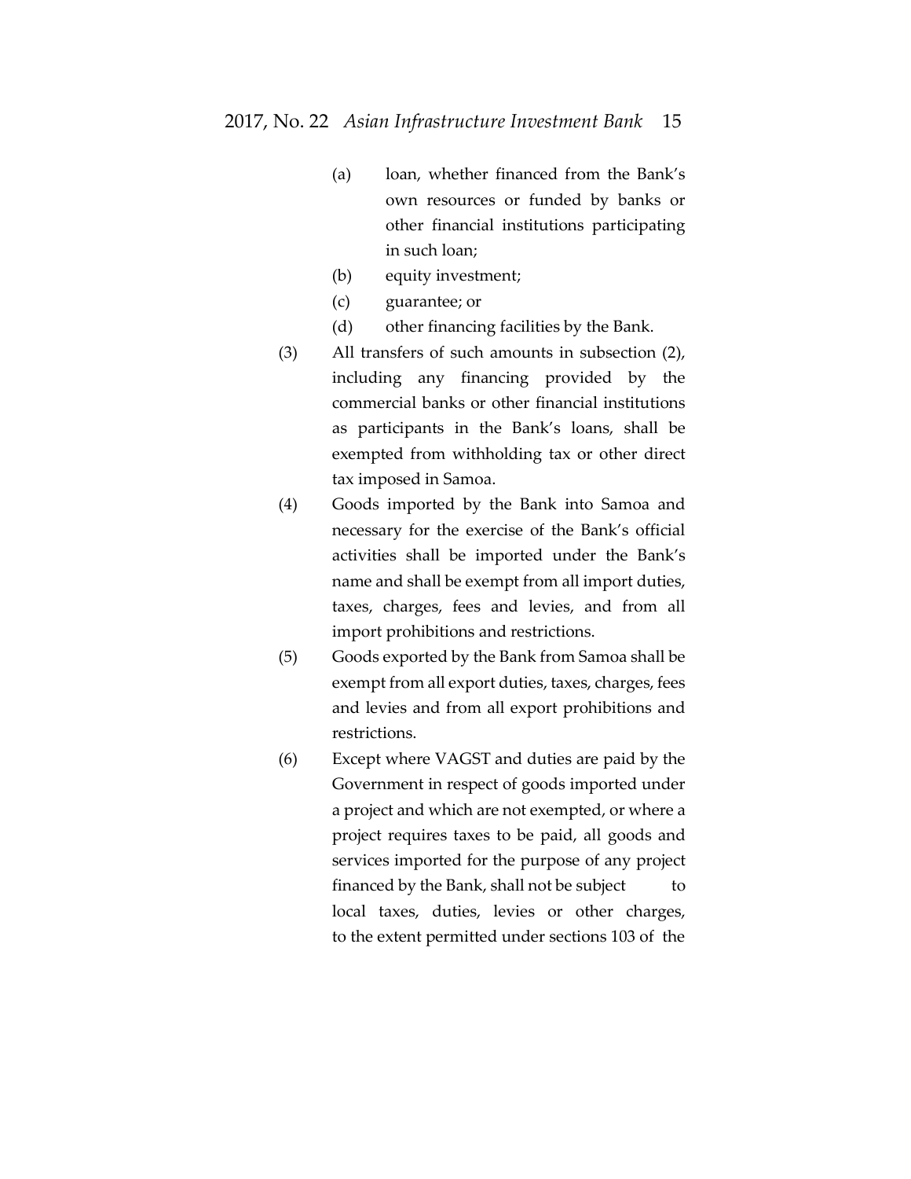(a) loan, whether financed from the Bank's own resources or funded by banks or other financial institutions participating in such loan;

(b) equity investment;

(c) guarantee; or

(d) other financing facilities by the Bank.

(3) All transfers of such amounts in subsection (2), including any financing provided by the commercial banks or other financial institutions as participants in the Bank's loans, shall be exempted from withholding tax or other direct tax imposed in Samoa.

(4) Goods imported by the Bank into Samoa and necessary for the exercise of the Bank's official activities shall be imported under the Bank's name and shall be exempt from all import duties, taxes, charges, fees and levies, and from all import prohibitions and restrictions.

(5) Goods exported by the Bank from Samoa shall be exempt from all export duties, taxes, charges, fees and levies and from all export prohibitions and restrictions.

(6) Except where VAGST and duties are paid by the Government in respect of goods imported under a project and which are not exempted, or where a project requires taxes to be paid, all goods and services imported for the purpose of any project financed by the Bank, shall not be subject to local taxes, duties, levies or other charges, to the extent permitted under sections 103 of the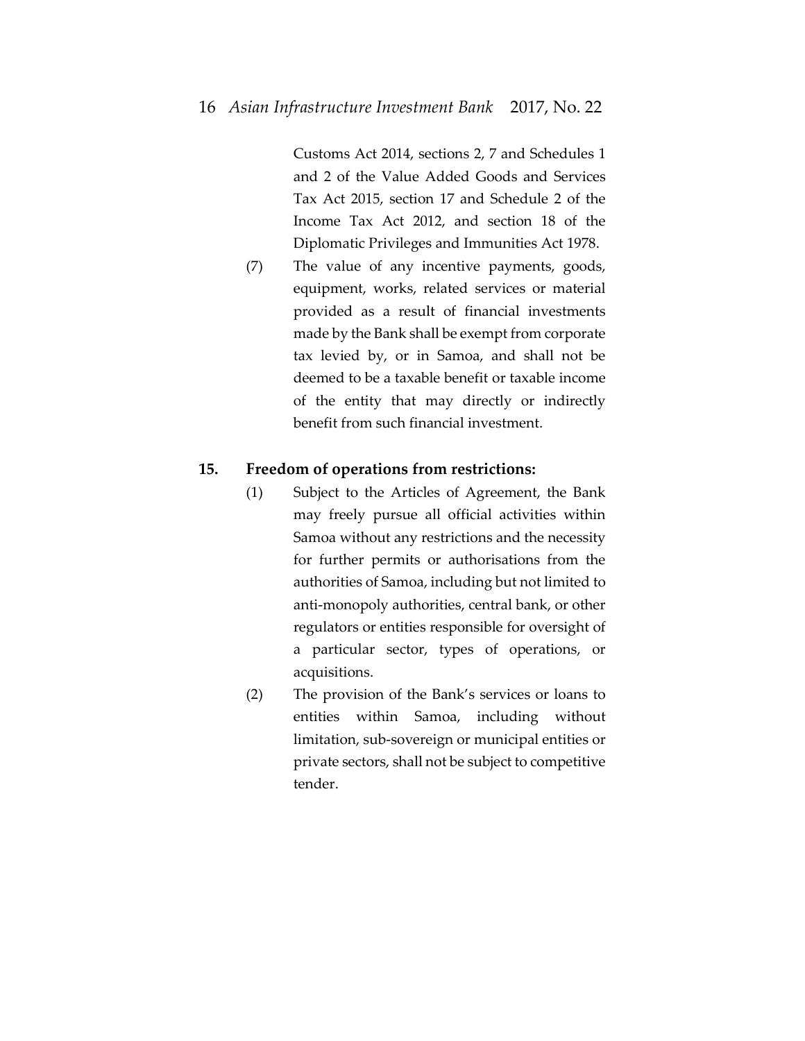Customs Act 2014, sections 2, 7 and Schedules 1 and 2 of the Value Added Goods and Services Tax Act 2015, section 17 and Schedule 2 of the Income Tax Act 2012, and section 18 of the Diplomatic Privileges and Immunities Act 1978.

(7) The value of any incentive payments, goods, equipment, works, related services or material provided as a result of financial investments made by the Bank shall be exempt from corporate tax levied by, or in Samoa, and shall not be deemed to be a taxable benefit or taxable income of the entity that may directly or indirectly benefit from such financial investment.

**15. Freedom of operations from restrictions:**

(1) Subject to the Articles of Agreement, the Bank may freely pursue all official activities within Samoa without any restrictions and the necessity for further permits or authorisations from the authorities of Samoa, including but not limited to anti-monopoly authorities, central bank, or other regulators or entities responsible for oversight of a particular sector, types of operations, or acquisitions.

(2) The provision of the Bank's services or loans to entities within Samoa, including without limitation, sub-sovereign or municipal entities or private sectors, shall not be subject to competitive tender.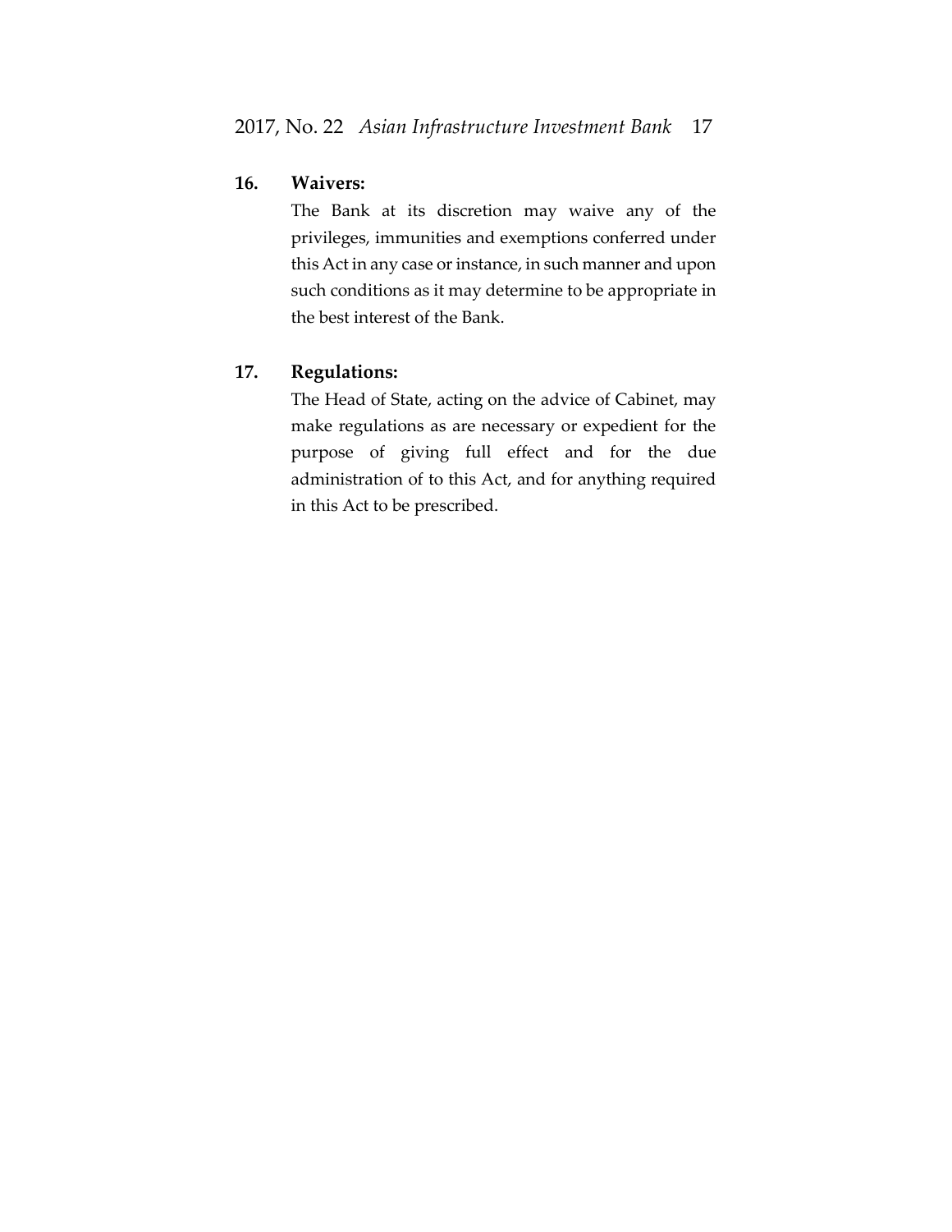**16. Waivers:**

The Bank at its discretion may waive any of the privileges, immunities and exemptions conferred under this Act in any case or instance, in such manner and upon such conditions as it may determine to be appropriate in the best interest of the Bank.

**17. Regulations:**

The Head of State, acting on the advice of Cabinet, may make regulations as are necessary or expedient for the purpose of giving full effect and for the due administration of to this Act, and for anything required in this Act to be prescribed.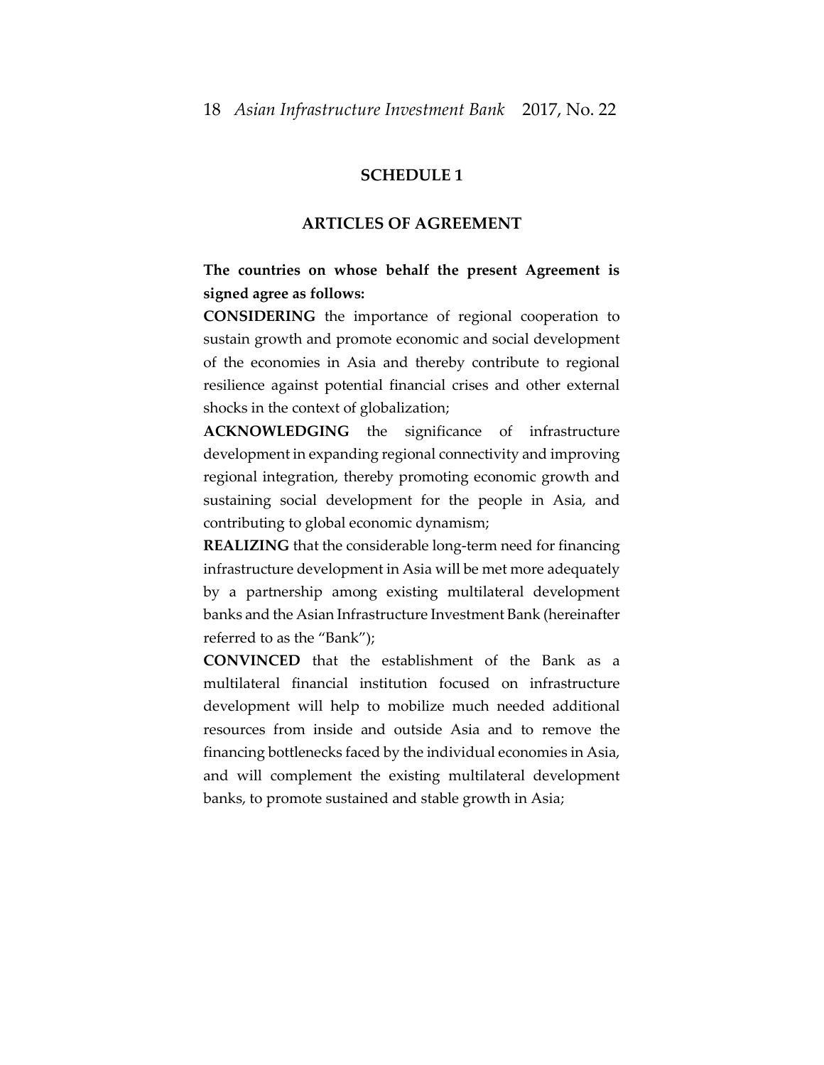## SCHEDULE 1

## ARTICLES OF AGREEMENT

**The countries on whose behalf the present Agreement is signed agree as follows:**

**CONSIDERING** the importance of regional cooperation to sustain growth and promote economic and social development of the economies in Asia and thereby contribute to regional resilience against potential financial crises and other external shocks in the context of globalization;

**ACKNOWLEDGING** the significance of infrastructure development in expanding regional connectivity and improving regional integration, thereby promoting economic growth and sustaining social development for the people in Asia, and contributing to global economic dynamism;

**REALIZING** that the considerable long-term need for financing infrastructure development in Asia will be met more adequately by a partnership among existing multilateral development banks and the Asian Infrastructure Investment Bank (hereinafter referred to as the "Bank");

**CONVINCED** that the establishment of the Bank as a multilateral financial institution focused on infrastructure development will help to mobilize much needed additional resources from inside and outside Asia and to remove the financing bottlenecks faced by the individual economies in Asia, and will complement the existing multilateral development banks, to promote sustained and stable growth in Asia;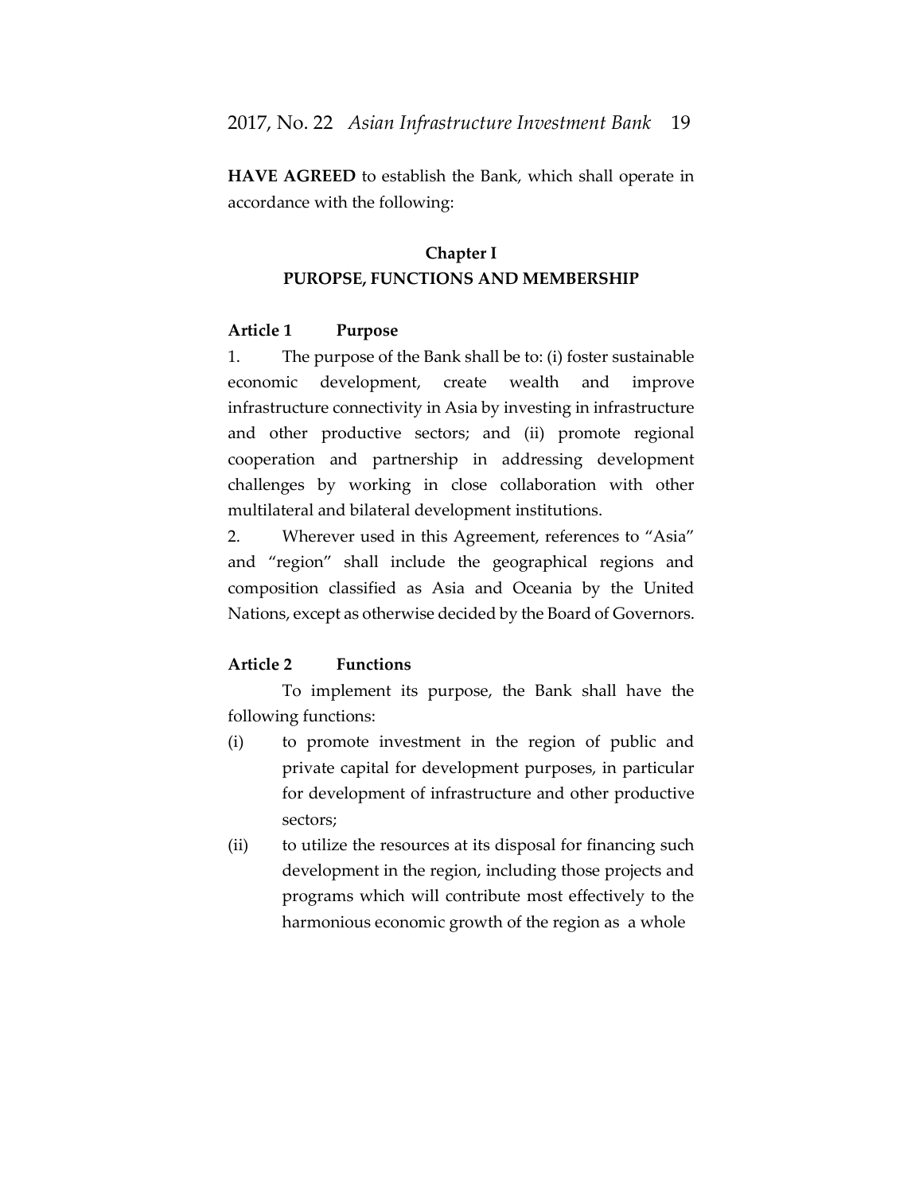**HAVE AGREED** to establish the Bank, which shall operate in accordance with the following:

## Chapter I
## PUROPSE, FUNCTIONS AND MEMBERSHIP

### Article 1 Purpose

1. The purpose of the Bank shall be to: (i) foster sustainable economic development, create wealth and improve infrastructure connectivity in Asia by investing in infrastructure and other productive sectors; and (ii) promote regional cooperation and partnership in addressing development challenges by working in close collaboration with other multilateral and bilateral development institutions.

2. Wherever used in this Agreement, references to "Asia" and "region" shall include the geographical regions and composition classified as Asia and Oceania by the United Nations, except as otherwise decided by the Board of Governors.

### Article 2 Functions

To implement its purpose, the Bank shall have the following functions:

(i) to promote investment in the region of public and private capital for development purposes, in particular for development of infrastructure and other productive sectors;

(ii) to utilize the resources at its disposal for financing such development in the region, including those projects and programs which will contribute most effectively to the harmonious economic growth of the region as a whole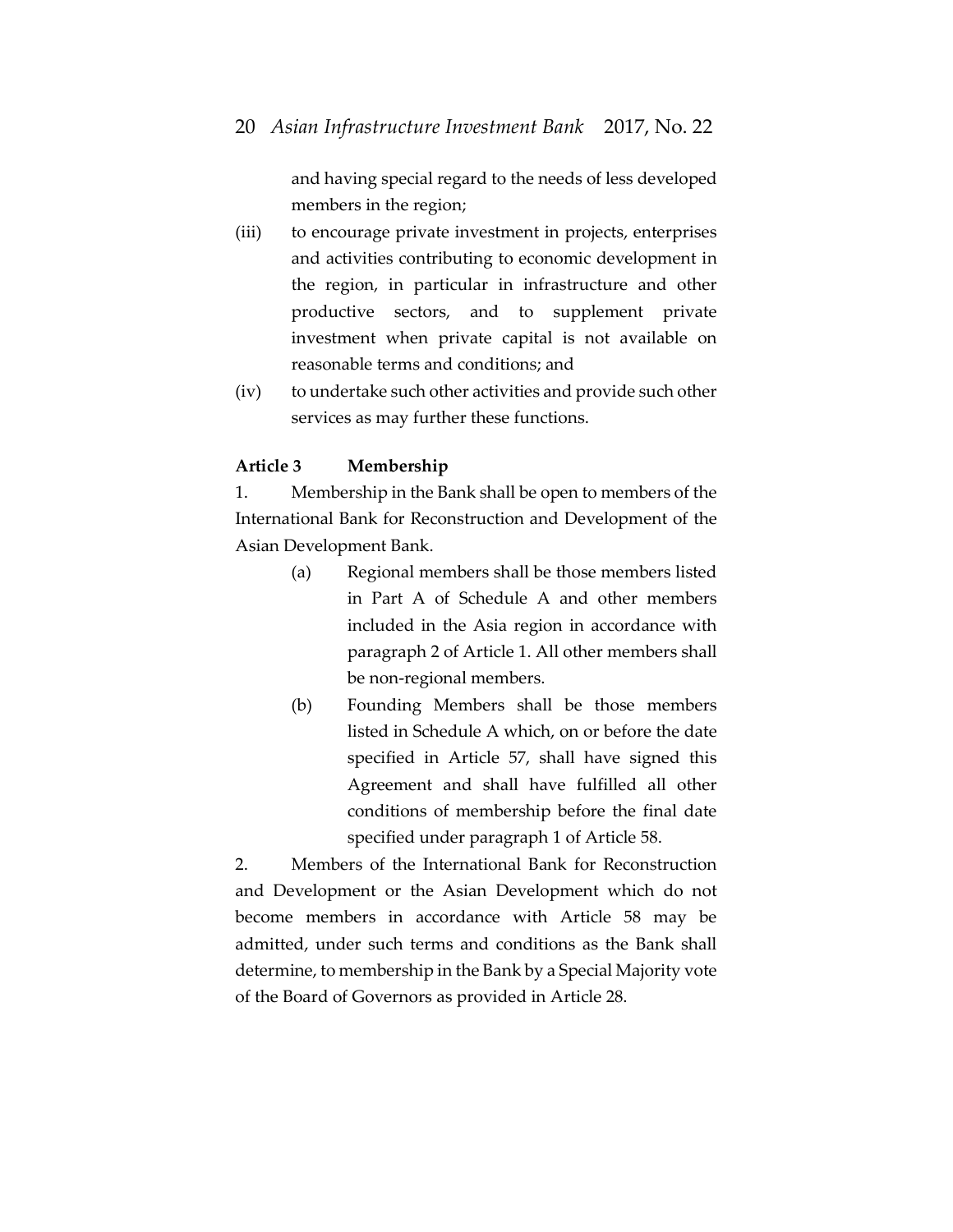and having special regard to the needs of less developed members in the region;

(iii) to encourage private investment in projects, enterprises and activities contributing to economic development in the region, in particular in infrastructure and other productive sectors, and to supplement private investment when private capital is not available on reasonable terms and conditions; and

(iv) to undertake such other activities and provide such other services as may further these functions.

**Article 3 Membership**

1. Membership in the Bank shall be open to members of the International Bank for Reconstruction and Development of the Asian Development Bank.

(a) Regional members shall be those members listed in Part A of Schedule A and other members included in the Asia region in accordance with paragraph 2 of Article 1. All other members shall be non-regional members.

(b) Founding Members shall be those members listed in Schedule A which, on or before the date specified in Article 57, shall have signed this Agreement and shall have fulfilled all other conditions of membership before the final date specified under paragraph 1 of Article 58.

2. Members of the International Bank for Reconstruction and Development or the Asian Development which do not become members in accordance with Article 58 may be admitted, under such terms and conditions as the Bank shall determine, to membership in the Bank by a Special Majority vote of the Board of Governors as provided in Article 28.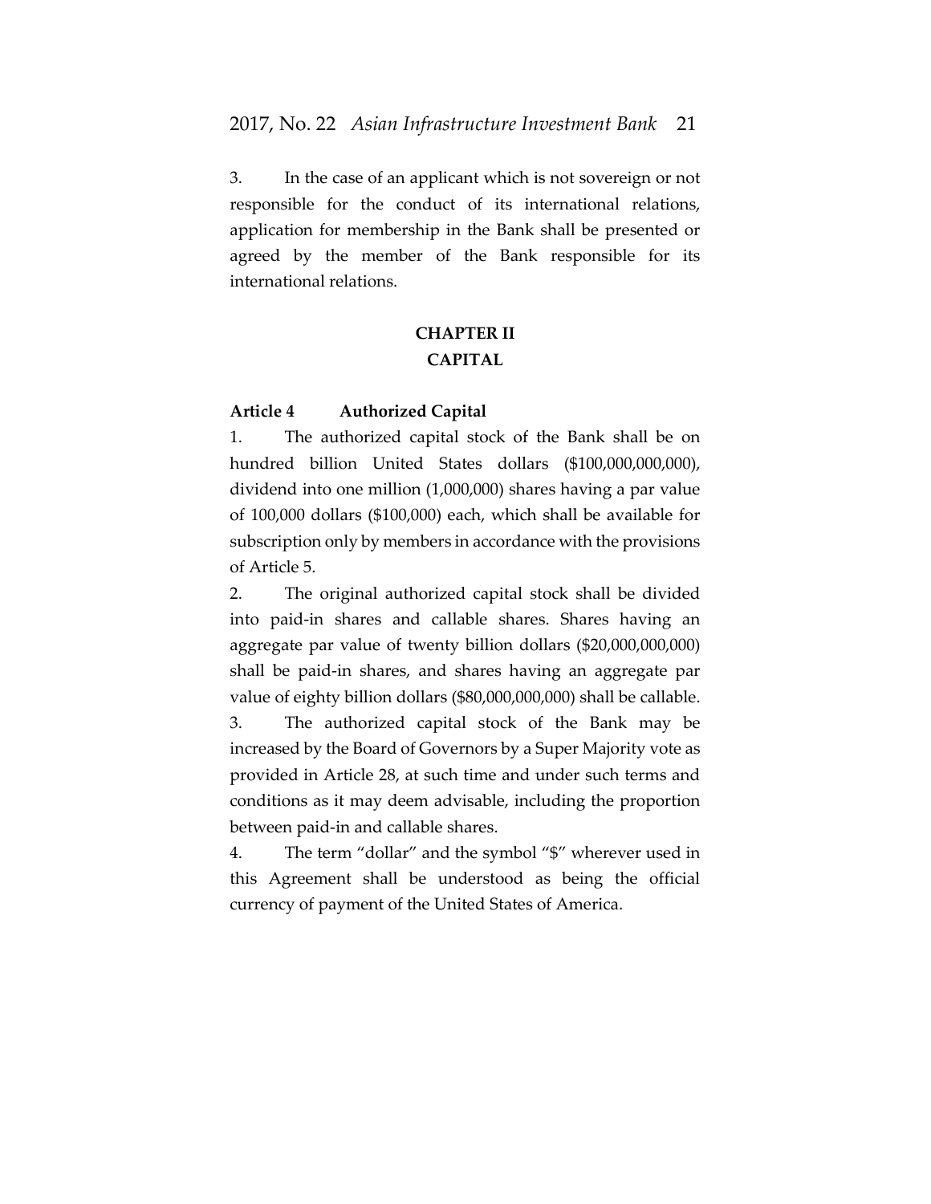3. In the case of an applicant which is not sovereign or not responsible for the conduct of its international relations, application for membership in the Bank shall be presented or agreed by the member of the Bank responsible for its international relations.

## CHAPTER II
## CAPITAL

**Article 4 Authorized Capital**

1. The authorized capital stock of the Bank shall be on hundred billion United States dollars ($100,000,000,000), dividend into one million (1,000,000) shares having a par value of 100,000 dollars ($100,000) each, which shall be available for subscription only by members in accordance with the provisions of Article 5.

2. The original authorized capital stock shall be divided into paid-in shares and callable shares. Shares having an aggregate par value of twenty billion dollars ($20,000,000,000) shall be paid-in shares, and shares having an aggregate par value of eighty billion dollars ($80,000,000,000) shall be callable.

3. The authorized capital stock of the Bank may be increased by the Board of Governors by a Super Majority vote as provided in Article 28, at such time and under such terms and conditions as it may deem advisable, including the proportion between paid-in and callable shares.

4. The term "dollar" and the symbol "$" wherever used in this Agreement shall be understood as being the official currency of payment of the United States of America.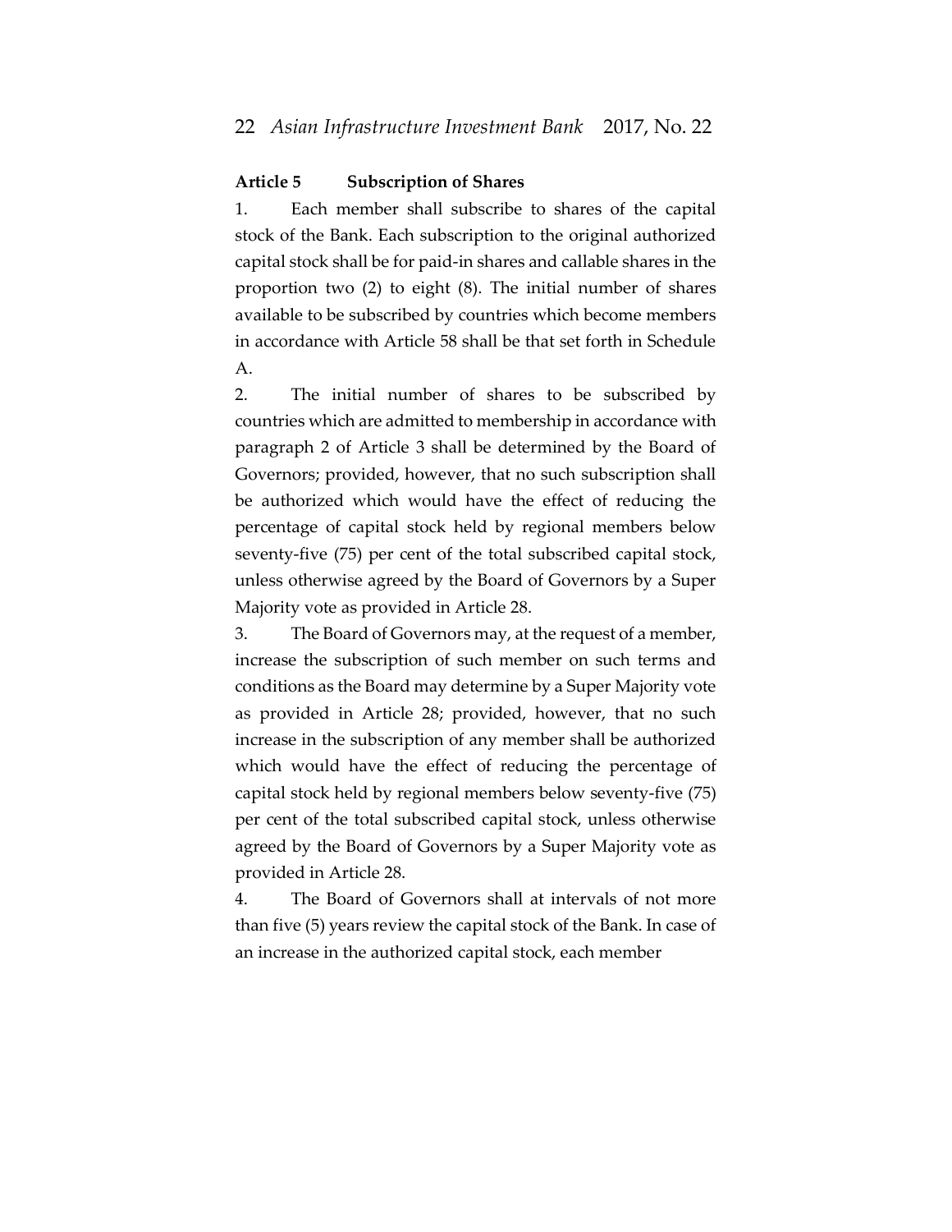**Article 5 Subscription of Shares**

1. Each member shall subscribe to shares of the capital stock of the Bank. Each subscription to the original authorized capital stock shall be for paid-in shares and callable shares in the proportion two (2) to eight (8). The initial number of shares available to be subscribed by countries which become members in accordance with Article 58 shall be that set forth in Schedule A.

2. The initial number of shares to be subscribed by countries which are admitted to membership in accordance with paragraph 2 of Article 3 shall be determined by the Board of Governors; provided, however, that no such subscription shall be authorized which would have the effect of reducing the percentage of capital stock held by regional members below seventy-five (75) per cent of the total subscribed capital stock, unless otherwise agreed by the Board of Governors by a Super Majority vote as provided in Article 28.

3. The Board of Governors may, at the request of a member, increase the subscription of such member on such terms and conditions as the Board may determine by a Super Majority vote as provided in Article 28; provided, however, that no such increase in the subscription of any member shall be authorized which would have the effect of reducing the percentage of capital stock held by regional members below seventy-five (75) per cent of the total subscribed capital stock, unless otherwise agreed by the Board of Governors by a Super Majority vote as provided in Article 28.

4. The Board of Governors shall at intervals of not more than five (5) years review the capital stock of the Bank. In case of an increase in the authorized capital stock, each member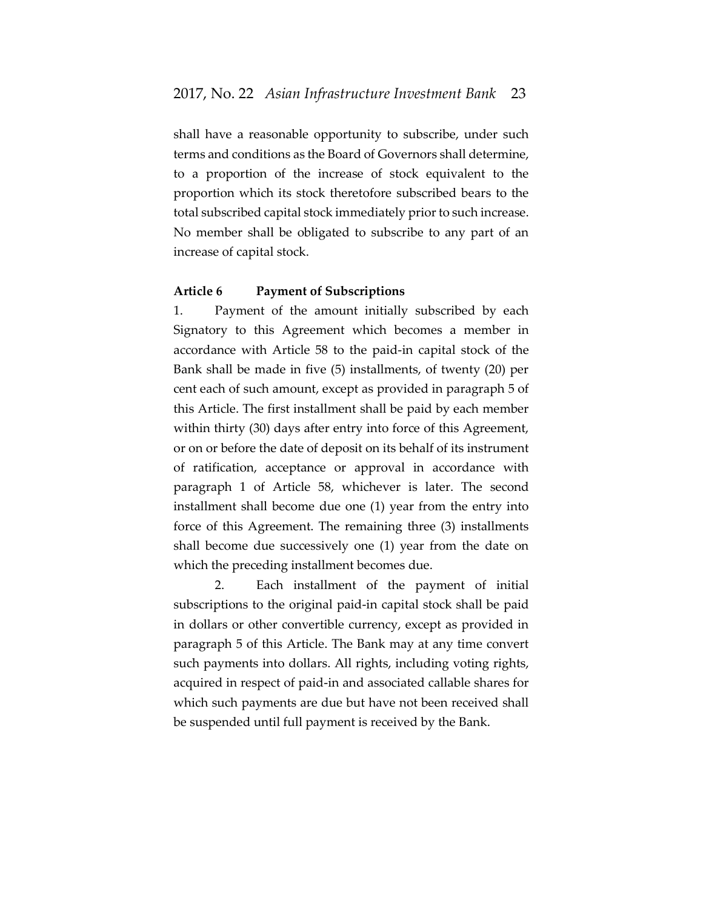shall have a reasonable opportunity to subscribe, under such terms and conditions as the Board of Governors shall determine, to a proportion of the increase of stock equivalent to the proportion which its stock theretofore subscribed bears to the total subscribed capital stock immediately prior to such increase. No member shall be obligated to subscribe to any part of an increase of capital stock.

**Article 6 Payment of Subscriptions**

1. Payment of the amount initially subscribed by each Signatory to this Agreement which becomes a member in accordance with Article 58 to the paid-in capital stock of the Bank shall be made in five (5) installments, of twenty (20) per cent each of such amount, except as provided in paragraph 5 of this Article. The first installment shall be paid by each member within thirty (30) days after entry into force of this Agreement, or on or before the date of deposit on its behalf of its instrument of ratification, acceptance or approval in accordance with paragraph 1 of Article 58, whichever is later. The second installment shall become due one (1) year from the entry into force of this Agreement. The remaining three (3) installments shall become due successively one (1) year from the date on which the preceding installment becomes due.

2. Each installment of the payment of initial subscriptions to the original paid-in capital stock shall be paid in dollars or other convertible currency, except as provided in paragraph 5 of this Article. The Bank may at any time convert such payments into dollars. All rights, including voting rights, acquired in respect of paid-in and associated callable shares for which such payments are due but have not been received shall be suspended until full payment is received by the Bank.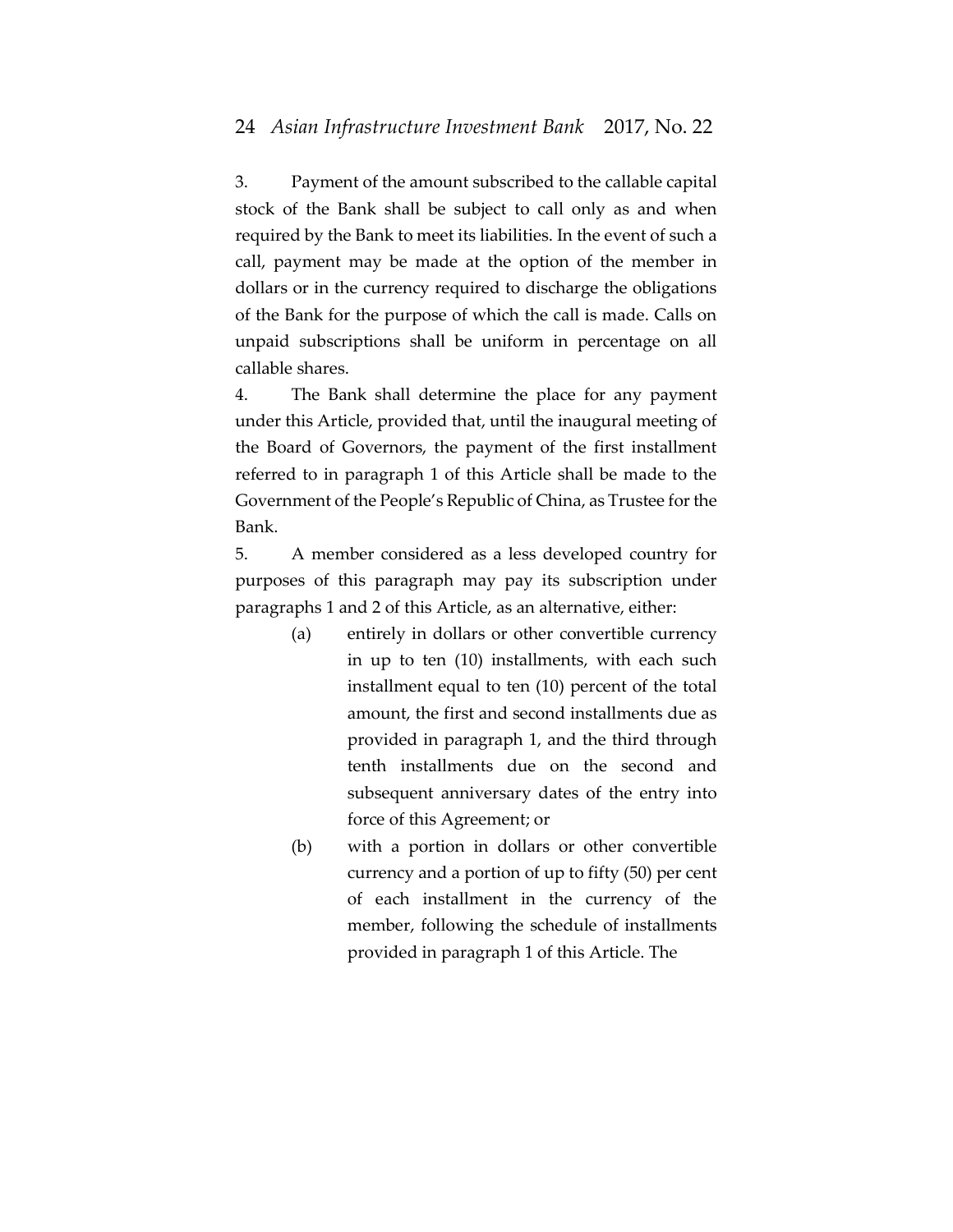3. Payment of the amount subscribed to the callable capital stock of the Bank shall be subject to call only as and when required by the Bank to meet its liabilities. In the event of such a call, payment may be made at the option of the member in dollars or in the currency required to discharge the obligations of the Bank for the purpose of which the call is made. Calls on unpaid subscriptions shall be uniform in percentage on all callable shares.

4. The Bank shall determine the place for any payment under this Article, provided that, until the inaugural meeting of the Board of Governors, the payment of the first installment referred to in paragraph 1 of this Article shall be made to the Government of the People's Republic of China, as Trustee for the Bank.

5. A member considered as a less developed country for purposes of this paragraph may pay its subscription under paragraphs 1 and 2 of this Article, as an alternative, either:

   (a) entirely in dollars or other convertible currency in up to ten (10) installments, with each such installment equal to ten (10) percent of the total amount, the first and second installments due as provided in paragraph 1, and the third through tenth installments due on the second and subsequent anniversary dates of the entry into force of this Agreement; or

   (b) with a portion in dollars or other convertible currency and a portion of up to fifty (50) per cent of each installment in the currency of the member, following the schedule of installments provided in paragraph 1 of this Article. The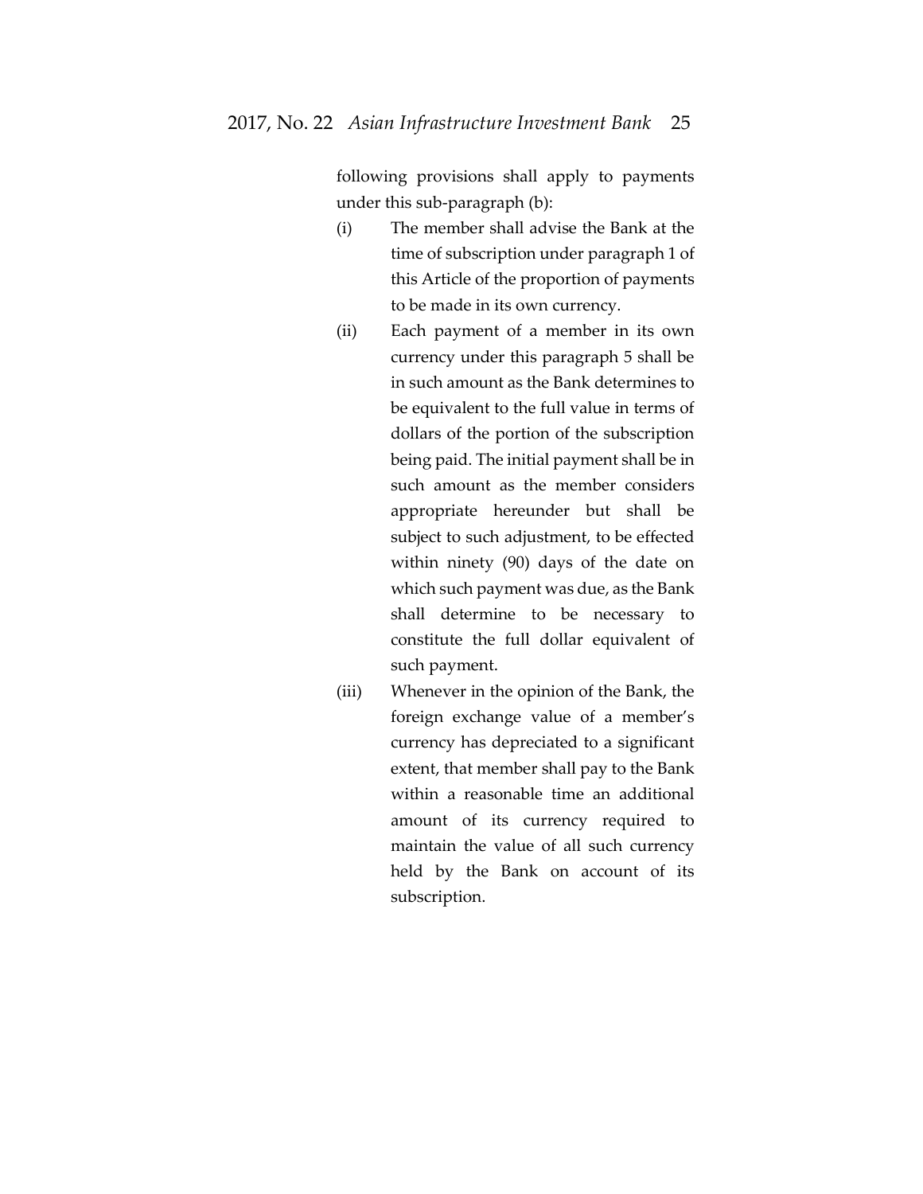following provisions shall apply to payments under this sub-paragraph (b):

(i) The member shall advise the Bank at the time of subscription under paragraph 1 of this Article of the proportion of payments to be made in its own currency.

(ii) Each payment of a member in its own currency under this paragraph 5 shall be in such amount as the Bank determines to be equivalent to the full value in terms of dollars of the portion of the subscription being paid. The initial payment shall be in such amount as the member considers appropriate hereunder but shall be subject to such adjustment, to be effected within ninety (90) days of the date on which such payment was due, as the Bank shall determine to be necessary to constitute the full dollar equivalent of such payment.

(iii) Whenever in the opinion of the Bank, the foreign exchange value of a member's currency has depreciated to a significant extent, that member shall pay to the Bank within a reasonable time an additional amount of its currency required to maintain the value of all such currency held by the Bank on account of its subscription.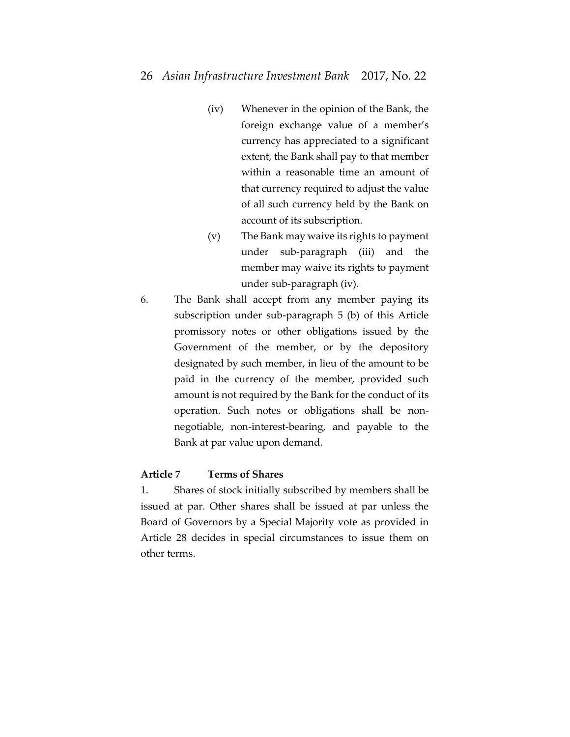(iv) Whenever in the opinion of the Bank, the foreign exchange value of a member's currency has appreciated to a significant extent, the Bank shall pay to that member within a reasonable time an amount of that currency required to adjust the value of all such currency held by the Bank on account of its subscription.

(v) The Bank may waive its rights to payment under sub-paragraph (iii) and the member may waive its rights to payment under sub-paragraph (iv).

6. The Bank shall accept from any member paying its subscription under sub-paragraph 5 (b) of this Article promissory notes or other obligations issued by the Government of the member, or by the depository designated by such member, in lieu of the amount to be paid in the currency of the member, provided such amount is not required by the Bank for the conduct of its operation. Such notes or obligations shall be non-negotiable, non-interest-bearing, and payable to the Bank at par value upon demand.

**Article 7 Terms of Shares**

1. Shares of stock initially subscribed by members shall be issued at par. Other shares shall be issued at par unless the Board of Governors by a Special Majority vote as provided in Article 28 decides in special circumstances to issue them on other terms.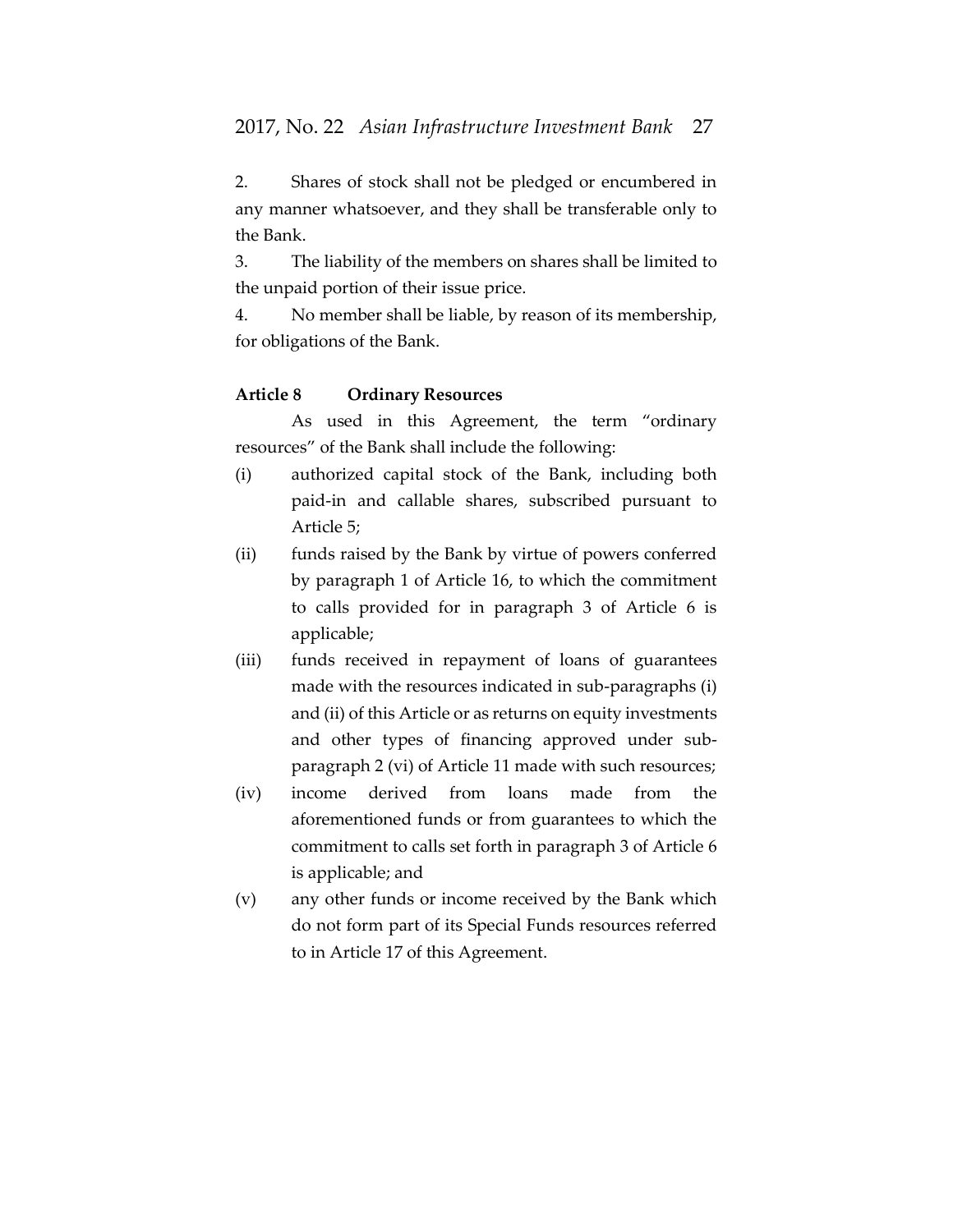2. Shares of stock shall not be pledged or encumbered in any manner whatsoever, and they shall be transferable only to the Bank.

3. The liability of the members on shares shall be limited to the unpaid portion of their issue price.

4. No member shall be liable, by reason of its membership, for obligations of the Bank.

**Article 8 Ordinary Resources**

As used in this Agreement, the term "ordinary resources" of the Bank shall include the following:

(i) authorized capital stock of the Bank, including both paid-in and callable shares, subscribed pursuant to Article 5;

(ii) funds raised by the Bank by virtue of powers conferred by paragraph 1 of Article 16, to which the commitment to calls provided for in paragraph 3 of Article 6 is applicable;

(iii) funds received in repayment of loans of guarantees made with the resources indicated in sub-paragraphs (i) and (ii) of this Article or as returns on equity investments and other types of financing approved under sub-paragraph 2 (vi) of Article 11 made with such resources;

(iv) income derived from loans made from the aforementioned funds or from guarantees to which the commitment to calls set forth in paragraph 3 of Article 6 is applicable; and

(v) any other funds or income received by the Bank which do not form part of its Special Funds resources referred to in Article 17 of this Agreement.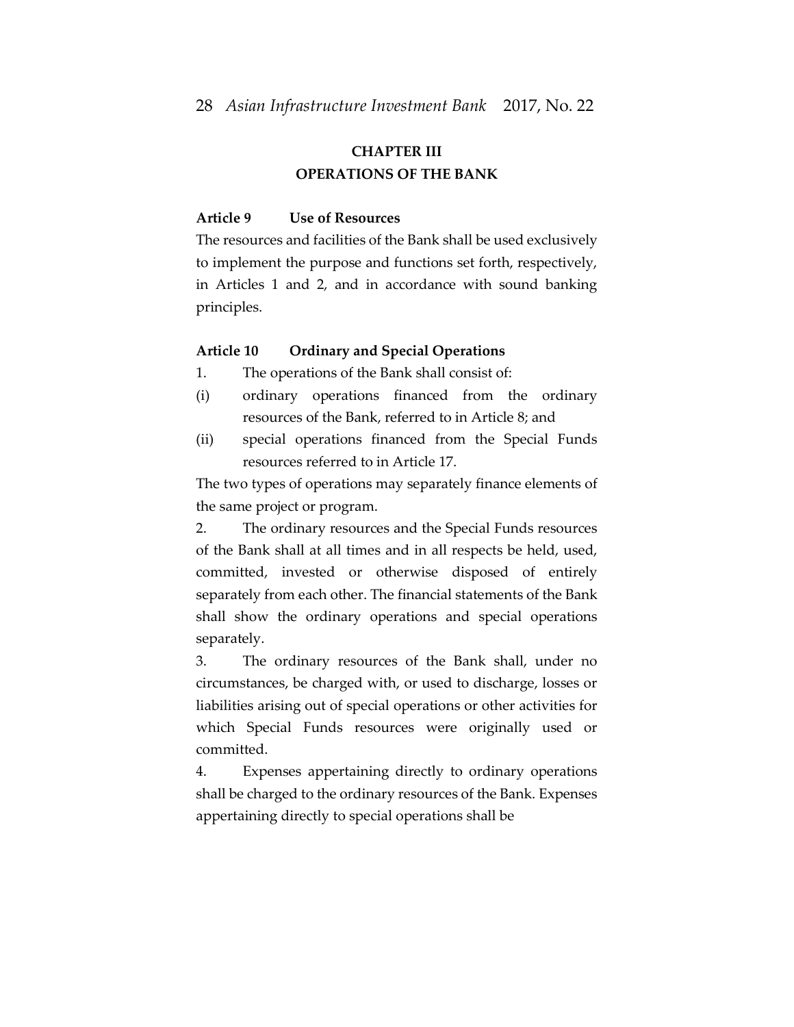## CHAPTER III
## OPERATIONS OF THE BANK

**Article 9 Use of Resources**

The resources and facilities of the Bank shall be used exclusively to implement the purpose and functions set forth, respectively, in Articles 1 and 2, and in accordance with sound banking principles.

**Article 10 Ordinary and Special Operations**

1. The operations of the Bank shall consist of:

(i) ordinary operations financed from the ordinary resources of the Bank, referred to in Article 8; and

(ii) special operations financed from the Special Funds resources referred to in Article 17.

The two types of operations may separately finance elements of the same project or program.

2. The ordinary resources and the Special Funds resources of the Bank shall at all times and in all respects be held, used, committed, invested or otherwise disposed of entirely separately from each other. The financial statements of the Bank shall show the ordinary operations and special operations separately.

3. The ordinary resources of the Bank shall, under no circumstances, be charged with, or used to discharge, losses or liabilities arising out of special operations or other activities for which Special Funds resources were originally used or committed.

4. Expenses appertaining directly to ordinary operations shall be charged to the ordinary resources of the Bank. Expenses appertaining directly to special operations shall be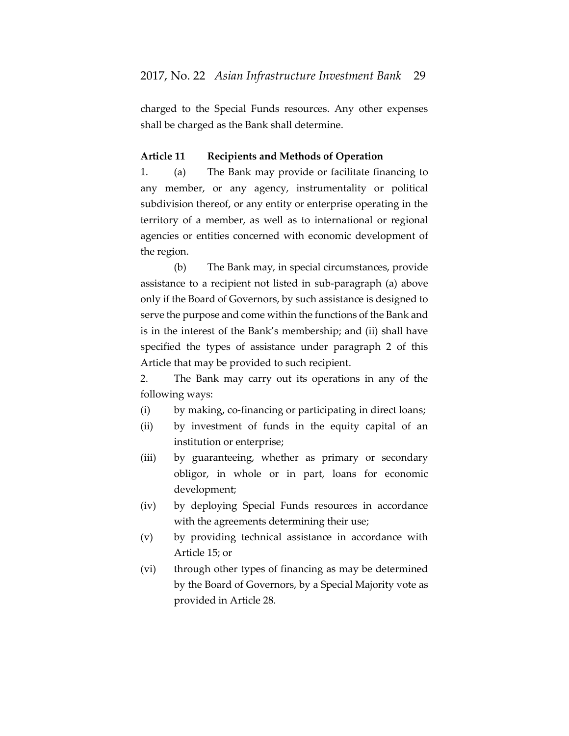charged to the Special Funds resources. Any other expenses shall be charged as the Bank shall determine.

**Article 11 Recipients and Methods of Operation**

1. (a) The Bank may provide or facilitate financing to any member, or any agency, instrumentality or political subdivision thereof, or any entity or enterprise operating in the territory of a member, as well as to international or regional agencies or entities concerned with economic development of the region.

(b) The Bank may, in special circumstances, provide assistance to a recipient not listed in sub-paragraph (a) above only if the Board of Governors, by such assistance is designed to serve the purpose and come within the functions of the Bank and is in the interest of the Bank's membership; and (ii) shall have specified the types of assistance under paragraph 2 of this Article that may be provided to such recipient.

2. The Bank may carry out its operations in any of the following ways:

(i) by making, co-financing or participating in direct loans;

(ii) by investment of funds in the equity capital of an institution or enterprise;

(iii) by guaranteeing, whether as primary or secondary obligor, in whole or in part, loans for economic development;

(iv) by deploying Special Funds resources in accordance with the agreements determining their use;

(v) by providing technical assistance in accordance with Article 15; or

(vi) through other types of financing as may be determined by the Board of Governors, by a Special Majority vote as provided in Article 28.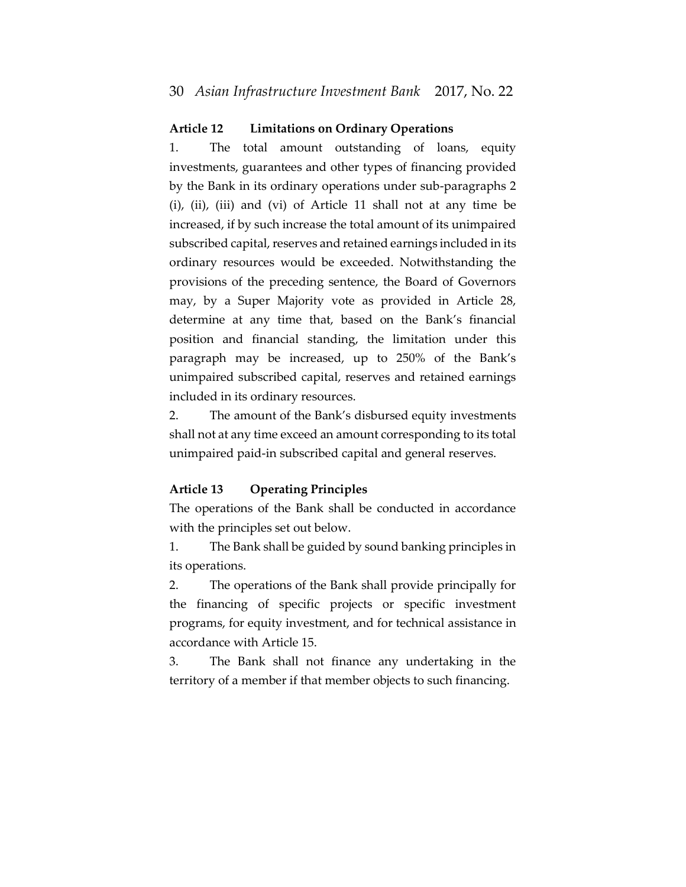### Article 12 Limitations on Ordinary Operations

1. The total amount outstanding of loans, equity investments, guarantees and other types of financing provided by the Bank in its ordinary operations under sub-paragraphs 2 (i), (ii), (iii) and (vi) of Article 11 shall not at any time be increased, if by such increase the total amount of its unimpaired subscribed capital, reserves and retained earnings included in its ordinary resources would be exceeded. Notwithstanding the provisions of the preceding sentence, the Board of Governors may, by a Super Majority vote as provided in Article 28, determine at any time that, based on the Bank's financial position and financial standing, the limitation under this paragraph may be increased, up to 250% of the Bank's unimpaired subscribed capital, reserves and retained earnings included in its ordinary resources.

2. The amount of the Bank's disbursed equity investments shall not at any time exceed an amount corresponding to its total unimpaired paid-in subscribed capital and general reserves.

### Article 13 Operating Principles

The operations of the Bank shall be conducted in accordance with the principles set out below.

1. The Bank shall be guided by sound banking principles in its operations.

2. The operations of the Bank shall provide principally for the financing of specific projects or specific investment programs, for equity investment, and for technical assistance in accordance with Article 15.

3. The Bank shall not finance any undertaking in the territory of a member if that member objects to such financing.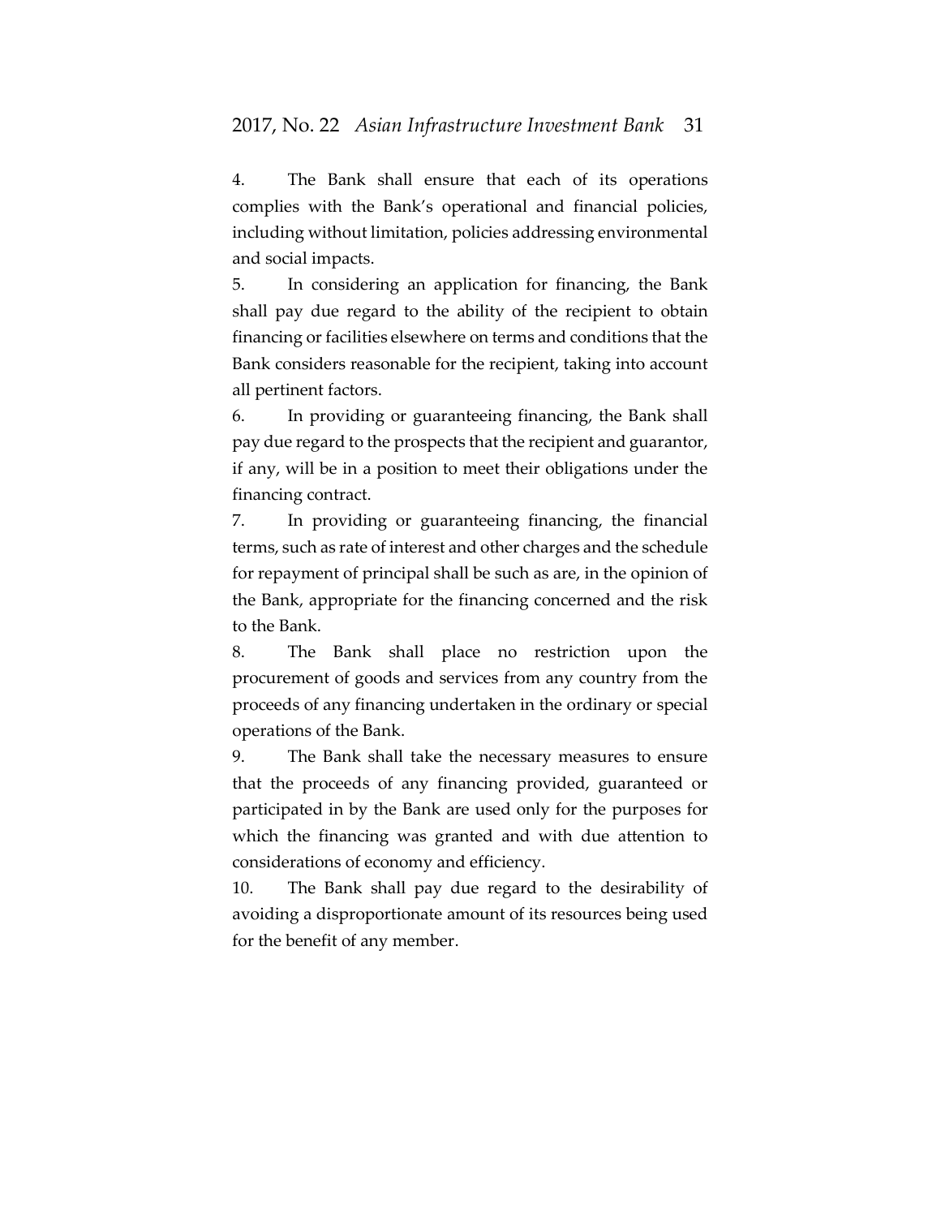4. The Bank shall ensure that each of its operations complies with the Bank's operational and financial policies, including without limitation, policies addressing environmental and social impacts.

5. In considering an application for financing, the Bank shall pay due regard to the ability of the recipient to obtain financing or facilities elsewhere on terms and conditions that the Bank considers reasonable for the recipient, taking into account all pertinent factors.

6. In providing or guaranteeing financing, the Bank shall pay due regard to the prospects that the recipient and guarantor, if any, will be in a position to meet their obligations under the financing contract.

7. In providing or guaranteeing financing, the financial terms, such as rate of interest and other charges and the schedule for repayment of principal shall be such as are, in the opinion of the Bank, appropriate for the financing concerned and the risk to the Bank.

8. The Bank shall place no restriction upon the procurement of goods and services from any country from the proceeds of any financing undertaken in the ordinary or special operations of the Bank.

9. The Bank shall take the necessary measures to ensure that the proceeds of any financing provided, guaranteed or participated in by the Bank are used only for the purposes for which the financing was granted and with due attention to considerations of economy and efficiency.

10. The Bank shall pay due regard to the desirability of avoiding a disproportionate amount of its resources being used for the benefit of any member.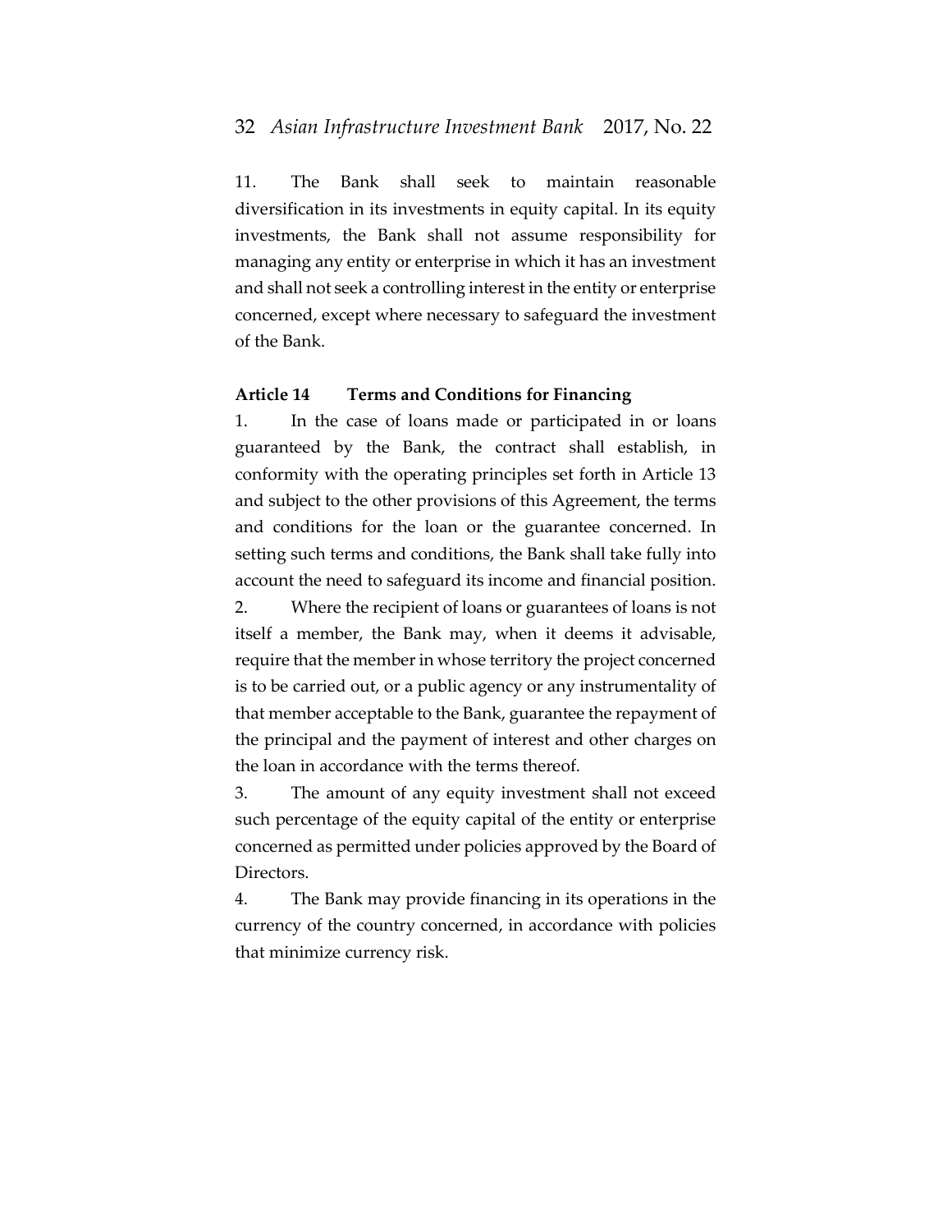11. The Bank shall seek to maintain reasonable diversification in its investments in equity capital. In its equity investments, the Bank shall not assume responsibility for managing any entity or enterprise in which it has an investment and shall not seek a controlling interest in the entity or enterprise concerned, except where necessary to safeguard the investment of the Bank.

### Article 14 Terms and Conditions for Financing

1. In the case of loans made or participated in or loans guaranteed by the Bank, the contract shall establish, in conformity with the operating principles set forth in Article 13 and subject to the other provisions of this Agreement, the terms and conditions for the loan or the guarantee concerned. In setting such terms and conditions, the Bank shall take fully into account the need to safeguard its income and financial position.

2. Where the recipient of loans or guarantees of loans is not itself a member, the Bank may, when it deems it advisable, require that the member in whose territory the project concerned is to be carried out, or a public agency or any instrumentality of that member acceptable to the Bank, guarantee the repayment of the principal and the payment of interest and other charges on the loan in accordance with the terms thereof.

3. The amount of any equity investment shall not exceed such percentage of the equity capital of the entity or enterprise concerned as permitted under policies approved by the Board of Directors.

4. The Bank may provide financing in its operations in the currency of the country concerned, in accordance with policies that minimize currency risk.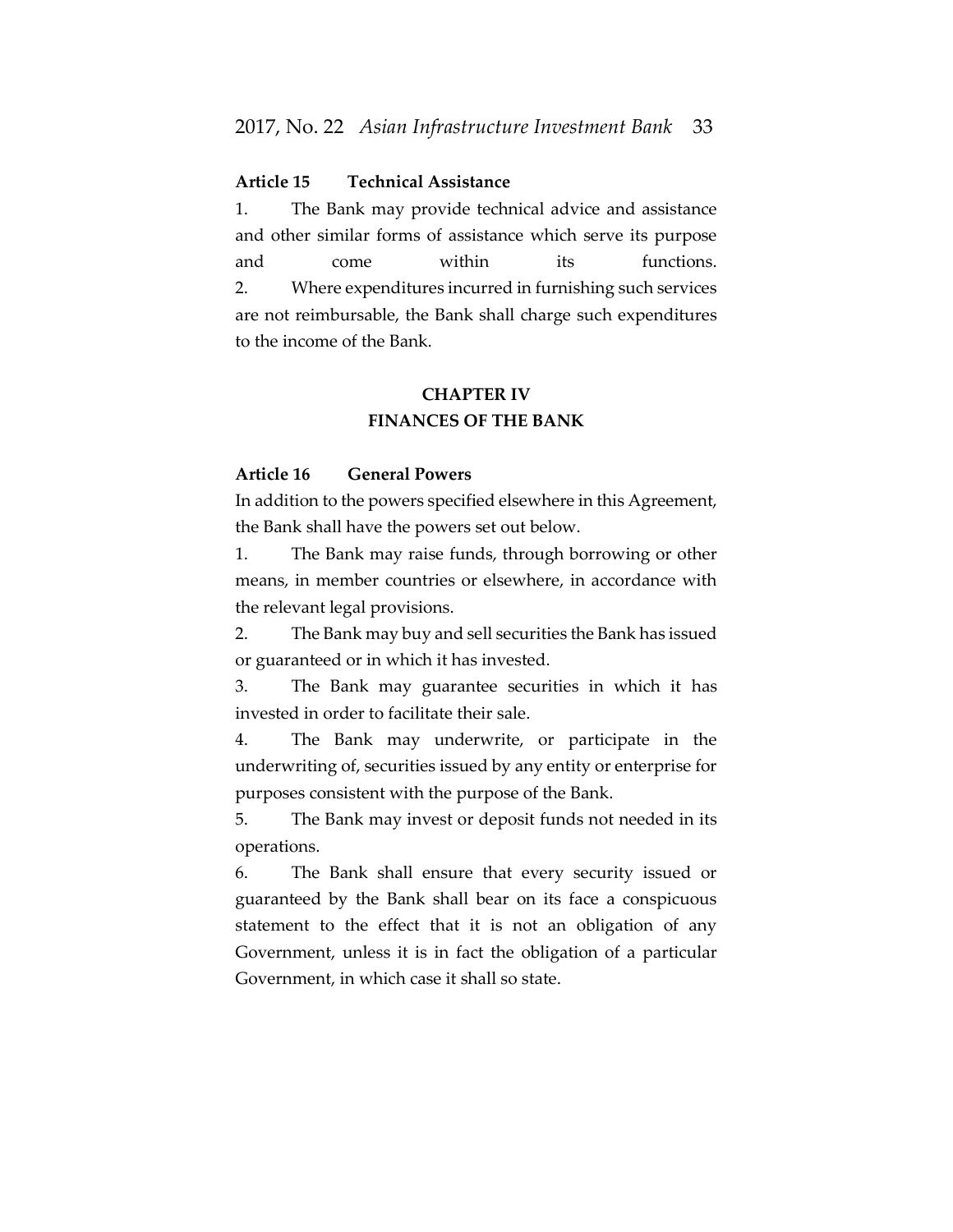**Article 15 Technical Assistance**

1. The Bank may provide technical advice and assistance and other similar forms of assistance which serve its purpose and come within its functions.

2. Where expenditures incurred in furnishing such services are not reimbursable, the Bank shall charge such expenditures to the income of the Bank.

## CHAPTER IV
## FINANCES OF THE BANK

**Article 16 General Powers**

In addition to the powers specified elsewhere in this Agreement, the Bank shall have the powers set out below.

1. The Bank may raise funds, through borrowing or other means, in member countries or elsewhere, in accordance with the relevant legal provisions.

2. The Bank may buy and sell securities the Bank has issued or guaranteed or in which it has invested.

3. The Bank may guarantee securities in which it has invested in order to facilitate their sale.

4. The Bank may underwrite, or participate in the underwriting of, securities issued by any entity or enterprise for purposes consistent with the purpose of the Bank.

5. The Bank may invest or deposit funds not needed in its operations.

6. The Bank shall ensure that every security issued or guaranteed by the Bank shall bear on its face a conspicuous statement to the effect that it is not an obligation of any Government, unless it is in fact the obligation of a particular Government, in which case it shall so state.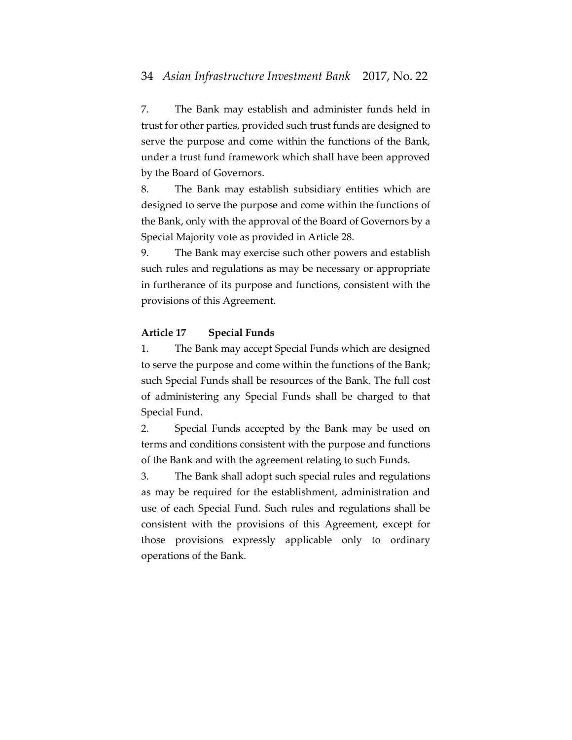7. The Bank may establish and administer funds held in trust for other parties, provided such trust funds are designed to serve the purpose and come within the functions of the Bank, under a trust fund framework which shall have been approved by the Board of Governors.

8. The Bank may establish subsidiary entities which are designed to serve the purpose and come within the functions of the Bank, only with the approval of the Board of Governors by a Special Majority vote as provided in Article 28.

9. The Bank may exercise such other powers and establish such rules and regulations as may be necessary or appropriate in furtherance of its purpose and functions, consistent with the provisions of this Agreement.

**Article 17 Special Funds**

1. The Bank may accept Special Funds which are designed to serve the purpose and come within the functions of the Bank; such Special Funds shall be resources of the Bank. The full cost of administering any Special Funds shall be charged to that Special Fund.

2. Special Funds accepted by the Bank may be used on terms and conditions consistent with the purpose and functions of the Bank and with the agreement relating to such Funds.

3. The Bank shall adopt such special rules and regulations as may be required for the establishment, administration and use of each Special Fund. Such rules and regulations shall be consistent with the provisions of this Agreement, except for those provisions expressly applicable only to ordinary operations of the Bank.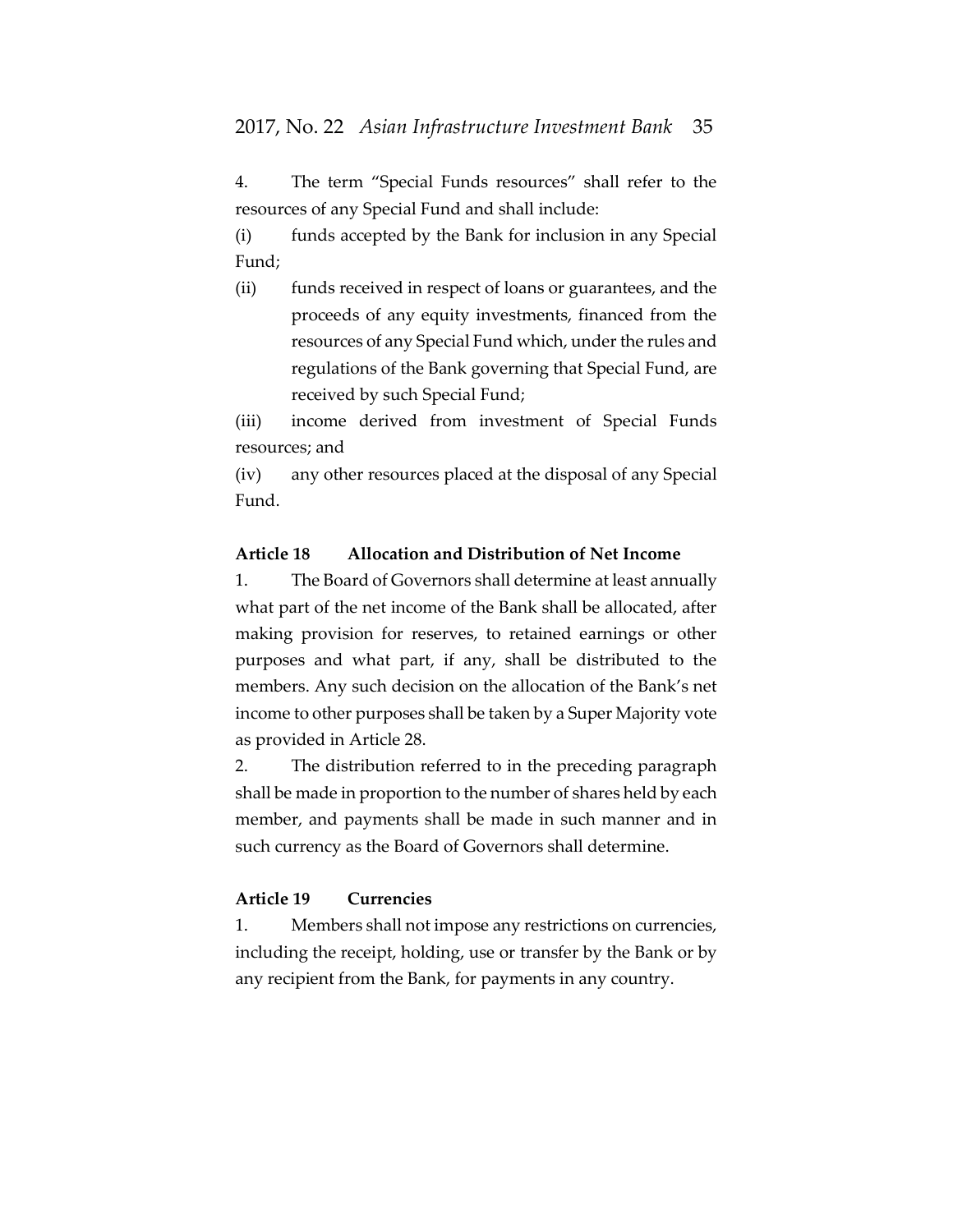4. The term "Special Funds resources" shall refer to the resources of any Special Fund and shall include:

(i) funds accepted by the Bank for inclusion in any Special Fund;

(ii) funds received in respect of loans or guarantees, and the proceeds of any equity investments, financed from the resources of any Special Fund which, under the rules and regulations of the Bank governing that Special Fund, are received by such Special Fund;

(iii) income derived from investment of Special Funds resources; and

(iv) any other resources placed at the disposal of any Special Fund.

**Article 18 Allocation and Distribution of Net Income**

1. The Board of Governors shall determine at least annually what part of the net income of the Bank shall be allocated, after making provision for reserves, to retained earnings or other purposes and what part, if any, shall be distributed to the members. Any such decision on the allocation of the Bank's net income to other purposes shall be taken by a Super Majority vote as provided in Article 28.

2. The distribution referred to in the preceding paragraph shall be made in proportion to the number of shares held by each member, and payments shall be made in such manner and in such currency as the Board of Governors shall determine.

**Article 19 Currencies**

1. Members shall not impose any restrictions on currencies, including the receipt, holding, use or transfer by the Bank or by any recipient from the Bank, for payments in any country.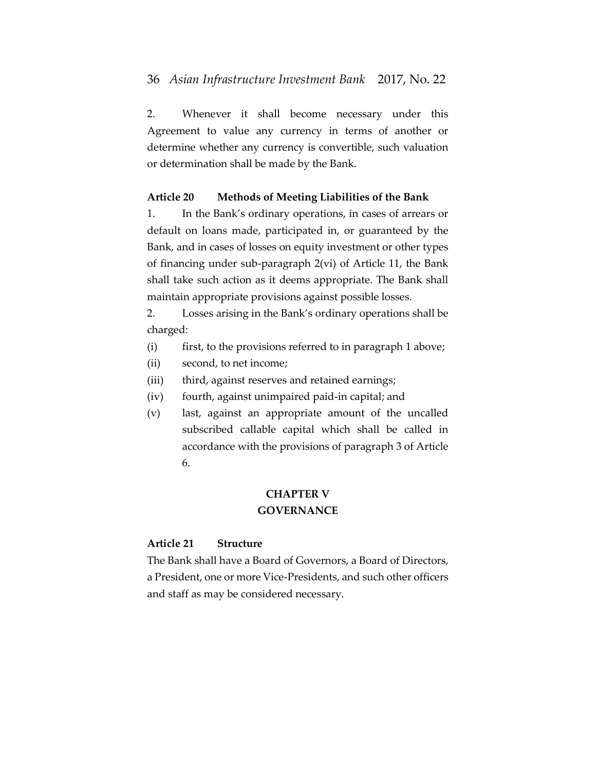2. Whenever it shall become necessary under this Agreement to value any currency in terms of another or determine whether any currency is convertible, such valuation or determination shall be made by the Bank.

**Article 20 Methods of Meeting Liabilities of the Bank**

1. In the Bank's ordinary operations, in cases of arrears or default on loans made, participated in, or guaranteed by the Bank, and in cases of losses on equity investment or other types of financing under sub-paragraph 2(vi) of Article 11, the Bank shall take such action as it deems appropriate. The Bank shall maintain appropriate provisions against possible losses.

2. Losses arising in the Bank's ordinary operations shall be charged:

(i) first, to the provisions referred to in paragraph 1 above;

(ii) second, to net income;

(iii) third, against reserves and retained earnings;

(iv) fourth, against unimpaired paid-in capital; and

(v) last, against an appropriate amount of the uncalled subscribed callable capital which shall be called in accordance with the provisions of paragraph 3 of Article 6.

## CHAPTER V
## GOVERNANCE

**Article 21 Structure**

The Bank shall have a Board of Governors, a Board of Directors, a President, one or more Vice-Presidents, and such other officers and staff as may be considered necessary.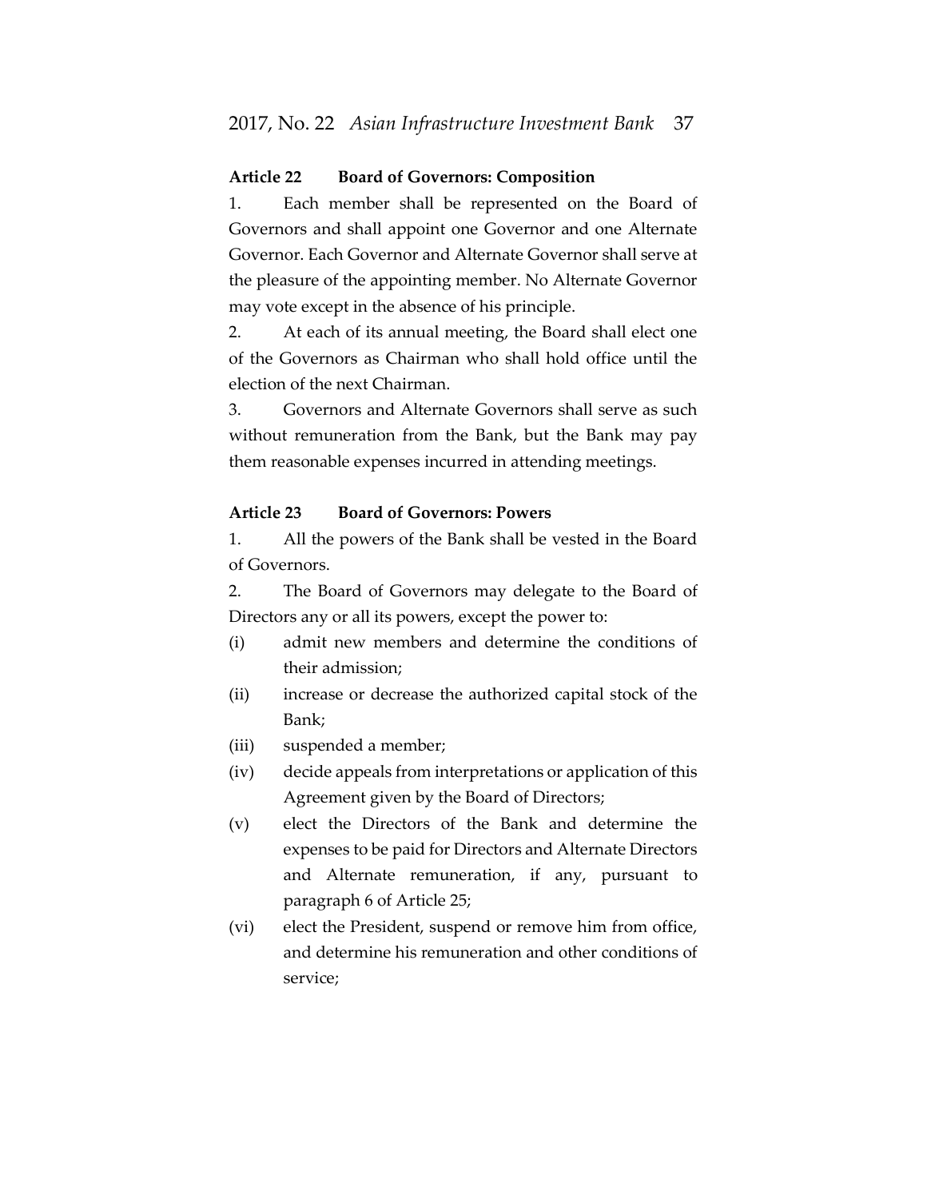### Article 22 Board of Governors: Composition

1. Each member shall be represented on the Board of Governors and shall appoint one Governor and one Alternate Governor. Each Governor and Alternate Governor shall serve at the pleasure of the appointing member. No Alternate Governor may vote except in the absence of his principle.

2. At each of its annual meeting, the Board shall elect one of the Governors as Chairman who shall hold office until the election of the next Chairman.

3. Governors and Alternate Governors shall serve as such without remuneration from the Bank, but the Bank may pay them reasonable expenses incurred in attending meetings.

### Article 23 Board of Governors: Powers

1. All the powers of the Bank shall be vested in the Board of Governors.

2. The Board of Governors may delegate to the Board of Directors any or all its powers, except the power to:

(i) admit new members and determine the conditions of their admission;

(ii) increase or decrease the authorized capital stock of the Bank;

(iii) suspended a member;

(iv) decide appeals from interpretations or application of this Agreement given by the Board of Directors;

(v) elect the Directors of the Bank and determine the expenses to be paid for Directors and Alternate Directors and Alternate remuneration, if any, pursuant to paragraph 6 of Article 25;

(vi) elect the President, suspend or remove him from office, and determine his remuneration and other conditions of service;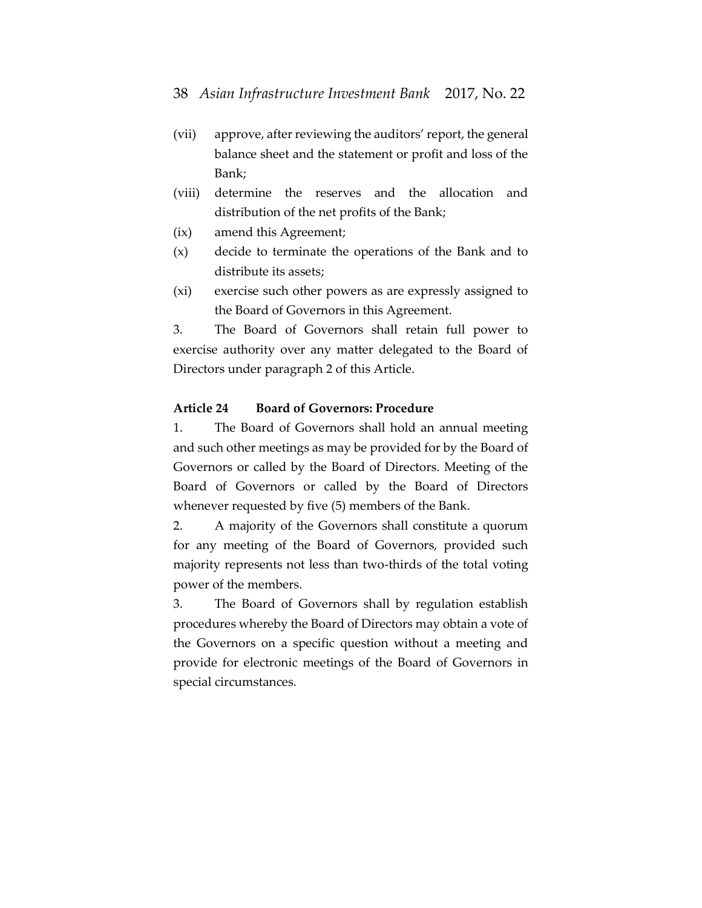(vii) approve, after reviewing the auditors' report, the general balance sheet and the statement or profit and loss of the Bank;

(viii) determine the reserves and the allocation and distribution of the net profits of the Bank;

(ix) amend this Agreement;

(x) decide to terminate the operations of the Bank and to distribute its assets;

(xi) exercise such other powers as are expressly assigned to the Board of Governors in this Agreement.

3. The Board of Governors shall retain full power to exercise authority over any matter delegated to the Board of Directors under paragraph 2 of this Article.

**Article 24 Board of Governors: Procedure**

1. The Board of Governors shall hold an annual meeting and such other meetings as may be provided for by the Board of Governors or called by the Board of Directors. Meeting of the Board of Governors or called by the Board of Directors whenever requested by five (5) members of the Bank.

2. A majority of the Governors shall constitute a quorum for any meeting of the Board of Governors, provided such majority represents not less than two-thirds of the total voting power of the members.

3. The Board of Governors shall by regulation establish procedures whereby the Board of Directors may obtain a vote of the Governors on a specific question without a meeting and provide for electronic meetings of the Board of Governors in special circumstances.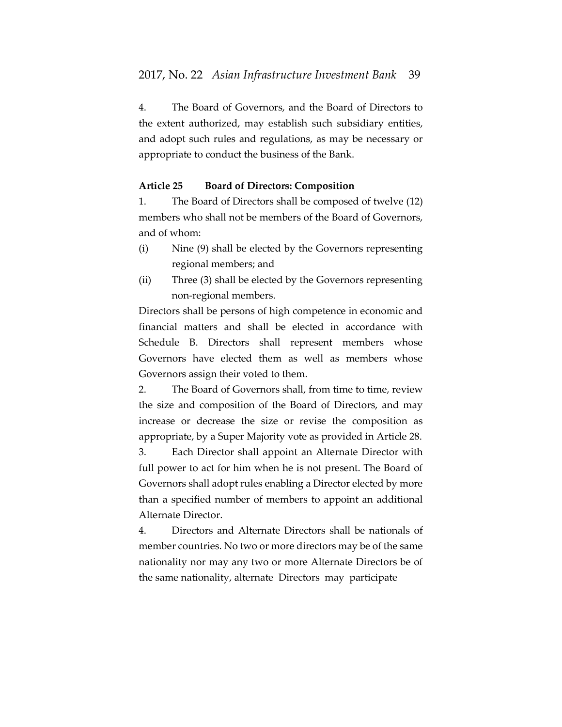4. The Board of Governors, and the Board of Directors to the extent authorized, may establish such subsidiary entities, and adopt such rules and regulations, as may be necessary or appropriate to conduct the business of the Bank.

**Article 25 Board of Directors: Composition**

1. The Board of Directors shall be composed of twelve (12) members who shall not be members of the Board of Governors, and of whom:

(i) Nine (9) shall be elected by the Governors representing regional members; and

(ii) Three (3) shall be elected by the Governors representing non-regional members.

Directors shall be persons of high competence in economic and financial matters and shall be elected in accordance with Schedule B. Directors shall represent members whose Governors have elected them as well as members whose Governors assign their voted to them.

2. The Board of Governors shall, from time to time, review the size and composition of the Board of Directors, and may increase or decrease the size or revise the composition as appropriate, by a Super Majority vote as provided in Article 28.

3. Each Director shall appoint an Alternate Director with full power to act for him when he is not present. The Board of Governors shall adopt rules enabling a Director elected by more than a specified number of members to appoint an additional Alternate Director.

4. Directors and Alternate Directors shall be nationals of member countries. No two or more directors may be of the same nationality nor may any two or more Alternate Directors be of the same nationality, alternate Directors may participate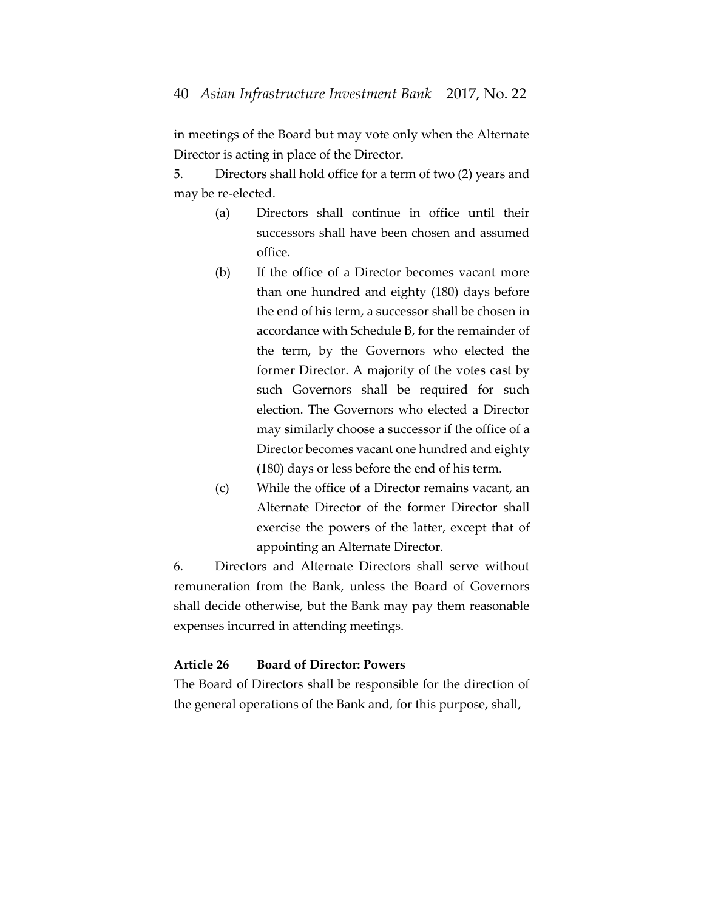in meetings of the Board but may vote only when the Alternate Director is acting in place of the Director.

5. Directors shall hold office for a term of two (2) years and may be re-elected.

(a) Directors shall continue in office until their successors shall have been chosen and assumed office.

(b) If the office of a Director becomes vacant more than one hundred and eighty (180) days before the end of his term, a successor shall be chosen in accordance with Schedule B, for the remainder of the term, by the Governors who elected the former Director. A majority of the votes cast by such Governors shall be required for such election. The Governors who elected a Director may similarly choose a successor if the office of a Director becomes vacant one hundred and eighty (180) days or less before the end of his term.

(c) While the office of a Director remains vacant, an Alternate Director of the former Director shall exercise the powers of the latter, except that of appointing an Alternate Director.

6. Directors and Alternate Directors shall serve without remuneration from the Bank, unless the Board of Governors shall decide otherwise, but the Bank may pay them reasonable expenses incurred in attending meetings.

**Article 26 Board of Director: Powers**

The Board of Directors shall be responsible for the direction of the general operations of the Bank and, for this purpose, shall,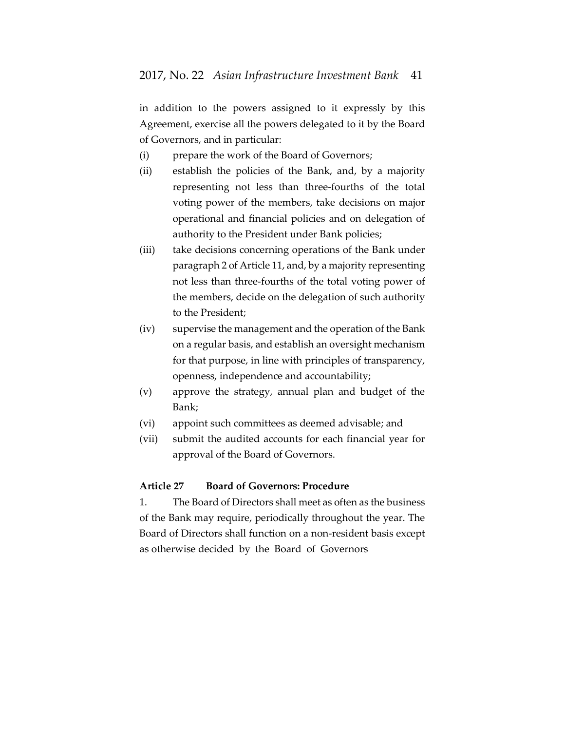in addition to the powers assigned to it expressly by this Agreement, exercise all the powers delegated to it by the Board of Governors, and in particular:

(i) prepare the work of the Board of Governors;

(ii) establish the policies of the Bank, and, by a majority representing not less than three-fourths of the total voting power of the members, take decisions on major operational and financial policies and on delegation of authority to the President under Bank policies;

(iii) take decisions concerning operations of the Bank under paragraph 2 of Article 11, and, by a majority representing not less than three-fourths of the total voting power of the members, decide on the delegation of such authority to the President;

(iv) supervise the management and the operation of the Bank on a regular basis, and establish an oversight mechanism for that purpose, in line with principles of transparency, openness, independence and accountability;

(v) approve the strategy, annual plan and budget of the Bank;

(vi) appoint such committees as deemed advisable; and

(vii) submit the audited accounts for each financial year for approval of the Board of Governors.

**Article 27 Board of Governors: Procedure**

1. The Board of Directors shall meet as often as the business of the Bank may require, periodically throughout the year. The Board of Directors shall function on a non-resident basis except as otherwise decided by the Board of Governors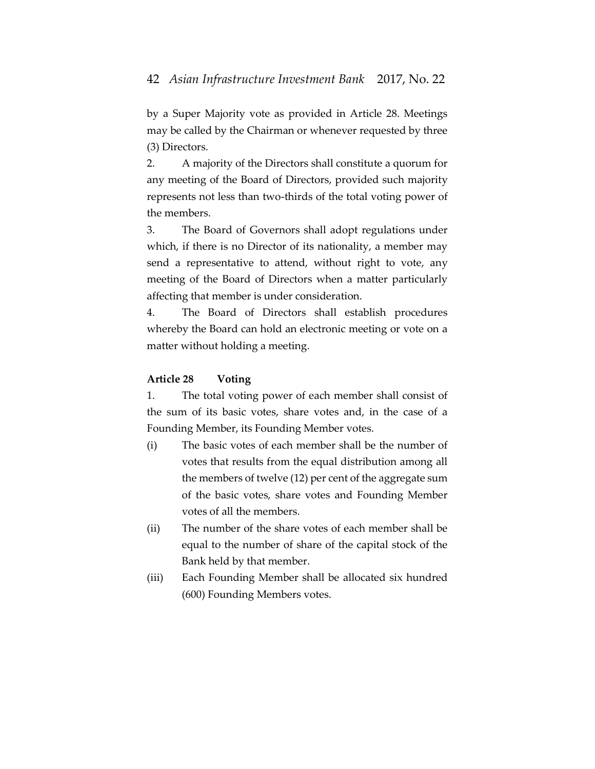by a Super Majority vote as provided in Article 28. Meetings may be called by the Chairman or whenever requested by three (3) Directors.

2. A majority of the Directors shall constitute a quorum for any meeting of the Board of Directors, provided such majority represents not less than two-thirds of the total voting power of the members.

3. The Board of Governors shall adopt regulations under which, if there is no Director of its nationality, a member may send a representative to attend, without right to vote, any meeting of the Board of Directors when a matter particularly affecting that member is under consideration.

4. The Board of Directors shall establish procedures whereby the Board can hold an electronic meeting or vote on a matter without holding a meeting.

**Article 28 Voting**

1. The total voting power of each member shall consist of the sum of its basic votes, share votes and, in the case of a Founding Member, its Founding Member votes.

(i) The basic votes of each member shall be the number of votes that results from the equal distribution among all the members of twelve (12) per cent of the aggregate sum of the basic votes, share votes and Founding Member votes of all the members.

(ii) The number of the share votes of each member shall be equal to the number of share of the capital stock of the Bank held by that member.

(iii) Each Founding Member shall be allocated six hundred (600) Founding Members votes.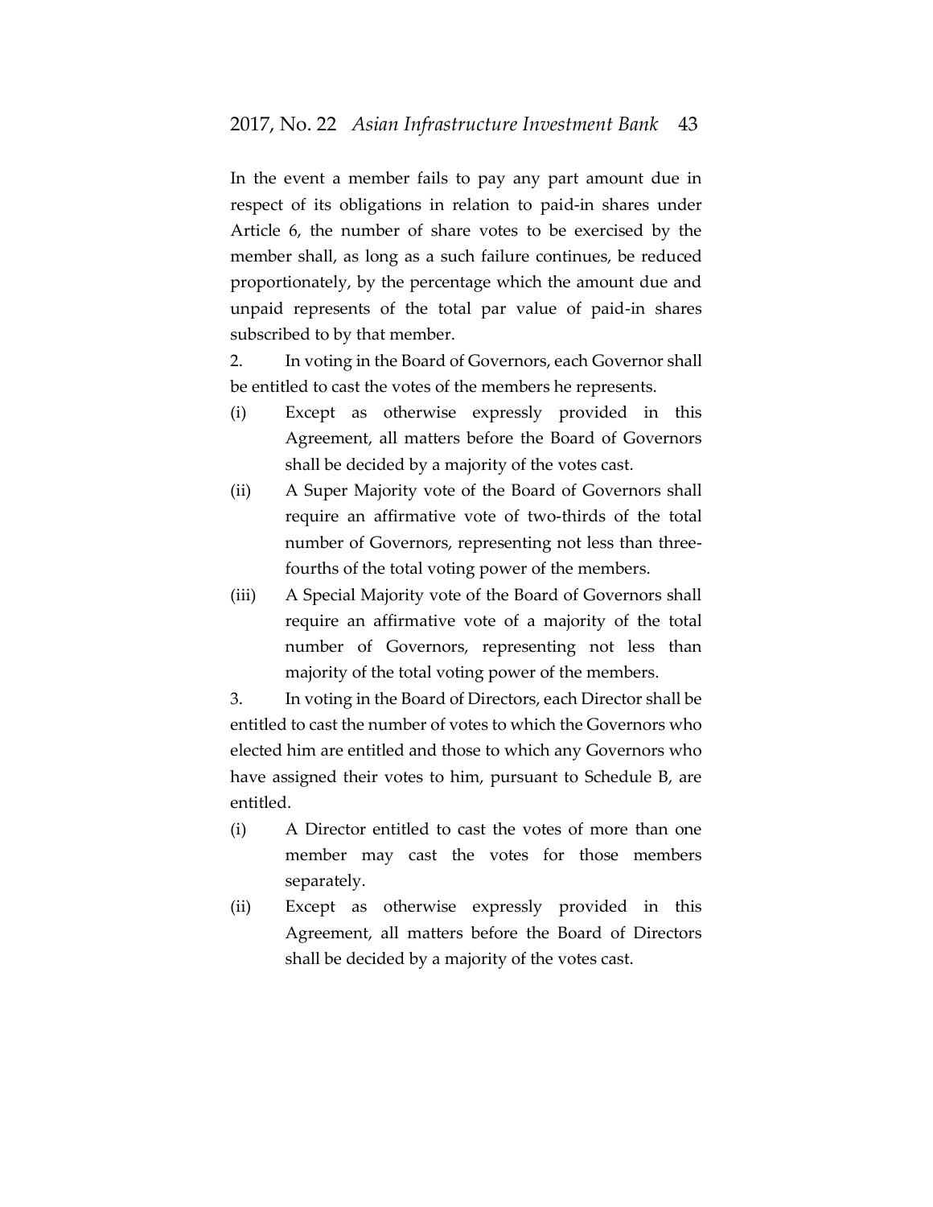In the event a member fails to pay any part amount due in respect of its obligations in relation to paid-in shares under Article 6, the number of share votes to be exercised by the member shall, as long as a such failure continues, be reduced proportionately, by the percentage which the amount due and unpaid represents of the total par value of paid-in shares subscribed to by that member.

2. In voting in the Board of Governors, each Governor shall be entitled to cast the votes of the members he represents.

(i) Except as otherwise expressly provided in this Agreement, all matters before the Board of Governors shall be decided by a majority of the votes cast.

(ii) A Super Majority vote of the Board of Governors shall require an affirmative vote of two-thirds of the total number of Governors, representing not less than three-fourths of the total voting power of the members.

(iii) A Special Majority vote of the Board of Governors shall require an affirmative vote of a majority of the total number of Governors, representing not less than majority of the total voting power of the members.

3. In voting in the Board of Directors, each Director shall be entitled to cast the number of votes to which the Governors who elected him are entitled and those to which any Governors who have assigned their votes to him, pursuant to Schedule B, are entitled.

(i) A Director entitled to cast the votes of more than one member may cast the votes for those members separately.

(ii) Except as otherwise expressly provided in this Agreement, all matters before the Board of Directors shall be decided by a majority of the votes cast.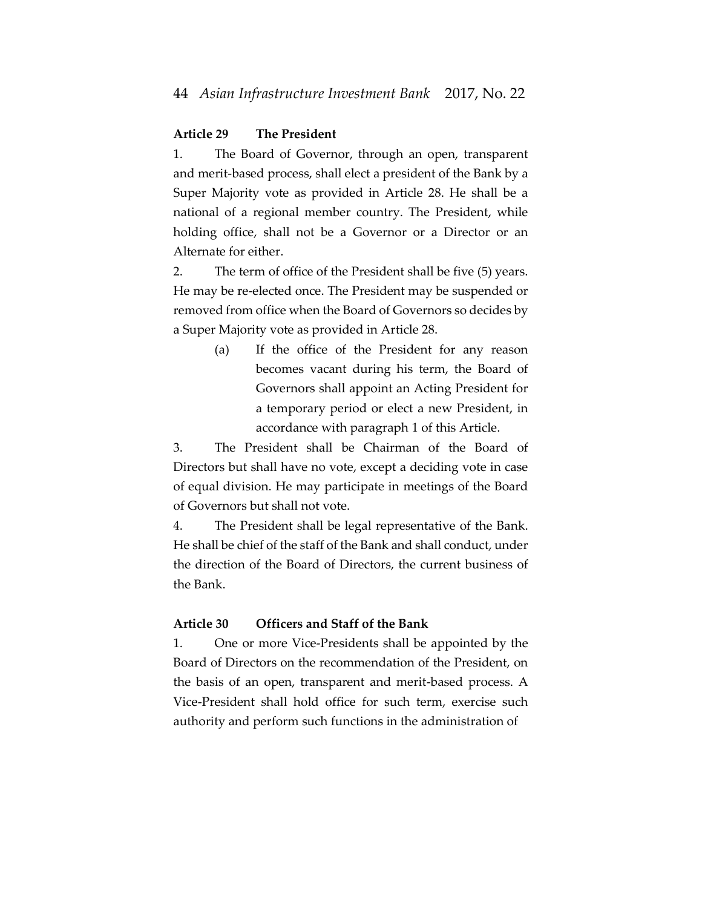**Article 29 The President**

1. The Board of Governor, through an open, transparent and merit-based process, shall elect a president of the Bank by a Super Majority vote as provided in Article 28. He shall be a national of a regional member country. The President, while holding office, shall not be a Governor or a Director or an Alternate for either.

2. The term of office of the President shall be five (5) years. He may be re-elected once. The President may be suspended or removed from office when the Board of Governors so decides by a Super Majority vote as provided in Article 28.

   (a) If the office of the President for any reason becomes vacant during his term, the Board of Governors shall appoint an Acting President for a temporary period or elect a new President, in accordance with paragraph 1 of this Article.

3. The President shall be Chairman of the Board of Directors but shall have no vote, except a deciding vote in case of equal division. He may participate in meetings of the Board of Governors but shall not vote.

4. The President shall be legal representative of the Bank. He shall be chief of the staff of the Bank and shall conduct, under the direction of the Board of Directors, the current business of the Bank.

**Article 30 Officers and Staff of the Bank**

1. One or more Vice-Presidents shall be appointed by the Board of Directors on the recommendation of the President, on the basis of an open, transparent and merit-based process. A Vice-President shall hold office for such term, exercise such authority and perform such functions in the administration of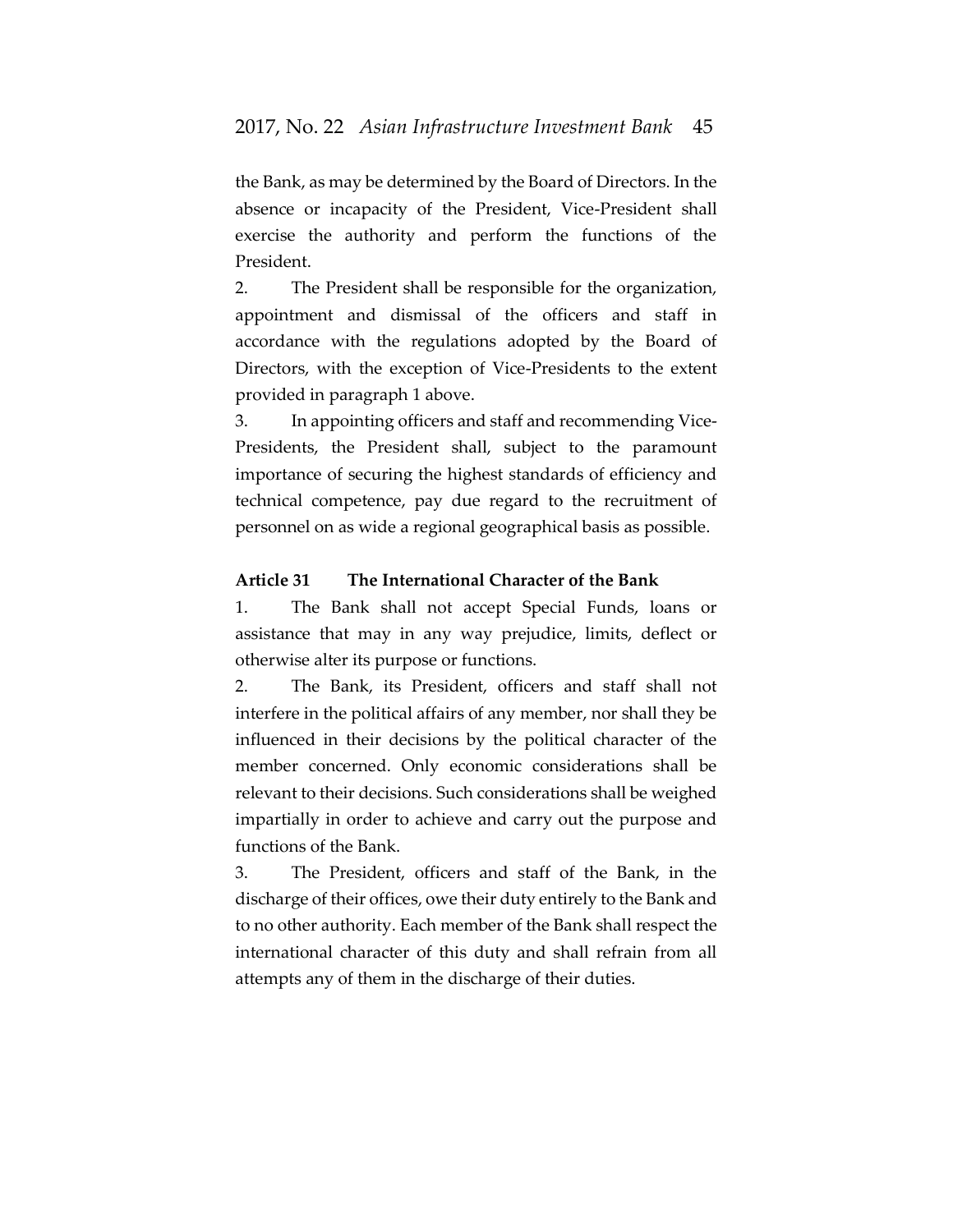the Bank, as may be determined by the Board of Directors. In the absence or incapacity of the President, Vice-President shall exercise the authority and perform the functions of the President.

2. The President shall be responsible for the organization, appointment and dismissal of the officers and staff in accordance with the regulations adopted by the Board of Directors, with the exception of Vice-Presidents to the extent provided in paragraph 1 above.

3. In appointing officers and staff and recommending Vice-Presidents, the President shall, subject to the paramount importance of securing the highest standards of efficiency and technical competence, pay due regard to the recruitment of personnel on as wide a regional geographical basis as possible.

**Article 31 The International Character of the Bank**

1. The Bank shall not accept Special Funds, loans or assistance that may in any way prejudice, limits, deflect or otherwise alter its purpose or functions.

2. The Bank, its President, officers and staff shall not interfere in the political affairs of any member, nor shall they be influenced in their decisions by the political character of the member concerned. Only economic considerations shall be relevant to their decisions. Such considerations shall be weighed impartially in order to achieve and carry out the purpose and functions of the Bank.

3. The President, officers and staff of the Bank, in the discharge of their offices, owe their duty entirely to the Bank and to no other authority. Each member of the Bank shall respect the international character of this duty and shall refrain from all attempts any of them in the discharge of their duties.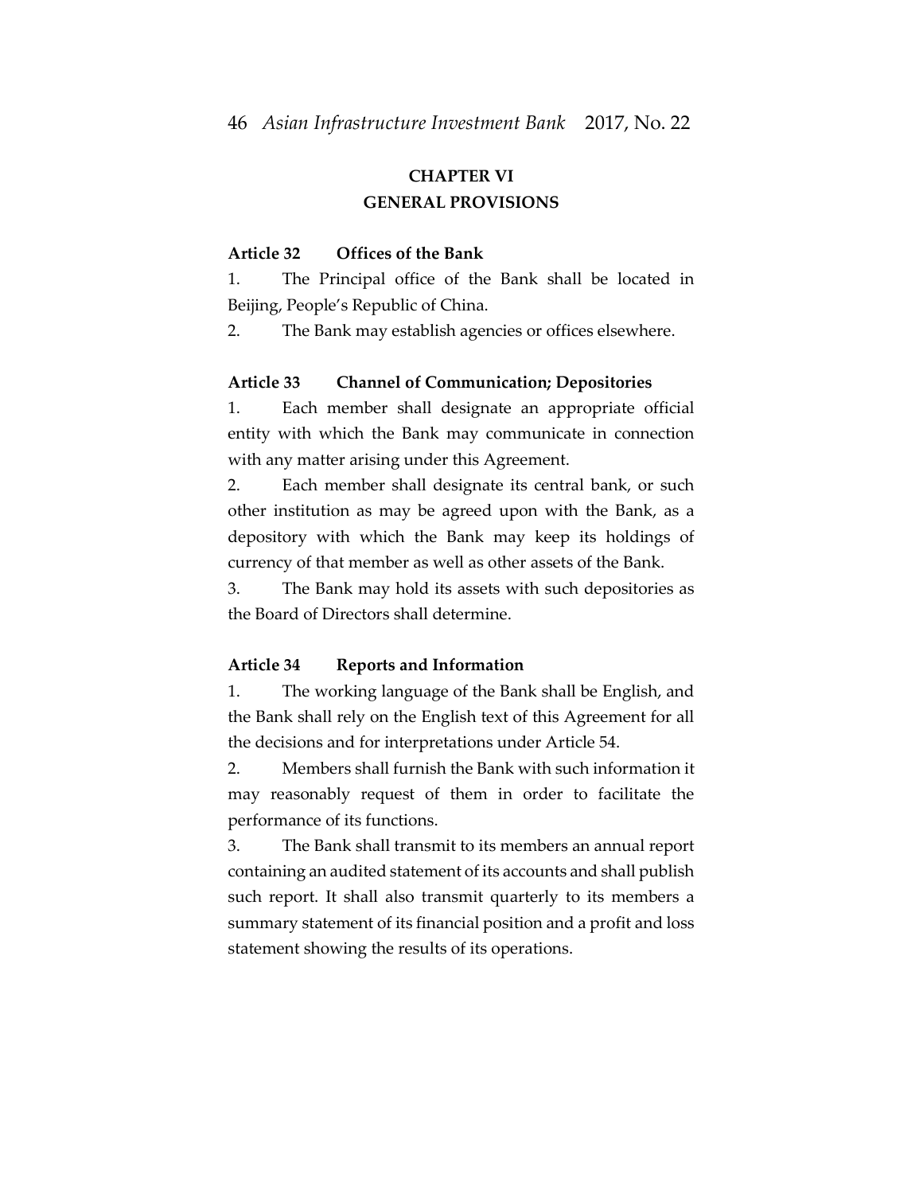## CHAPTER VI
## GENERAL PROVISIONS

**Article 32 Offices of the Bank**

1. The Principal office of the Bank shall be located in Beijing, People's Republic of China.

2. The Bank may establish agencies or offices elsewhere.

**Article 33 Channel of Communication; Depositories**

1. Each member shall designate an appropriate official entity with which the Bank may communicate in connection with any matter arising under this Agreement.

2. Each member shall designate its central bank, or such other institution as may be agreed upon with the Bank, as a depository with which the Bank may keep its holdings of currency of that member as well as other assets of the Bank.

3. The Bank may hold its assets with such depositories as the Board of Directors shall determine.

**Article 34 Reports and Information**

1. The working language of the Bank shall be English, and the Bank shall rely on the English text of this Agreement for all the decisions and for interpretations under Article 54.

2. Members shall furnish the Bank with such information it may reasonably request of them in order to facilitate the performance of its functions.

3. The Bank shall transmit to its members an annual report containing an audited statement of its accounts and shall publish such report. It shall also transmit quarterly to its members a summary statement of its financial position and a profit and loss statement showing the results of its operations.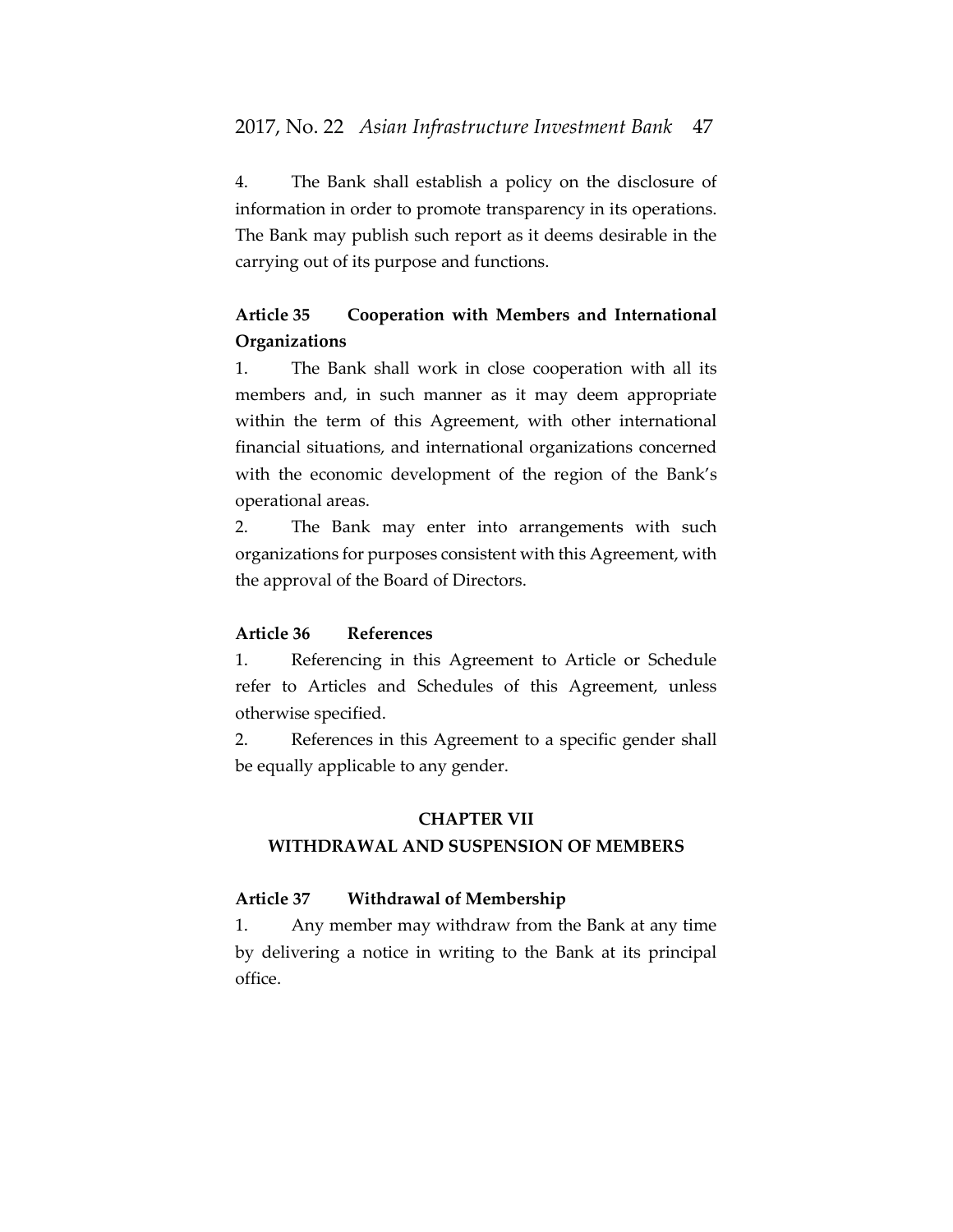4. The Bank shall establish a policy on the disclosure of information in order to promote transparency in its operations. The Bank may publish such report as it deems desirable in the carrying out of its purpose and functions.

**Article 35 Cooperation with Members and International Organizations**

1. The Bank shall work in close cooperation with all its members and, in such manner as it may deem appropriate within the term of this Agreement, with other international financial situations, and international organizations concerned with the economic development of the region of the Bank's operational areas.

2. The Bank may enter into arrangements with such organizations for purposes consistent with this Agreement, with the approval of the Board of Directors.

**Article 36 References**

1. Referencing in this Agreement to Article or Schedule refer to Articles and Schedules of this Agreement, unless otherwise specified.

2. References in this Agreement to a specific gender shall be equally applicable to any gender.

## CHAPTER VII
## WITHDRAWAL AND SUSPENSION OF MEMBERS

**Article 37 Withdrawal of Membership**

1. Any member may withdraw from the Bank at any time by delivering a notice in writing to the Bank at its principal office.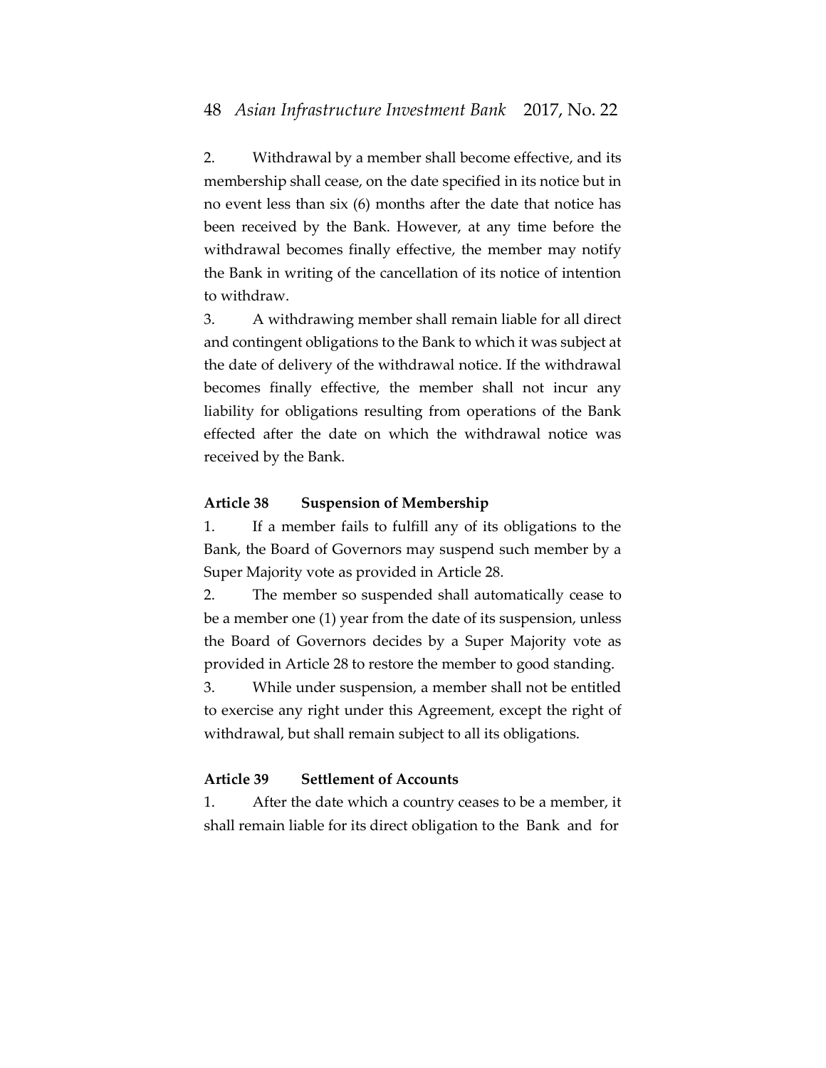2. Withdrawal by a member shall become effective, and its membership shall cease, on the date specified in its notice but in no event less than six (6) months after the date that notice has been received by the Bank. However, at any time before the withdrawal becomes finally effective, the member may notify the Bank in writing of the cancellation of its notice of intention to withdraw.

3. A withdrawing member shall remain liable for all direct and contingent obligations to the Bank to which it was subject at the date of delivery of the withdrawal notice. If the withdrawal becomes finally effective, the member shall not incur any liability for obligations resulting from operations of the Bank effected after the date on which the withdrawal notice was received by the Bank.

**Article 38 Suspension of Membership**

1. If a member fails to fulfill any of its obligations to the Bank, the Board of Governors may suspend such member by a Super Majority vote as provided in Article 28.

2. The member so suspended shall automatically cease to be a member one (1) year from the date of its suspension, unless the Board of Governors decides by a Super Majority vote as provided in Article 28 to restore the member to good standing.

3. While under suspension, a member shall not be entitled to exercise any right under this Agreement, except the right of withdrawal, but shall remain subject to all its obligations.

**Article 39 Settlement of Accounts**

1. After the date which a country ceases to be a member, it shall remain liable for its direct obligation to the Bank and for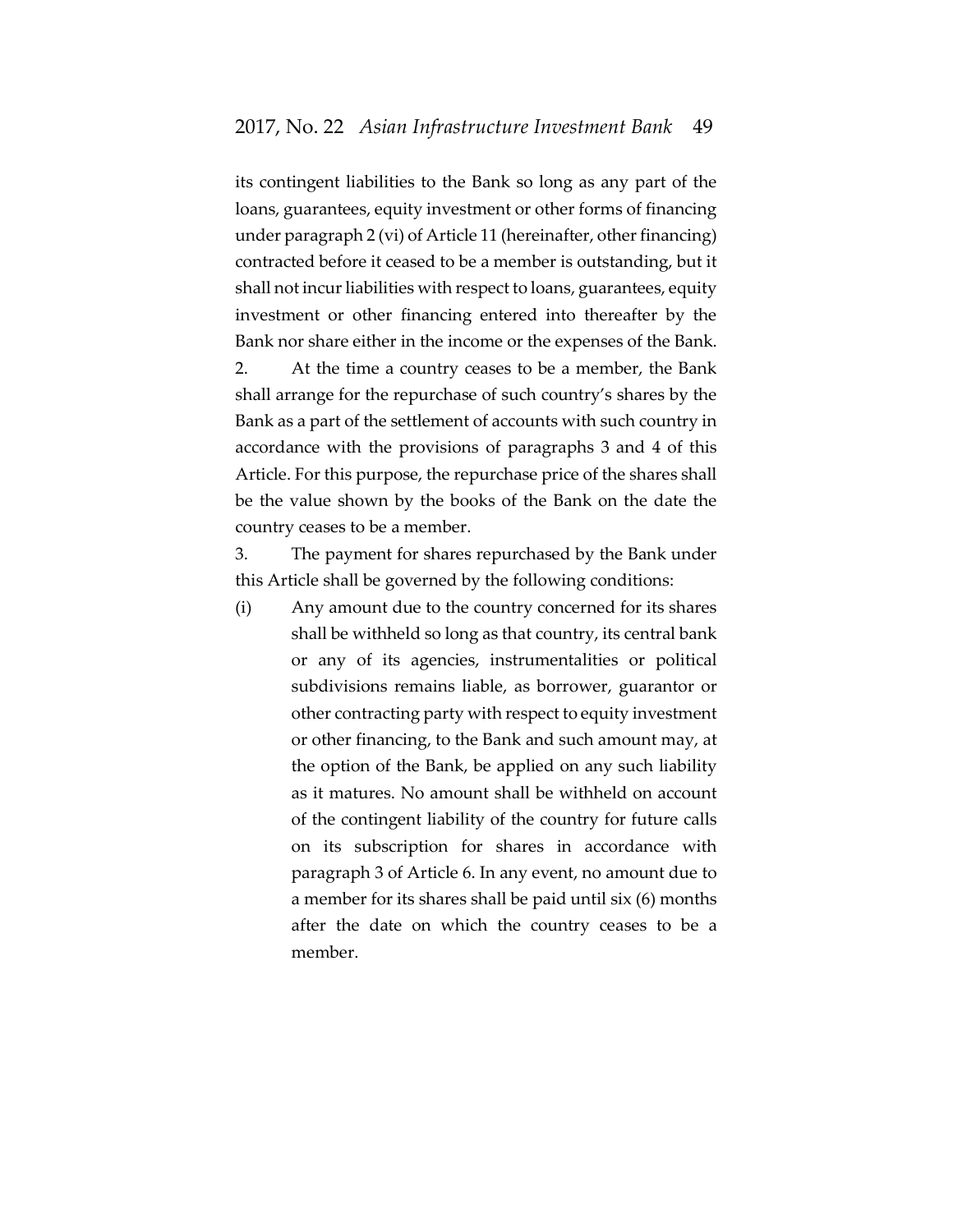its contingent liabilities to the Bank so long as any part of the loans, guarantees, equity investment or other forms of financing under paragraph 2 (vi) of Article 11 (hereinafter, other financing) contracted before it ceased to be a member is outstanding, but it shall not incur liabilities with respect to loans, guarantees, equity investment or other financing entered into thereafter by the Bank nor share either in the income or the expenses of the Bank.

2. At the time a country ceases to be a member, the Bank shall arrange for the repurchase of such country's shares by the Bank as a part of the settlement of accounts with such country in accordance with the provisions of paragraphs 3 and 4 of this Article. For this purpose, the repurchase price of the shares shall be the value shown by the books of the Bank on the date the country ceases to be a member.

3. The payment for shares repurchased by the Bank under this Article shall be governed by the following conditions:

(i) Any amount due to the country concerned for its shares shall be withheld so long as that country, its central bank or any of its agencies, instrumentalities or political subdivisions remains liable, as borrower, guarantor or other contracting party with respect to equity investment or other financing, to the Bank and such amount may, at the option of the Bank, be applied on any such liability as it matures. No amount shall be withheld on account of the contingent liability of the country for future calls on its subscription for shares in accordance with paragraph 3 of Article 6. In any event, no amount due to a member for its shares shall be paid until six (6) months after the date on which the country ceases to be a member.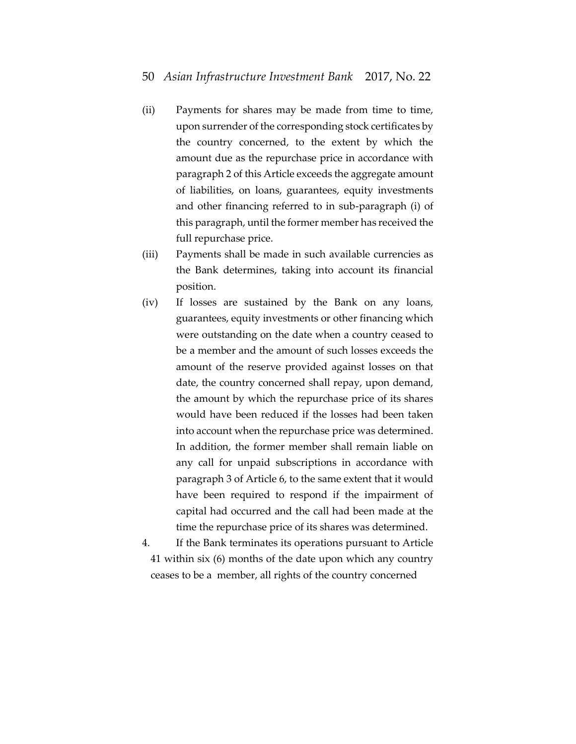(ii) Payments for shares may be made from time to time, upon surrender of the corresponding stock certificates by the country concerned, to the extent by which the amount due as the repurchase price in accordance with paragraph 2 of this Article exceeds the aggregate amount of liabilities, on loans, guarantees, equity investments and other financing referred to in sub-paragraph (i) of this paragraph, until the former member has received the full repurchase price.

(iii) Payments shall be made in such available currencies as the Bank determines, taking into account its financial position.

(iv) If losses are sustained by the Bank on any loans, guarantees, equity investments or other financing which were outstanding on the date when a country ceased to be a member and the amount of such losses exceeds the amount of the reserve provided against losses on that date, the country concerned shall repay, upon demand, the amount by which the repurchase price of its shares would have been reduced if the losses had been taken into account when the repurchase price was determined. In addition, the former member shall remain liable on any call for unpaid subscriptions in accordance with paragraph 3 of Article 6, to the same extent that it would have been required to respond if the impairment of capital had occurred and the call had been made at the time the repurchase price of its shares was determined.

4. If the Bank terminates its operations pursuant to Article 41 within six (6) months of the date upon which any country ceases to be a member, all rights of the country concerned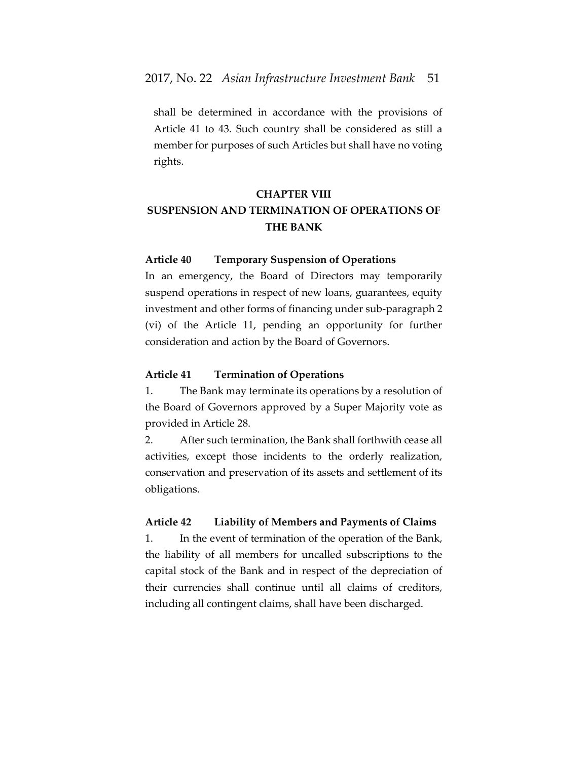shall be determined in accordance with the provisions of Article 41 to 43. Such country shall be considered as still a member for purposes of such Articles but shall have no voting rights.

## CHAPTER VIII
## SUSPENSION AND TERMINATION OF OPERATIONS OF THE BANK

### Article 40 Temporary Suspension of Operations

In an emergency, the Board of Directors may temporarily suspend operations in respect of new loans, guarantees, equity investment and other forms of financing under sub-paragraph 2 (vi) of the Article 11, pending an opportunity for further consideration and action by the Board of Governors.

### Article 41 Termination of Operations

1. The Bank may terminate its operations by a resolution of the Board of Governors approved by a Super Majority vote as provided in Article 28.

2. After such termination, the Bank shall forthwith cease all activities, except those incidents to the orderly realization, conservation and preservation of its assets and settlement of its obligations.

### Article 42 Liability of Members and Payments of Claims

1. In the event of termination of the operation of the Bank, the liability of all members for uncalled subscriptions to the capital stock of the Bank and in respect of the depreciation of their currencies shall continue until all claims of creditors, including all contingent claims, shall have been discharged.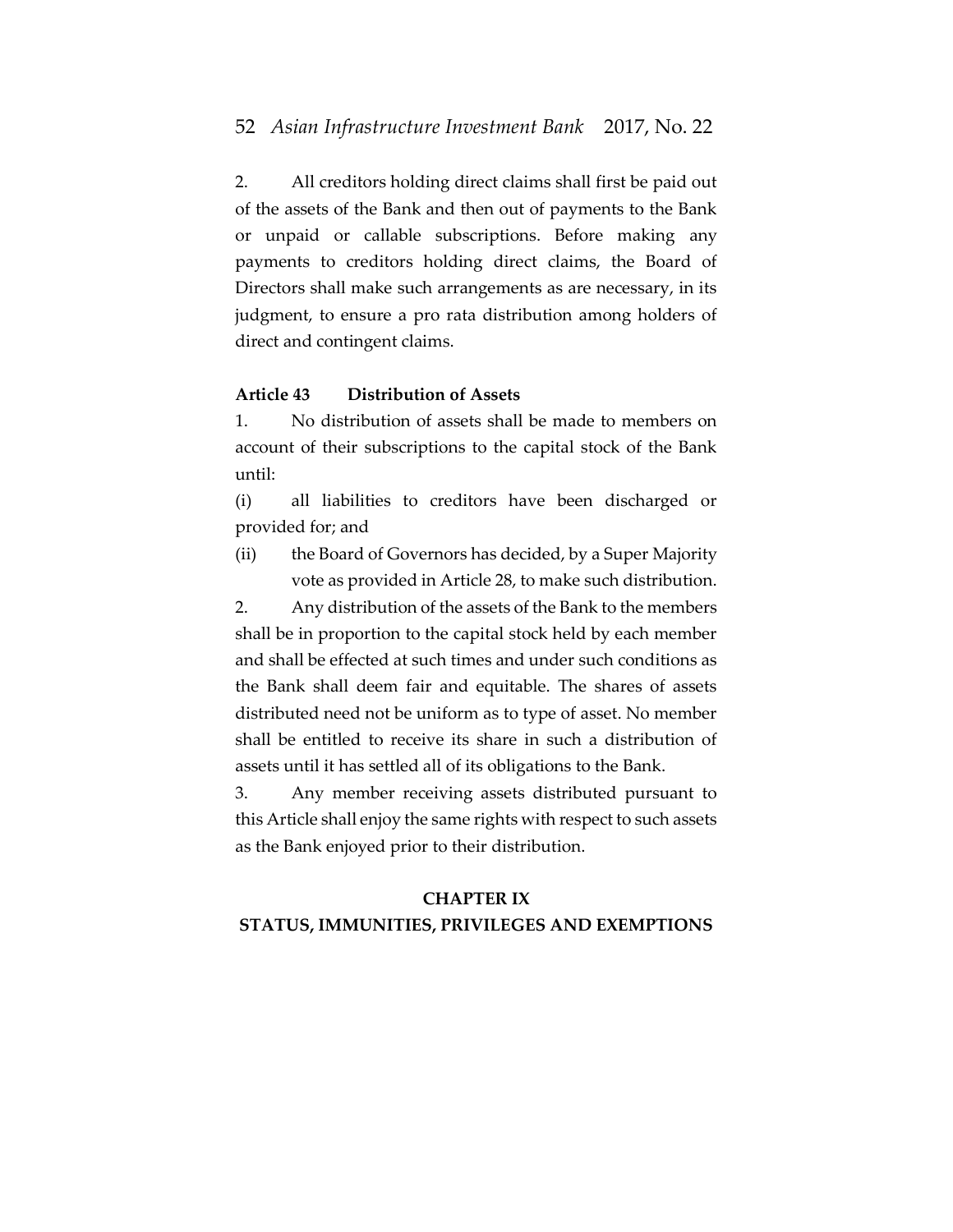2. All creditors holding direct claims shall first be paid out of the assets of the Bank and then out of payments to the Bank or unpaid or callable subscriptions. Before making any payments to creditors holding direct claims, the Board of Directors shall make such arrangements as are necessary, in its judgment, to ensure a pro rata distribution among holders of direct and contingent claims.

**Article 43 Distribution of Assets**

1. No distribution of assets shall be made to members on account of their subscriptions to the capital stock of the Bank until:

(i) all liabilities to creditors have been discharged or provided for; and

(ii) the Board of Governors has decided, by a Super Majority vote as provided in Article 28, to make such distribution.

2. Any distribution of the assets of the Bank to the members shall be in proportion to the capital stock held by each member and shall be effected at such times and under such conditions as the Bank shall deem fair and equitable. The shares of assets distributed need not be uniform as to type of asset. No member shall be entitled to receive its share in such a distribution of assets until it has settled all of its obligations to the Bank.

3. Any member receiving assets distributed pursuant to this Article shall enjoy the same rights with respect to such assets as the Bank enjoyed prior to their distribution.

## CHAPTER IX
## STATUS, IMMUNITIES, PRIVILEGES AND EXEMPTIONS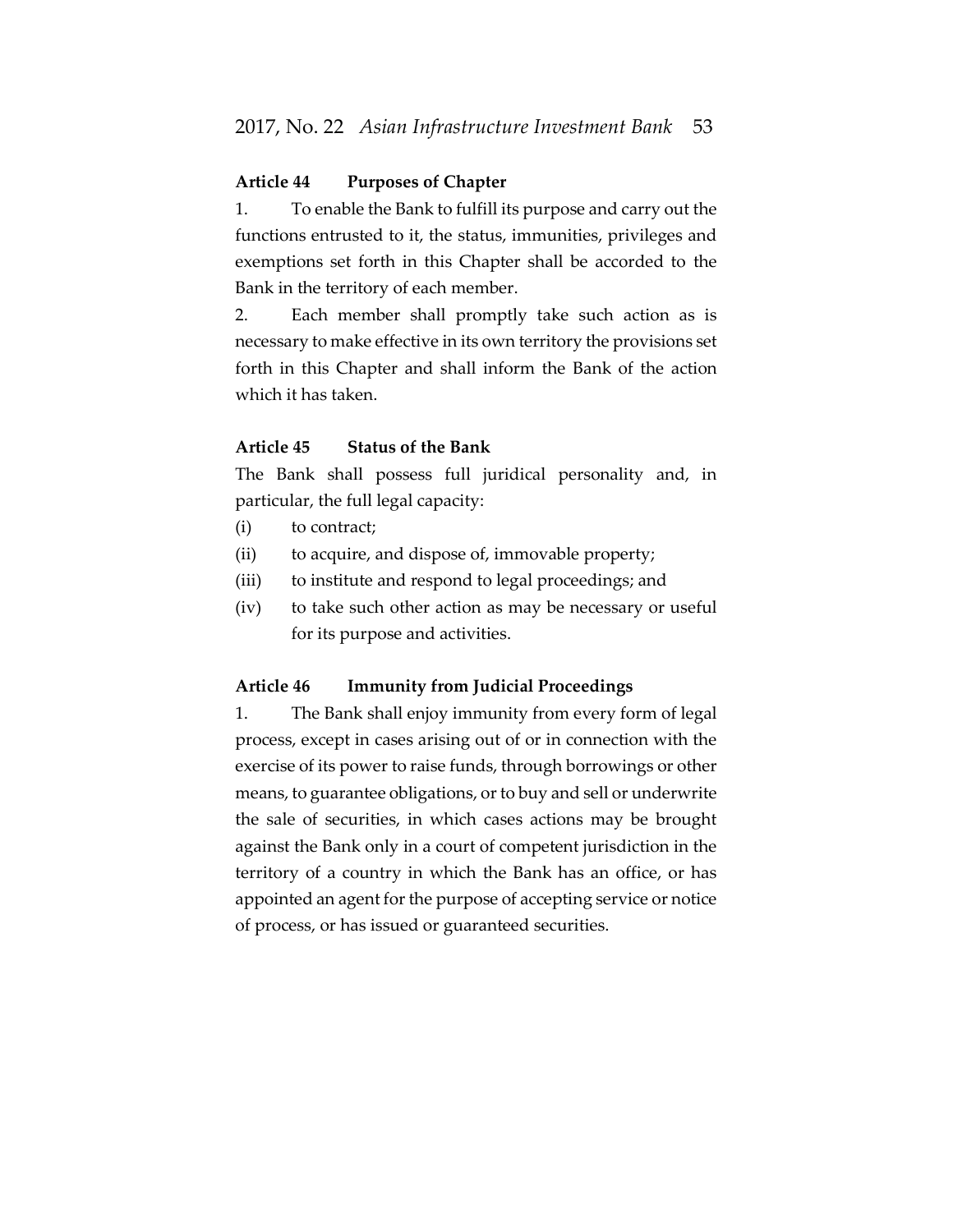### Article 44 Purposes of Chapter

1. To enable the Bank to fulfill its purpose and carry out the functions entrusted to it, the status, immunities, privileges and exemptions set forth in this Chapter shall be accorded to the Bank in the territory of each member.

2. Each member shall promptly take such action as is necessary to make effective in its own territory the provisions set forth in this Chapter and shall inform the Bank of the action which it has taken.

### Article 45 Status of the Bank

The Bank shall possess full juridical personality and, in particular, the full legal capacity:

(i) to contract;

(ii) to acquire, and dispose of, immovable property;

(iii) to institute and respond to legal proceedings; and

(iv) to take such other action as may be necessary or useful for its purpose and activities.

### Article 46 Immunity from Judicial Proceedings

1. The Bank shall enjoy immunity from every form of legal process, except in cases arising out of or in connection with the exercise of its power to raise funds, through borrowings or other means, to guarantee obligations, or to buy and sell or underwrite the sale of securities, in which cases actions may be brought against the Bank only in a court of competent jurisdiction in the territory of a country in which the Bank has an office, or has appointed an agent for the purpose of accepting service or notice of process, or has issued or guaranteed securities.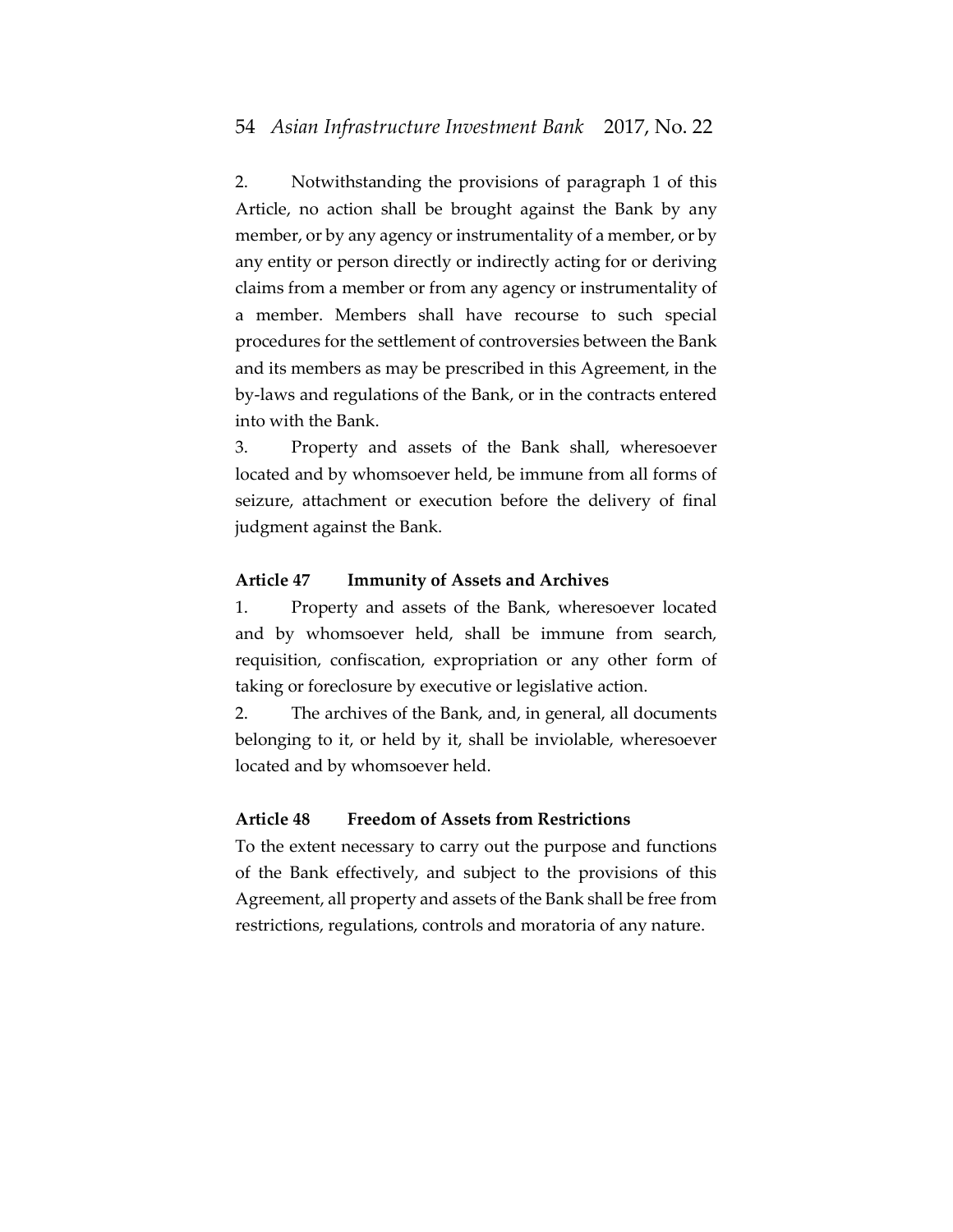2. Notwithstanding the provisions of paragraph 1 of this Article, no action shall be brought against the Bank by any member, or by any agency or instrumentality of a member, or by any entity or person directly or indirectly acting for or deriving claims from a member or from any agency or instrumentality of a member. Members shall have recourse to such special procedures for the settlement of controversies between the Bank and its members as may be prescribed in this Agreement, in the by-laws and regulations of the Bank, or in the contracts entered into with the Bank.

3. Property and assets of the Bank shall, wheresoever located and by whomsoever held, be immune from all forms of seizure, attachment or execution before the delivery of final judgment against the Bank.

**Article 47 Immunity of Assets and Archives**

1. Property and assets of the Bank, wheresoever located and by whomsoever held, shall be immune from search, requisition, confiscation, expropriation or any other form of taking or foreclosure by executive or legislative action.

2. The archives of the Bank, and, in general, all documents belonging to it, or held by it, shall be inviolable, wheresoever located and by whomsoever held.

**Article 48 Freedom of Assets from Restrictions**

To the extent necessary to carry out the purpose and functions of the Bank effectively, and subject to the provisions of this Agreement, all property and assets of the Bank shall be free from restrictions, regulations, controls and moratoria of any nature.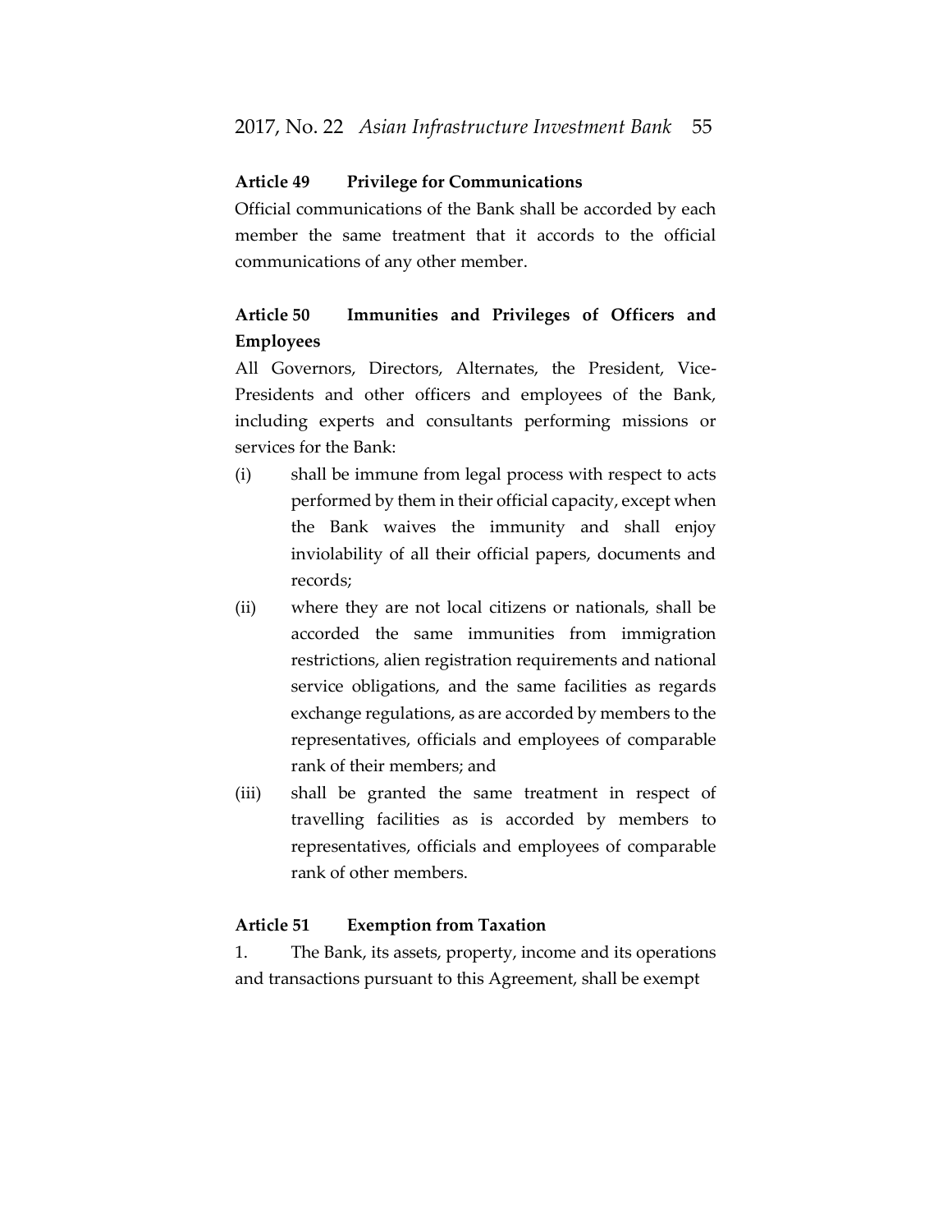#### Article 49 Privilege for Communications

Official communications of the Bank shall be accorded by each member the same treatment that it accords to the official communications of any other member.

#### Article 50 Immunities and Privileges of Officers and Employees

All Governors, Directors, Alternates, the President, Vice-Presidents and other officers and employees of the Bank, including experts and consultants performing missions or services for the Bank:

(i) shall be immune from legal process with respect to acts performed by them in their official capacity, except when the Bank waives the immunity and shall enjoy inviolability of all their official papers, documents and records;

(ii) where they are not local citizens or nationals, shall be accorded the same immunities from immigration restrictions, alien registration requirements and national service obligations, and the same facilities as regards exchange regulations, as are accorded by members to the representatives, officials and employees of comparable rank of their members; and

(iii) shall be granted the same treatment in respect of travelling facilities as is accorded by members to representatives, officials and employees of comparable rank of other members.

#### Article 51 Exemption from Taxation

1. The Bank, its assets, property, income and its operations and transactions pursuant to this Agreement, shall be exempt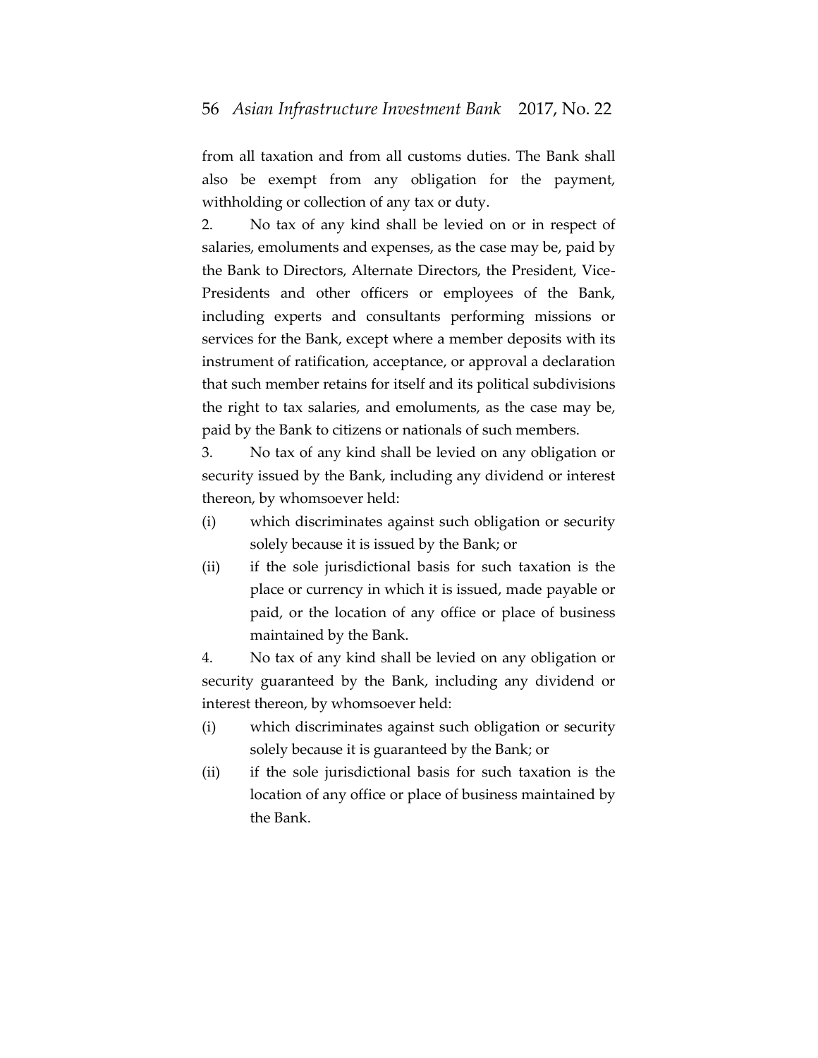from all taxation and from all customs duties. The Bank shall also be exempt from any obligation for the payment, withholding or collection of any tax or duty.

2. No tax of any kind shall be levied on or in respect of salaries, emoluments and expenses, as the case may be, paid by the Bank to Directors, Alternate Directors, the President, Vice-Presidents and other officers or employees of the Bank, including experts and consultants performing missions or services for the Bank, except where a member deposits with its instrument of ratification, acceptance, or approval a declaration that such member retains for itself and its political subdivisions the right to tax salaries, and emoluments, as the case may be, paid by the Bank to citizens or nationals of such members.

3. No tax of any kind shall be levied on any obligation or security issued by the Bank, including any dividend or interest thereon, by whomsoever held:

(i) which discriminates against such obligation or security solely because it is issued by the Bank; or

(ii) if the sole jurisdictional basis for such taxation is the place or currency in which it is issued, made payable or paid, or the location of any office or place of business maintained by the Bank.

4. No tax of any kind shall be levied on any obligation or security guaranteed by the Bank, including any dividend or interest thereon, by whomsoever held:

(i) which discriminates against such obligation or security solely because it is guaranteed by the Bank; or

(ii) if the sole jurisdictional basis for such taxation is the location of any office or place of business maintained by the Bank.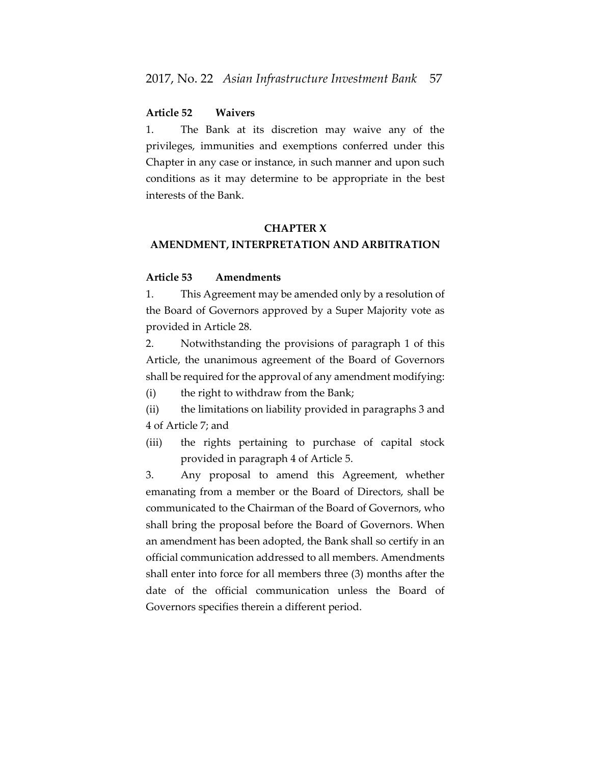**Article 52 Waivers**

1. The Bank at its discretion may waive any of the privileges, immunities and exemptions conferred under this Chapter in any case or instance, in such manner and upon such conditions as it may determine to be appropriate in the best interests of the Bank.

## CHAPTER X
## AMENDMENT, INTERPRETATION AND ARBITRATION

**Article 53 Amendments**

1. This Agreement may be amended only by a resolution of the Board of Governors approved by a Super Majority vote as provided in Article 28.

2. Notwithstanding the provisions of paragraph 1 of this Article, the unanimous agreement of the Board of Governors shall be required for the approval of any amendment modifying:

(i) the right to withdraw from the Bank;

(ii) the limitations on liability provided in paragraphs 3 and 4 of Article 7; and

(iii) the rights pertaining to purchase of capital stock provided in paragraph 4 of Article 5.

3. Any proposal to amend this Agreement, whether emanating from a member or the Board of Directors, shall be communicated to the Chairman of the Board of Governors, who shall bring the proposal before the Board of Governors. When an amendment has been adopted, the Bank shall so certify in an official communication addressed to all members. Amendments shall enter into force for all members three (3) months after the date of the official communication unless the Board of Governors specifies therein a different period.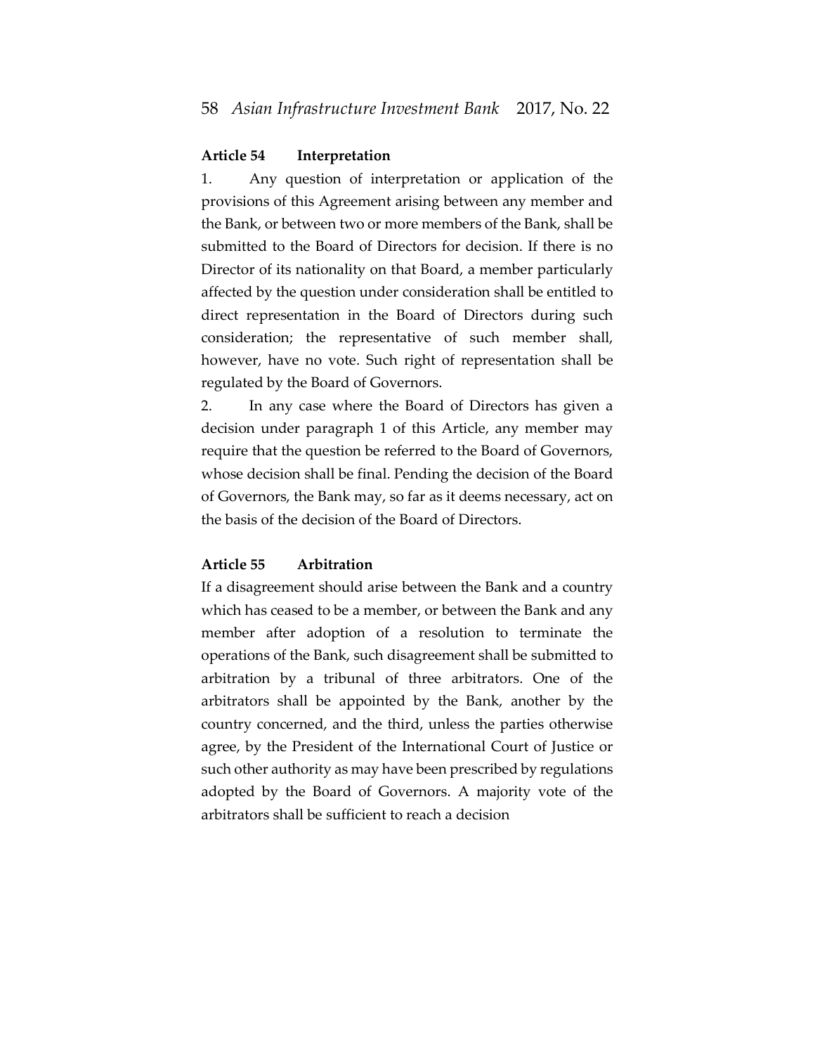**Article 54 Interpretation**

1. Any question of interpretation or application of the provisions of this Agreement arising between any member and the Bank, or between two or more members of the Bank, shall be submitted to the Board of Directors for decision. If there is no Director of its nationality on that Board, a member particularly affected by the question under consideration shall be entitled to direct representation in the Board of Directors during such consideration; the representative of such member shall, however, have no vote. Such right of representation shall be regulated by the Board of Governors.

2. In any case where the Board of Directors has given a decision under paragraph 1 of this Article, any member may require that the question be referred to the Board of Governors, whose decision shall be final. Pending the decision of the Board of Governors, the Bank may, so far as it deems necessary, act on the basis of the decision of the Board of Directors.

**Article 55 Arbitration**

If a disagreement should arise between the Bank and a country which has ceased to be a member, or between the Bank and any member after adoption of a resolution to terminate the operations of the Bank, such disagreement shall be submitted to arbitration by a tribunal of three arbitrators. One of the arbitrators shall be appointed by the Bank, another by the country concerned, and the third, unless the parties otherwise agree, by the President of the International Court of Justice or such other authority as may have been prescribed by regulations adopted by the Board of Governors. A majority vote of the arbitrators shall be sufficient to reach a decision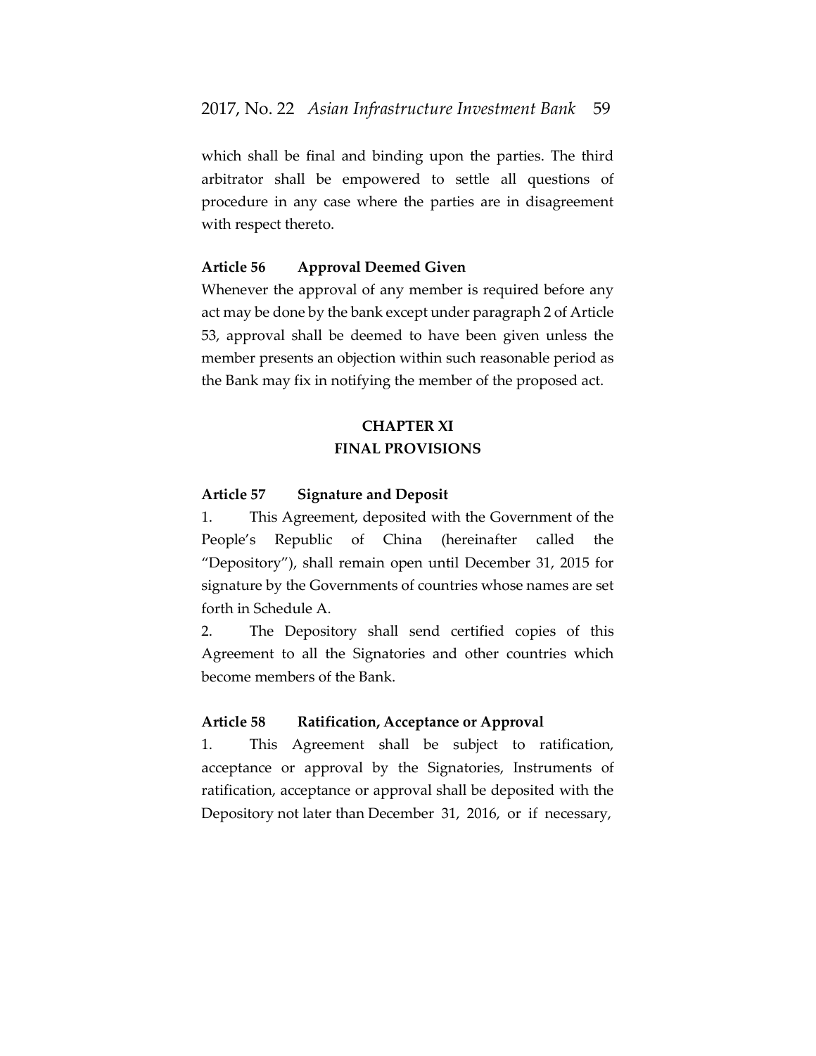which shall be final and binding upon the parties. The third arbitrator shall be empowered to settle all questions of procedure in any case where the parties are in disagreement with respect thereto.

**Article 56 Approval Deemed Given**

Whenever the approval of any member is required before any act may be done by the bank except under paragraph 2 of Article 53, approval shall be deemed to have been given unless the member presents an objection within such reasonable period as the Bank may fix in notifying the member of the proposed act.

## CHAPTER XI
## FINAL PROVISIONS

**Article 57 Signature and Deposit**

1. This Agreement, deposited with the Government of the People's Republic of China (hereinafter called the "Depository"), shall remain open until December 31, 2015 for signature by the Governments of countries whose names are set forth in Schedule A.

2. The Depository shall send certified copies of this Agreement to all the Signatories and other countries which become members of the Bank.

**Article 58 Ratification, Acceptance or Approval**

1. This Agreement shall be subject to ratification, acceptance or approval by the Signatories, Instruments of ratification, acceptance or approval shall be deposited with the Depository not later than December 31, 2016, or if necessary,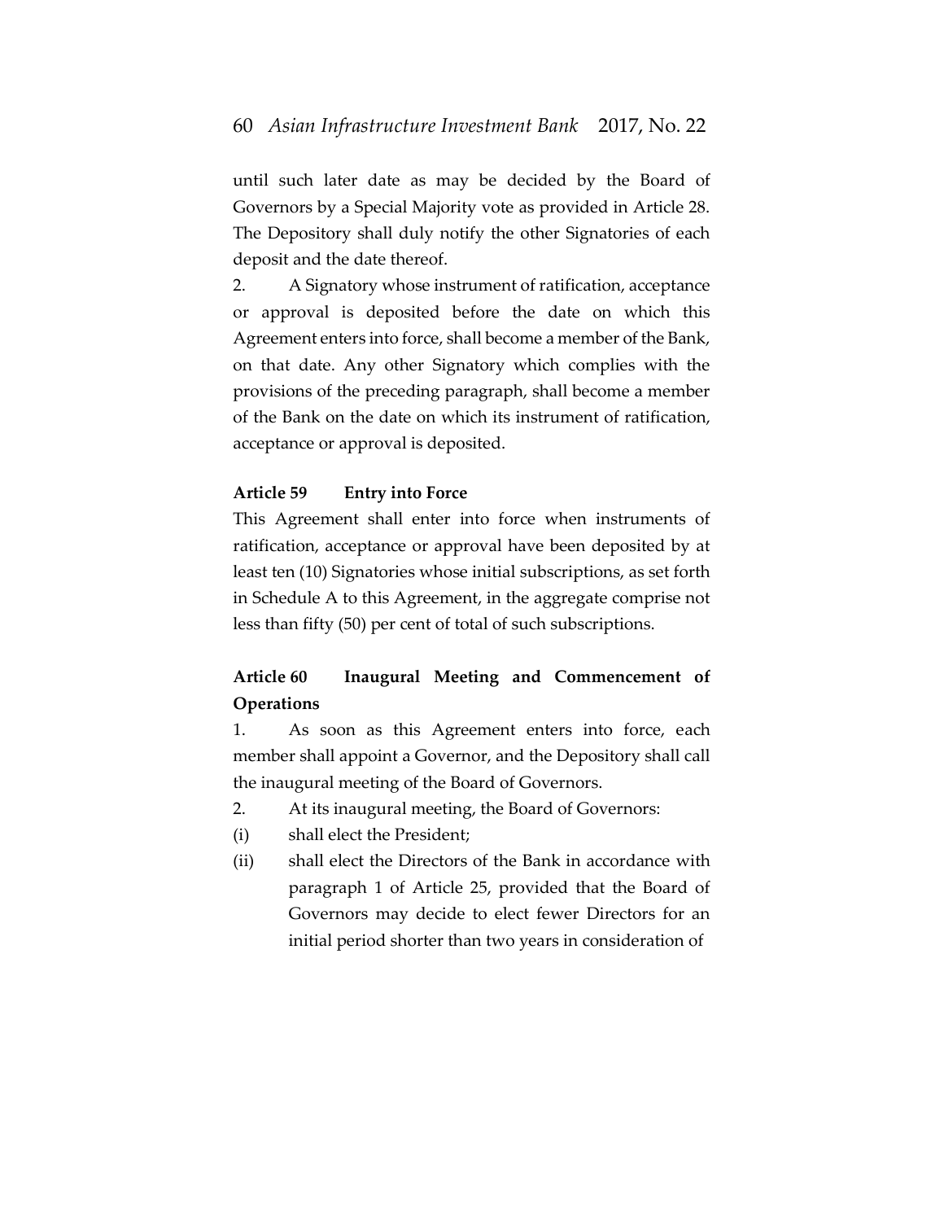until such later date as may be decided by the Board of Governors by a Special Majority vote as provided in Article 28. The Depository shall duly notify the other Signatories of each deposit and the date thereof.

2. A Signatory whose instrument of ratification, acceptance or approval is deposited before the date on which this Agreement enters into force, shall become a member of the Bank, on that date. Any other Signatory which complies with the provisions of the preceding paragraph, shall become a member of the Bank on the date on which its instrument of ratification, acceptance or approval is deposited.

**Article 59 Entry into Force**

This Agreement shall enter into force when instruments of ratification, acceptance or approval have been deposited by at least ten (10) Signatories whose initial subscriptions, as set forth in Schedule A to this Agreement, in the aggregate comprise not less than fifty (50) per cent of total of such subscriptions.

**Article 60 Inaugural Meeting and Commencement of Operations**

1. As soon as this Agreement enters into force, each member shall appoint a Governor, and the Depository shall call the inaugural meeting of the Board of Governors.

2. At its inaugural meeting, the Board of Governors:

(i) shall elect the President;

(ii) shall elect the Directors of the Bank in accordance with paragraph 1 of Article 25, provided that the Board of Governors may decide to elect fewer Directors for an initial period shorter than two years in consideration of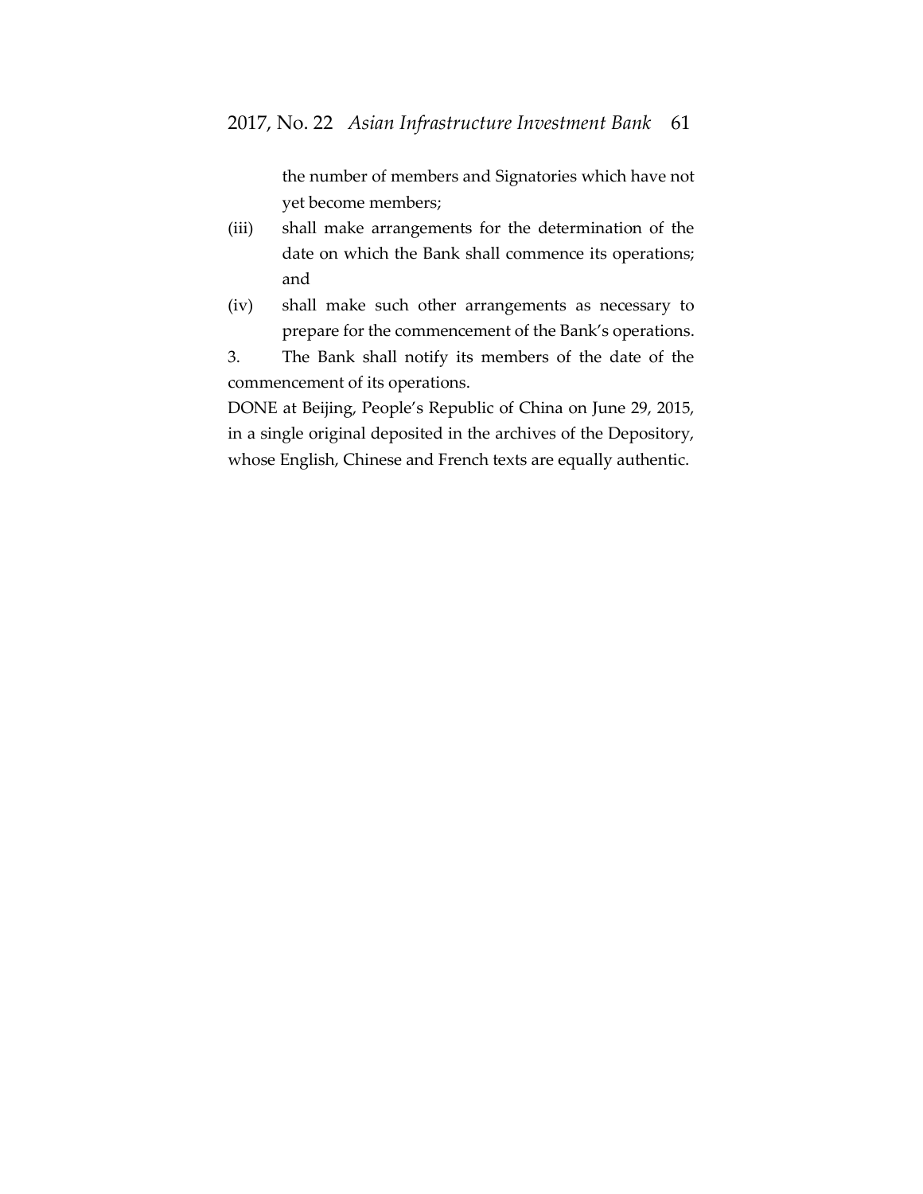the number of members and Signatories which have not yet become members;

(iii) shall make arrangements for the determination of the date on which the Bank shall commence its operations; and

(iv) shall make such other arrangements as necessary to prepare for the commencement of the Bank's operations.

3. The Bank shall notify its members of the date of the commencement of its operations.

DONE at Beijing, People's Republic of China on June 29, 2015, in a single original deposited in the archives of the Depository, whose English, Chinese and French texts are equally authentic.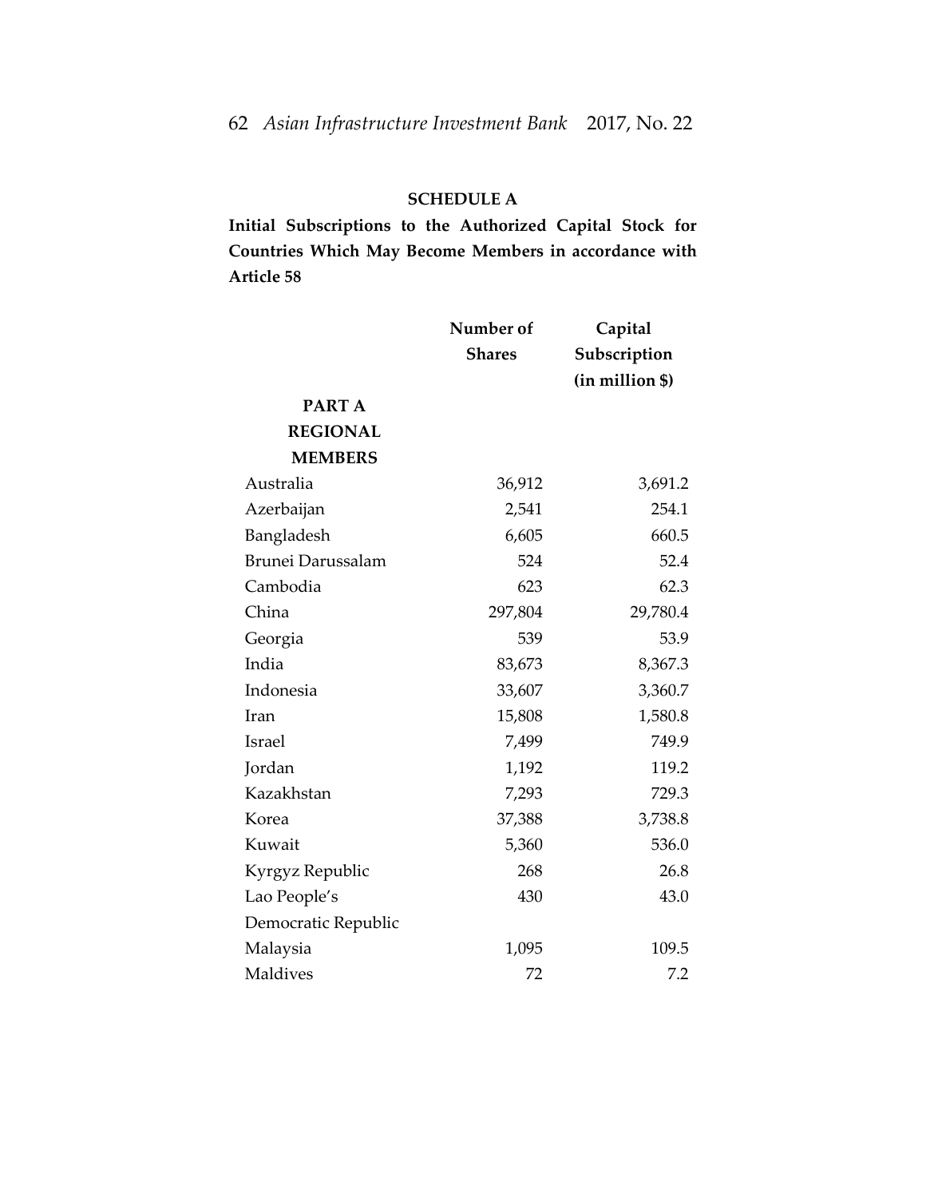## SCHEDULE A

**Initial Subscriptions to the Authorized Capital Stock for Countries Which May Become Members in accordance with Article 58**

| | Number of Shares | Capital Subscription (in million $) |
|---|---|---|
| **PART A REGIONAL MEMBERS** | | |
| Australia | 36,912 | 3,691.2 |
| Azerbaijan | 2,541 | 254.1 |
| Bangladesh | 6,605 | 660.5 |
| Brunei Darussalam | 524 | 52.4 |
| Cambodia | 623 | 62.3 |
| China | 297,804 | 29,780.4 |
| Georgia | 539 | 53.9 |
| India | 83,673 | 8,367.3 |
| Indonesia | 33,607 | 3,360.7 |
| Iran | 15,808 | 1,580.8 |
| Israel | 7,499 | 749.9 |
| Jordan | 1,192 | 119.2 |
| Kazakhstan | 7,293 | 729.3 |
| Korea | 37,388 | 3,738.8 |
| Kuwait | 5,360 | 536.0 |
| Kyrgyz Republic | 268 | 26.8 |
| Lao People's Democratic Republic | 430 | 43.0 |
| Malaysia | 1,095 | 109.5 |
| Maldives | 72 | 7.2 |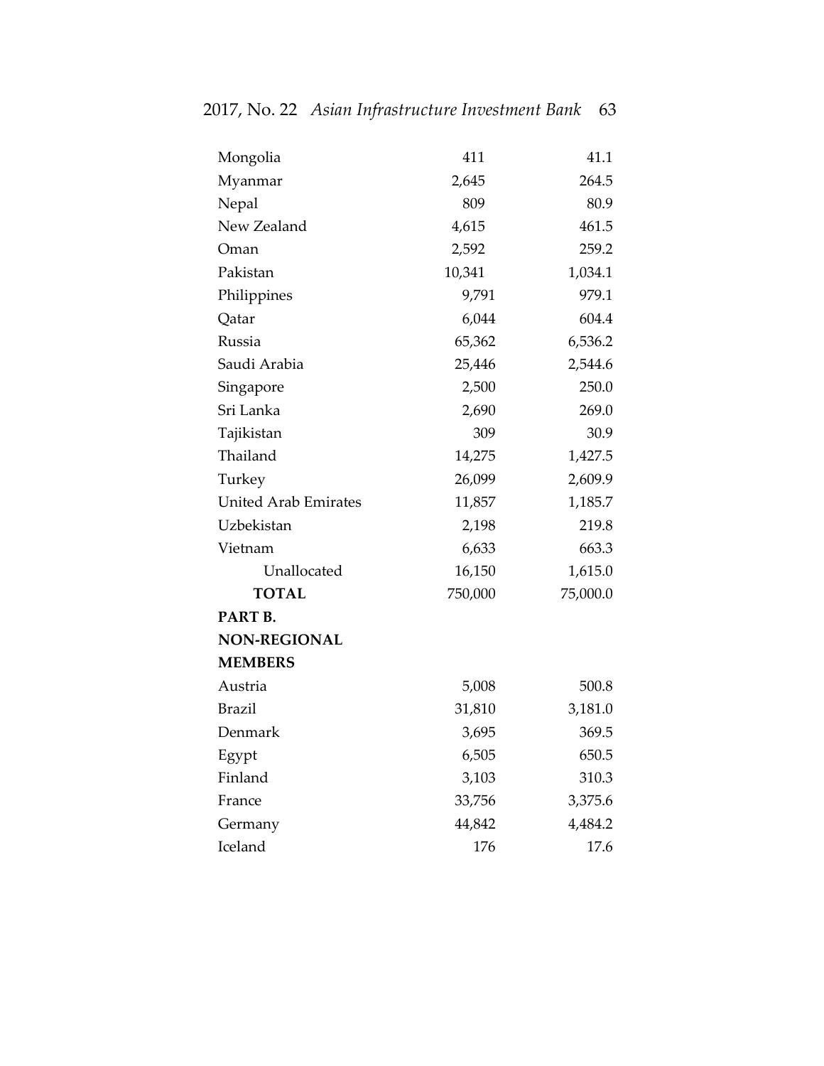| | | |
|---|---|---|
| Mongolia | 411 | 41.1 |
| Myanmar | 2,645 | 264.5 |
| Nepal | 809 | 80.9 |
| New Zealand | 4,615 | 461.5 |
| Oman | 2,592 | 259.2 |
| Pakistan | 10,341 | 1,034.1 |
| Philippines | 9,791 | 979.1 |
| Qatar | 6,044 | 604.4 |
| Russia | 65,362 | 6,536.2 |
| Saudi Arabia | 25,446 | 2,544.6 |
| Singapore | 2,500 | 250.0 |
| Sri Lanka | 2,690 | 269.0 |
| Tajikistan | 309 | 30.9 |
| Thailand | 14,275 | 1,427.5 |
| Turkey | 26,099 | 2,609.9 |
| United Arab Emirates | 11,857 | 1,185.7 |
| Uzbekistan | 2,198 | 219.8 |
| Vietnam | 6,633 | 663.3 |
| Unallocated | 16,150 | 1,615.0 |
| **TOTAL** | 750,000 | 75,000.0 |
| **PART B. NON-REGIONAL MEMBERS** | | |
| Austria | 5,008 | 500.8 |
| Brazil | 31,810 | 3,181.0 |
| Denmark | 3,695 | 369.5 |
| Egypt | 6,505 | 650.5 |
| Finland | 3,103 | 310.3 |
| France | 33,756 | 3,375.6 |
| Germany | 44,842 | 4,484.2 |
| Iceland | 176 | 17.6 |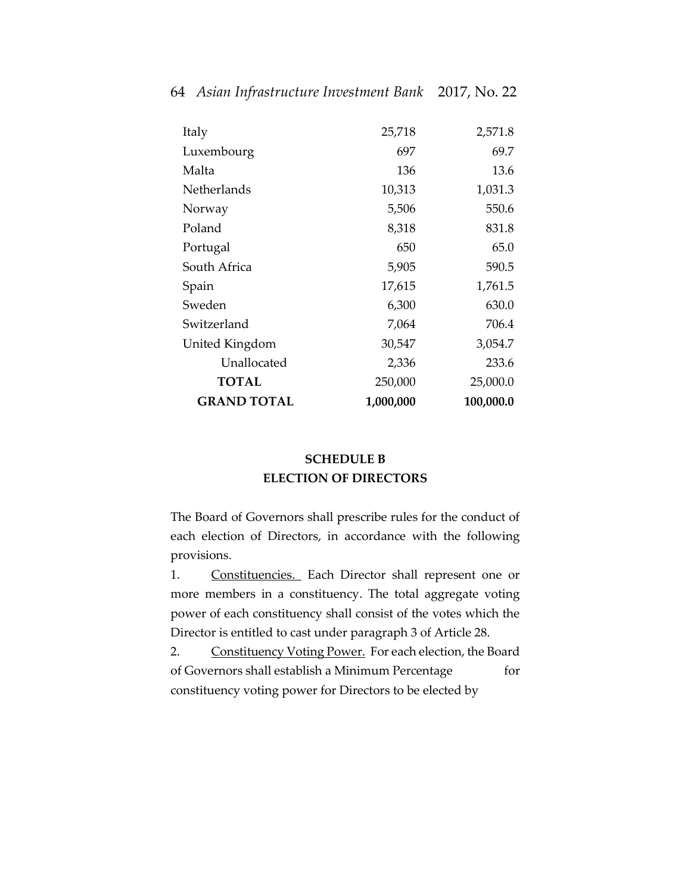| | | |
|---|---:|---:|
| Italy | 25,718 | 2,571.8 |
| Luxembourg | 697 | 69.7 |
| Malta | 136 | 13.6 |
| Netherlands | 10,313 | 1,031.3 |
| Norway | 5,506 | 550.6 |
| Poland | 8,318 | 831.8 |
| Portugal | 650 | 65.0 |
| South Africa | 5,905 | 590.5 |
| Spain | 17,615 | 1,761.5 |
| Sweden | 6,300 | 630.0 |
| Switzerland | 7,064 | 706.4 |
| United Kingdom | 30,547 | 3,054.7 |
| Unallocated | 2,336 | 233.6 |
| **TOTAL** | 250,000 | 25,000.0 |
| **GRAND TOTAL** | **1,000,000** | **100,000.0** |

## SCHEDULE B
## ELECTION OF DIRECTORS

The Board of Governors shall prescribe rules for the conduct of each election of Directors, in accordance with the following provisions.

1. Constituencies. Each Director shall represent one or more members in a constituency. The total aggregate voting power of each constituency shall consist of the votes which the Director is entitled to cast under paragraph 3 of Article 28.

2. Constituency Voting Power. For each election, the Board of Governors shall establish a Minimum Percentage for constituency voting power for Directors to be elected by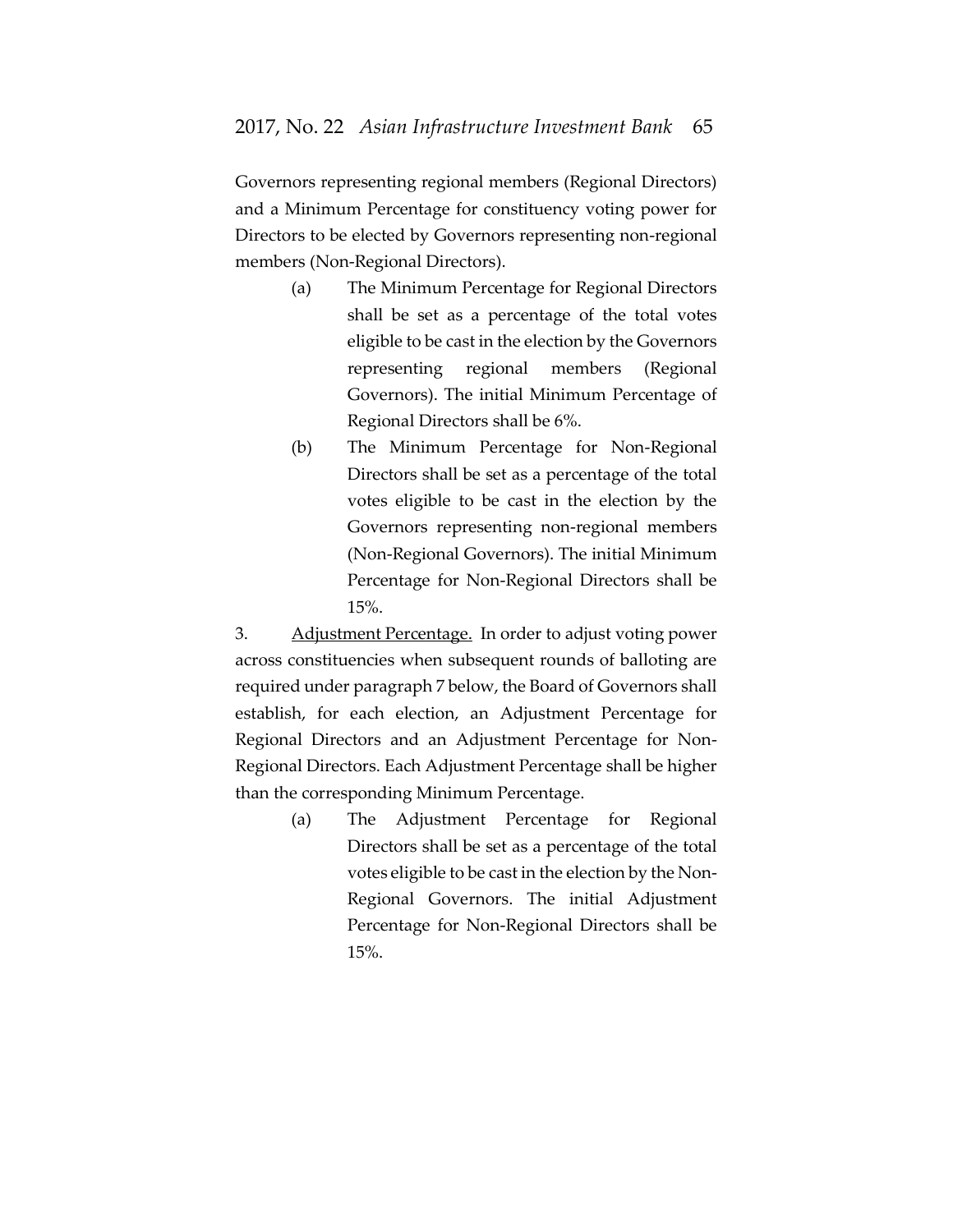Governors representing regional members (Regional Directors) and a Minimum Percentage for constituency voting power for Directors to be elected by Governors representing non-regional members (Non-Regional Directors).

(a) The Minimum Percentage for Regional Directors shall be set as a percentage of the total votes eligible to be cast in the election by the Governors representing regional members (Regional Governors). The initial Minimum Percentage of Regional Directors shall be 6%.

(b) The Minimum Percentage for Non-Regional Directors shall be set as a percentage of the total votes eligible to be cast in the election by the Governors representing non-regional members (Non-Regional Governors). The initial Minimum Percentage for Non-Regional Directors shall be 15%.

3. Adjustment Percentage. In order to adjust voting power across constituencies when subsequent rounds of balloting are required under paragraph 7 below, the Board of Governors shall establish, for each election, an Adjustment Percentage for Regional Directors and an Adjustment Percentage for Non-Regional Directors. Each Adjustment Percentage shall be higher than the corresponding Minimum Percentage.

(a) The Adjustment Percentage for Regional Directors shall be set as a percentage of the total votes eligible to be cast in the election by the Non-Regional Governors. The initial Adjustment Percentage for Non-Regional Directors shall be 15%.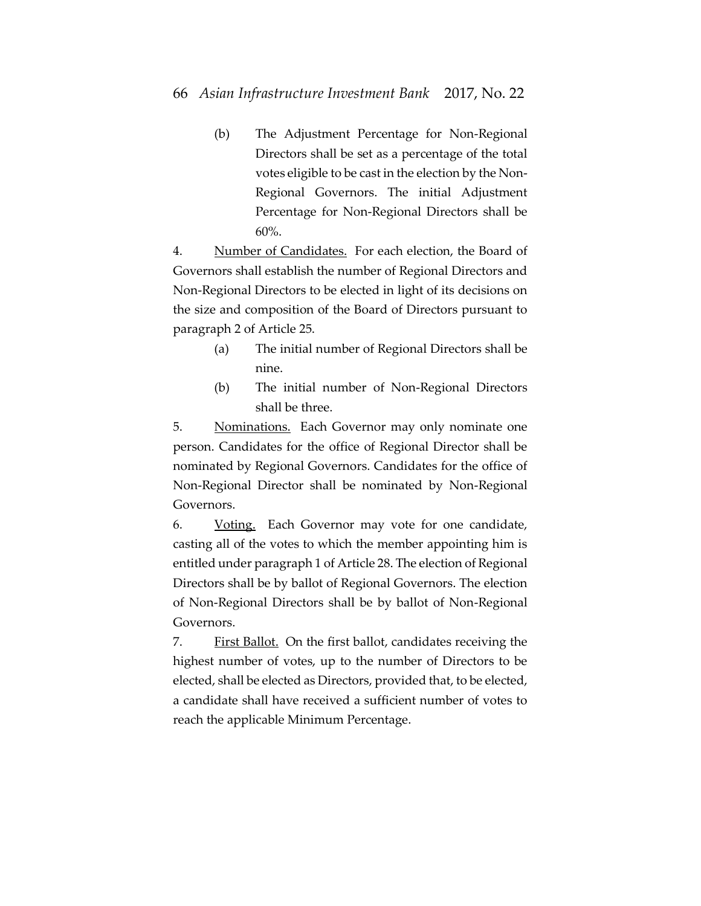(b) The Adjustment Percentage for Non-Regional Directors shall be set as a percentage of the total votes eligible to be cast in the election by the Non-Regional Governors. The initial Adjustment Percentage for Non-Regional Directors shall be 60%.

4. Number of Candidates. For each election, the Board of Governors shall establish the number of Regional Directors and Non-Regional Directors to be elected in light of its decisions on the size and composition of the Board of Directors pursuant to paragraph 2 of Article 25.

(a) The initial number of Regional Directors shall be nine.

(b) The initial number of Non-Regional Directors shall be three.

5. Nominations. Each Governor may only nominate one person. Candidates for the office of Regional Director shall be nominated by Regional Governors. Candidates for the office of Non-Regional Director shall be nominated by Non-Regional Governors.

6. Voting. Each Governor may vote for one candidate, casting all of the votes to which the member appointing him is entitled under paragraph 1 of Article 28. The election of Regional Directors shall be by ballot of Regional Governors. The election of Non-Regional Directors shall be by ballot of Non-Regional Governors.

7. First Ballot. On the first ballot, candidates receiving the highest number of votes, up to the number of Directors to be elected, shall be elected as Directors, provided that, to be elected, a candidate shall have received a sufficient number of votes to reach the applicable Minimum Percentage.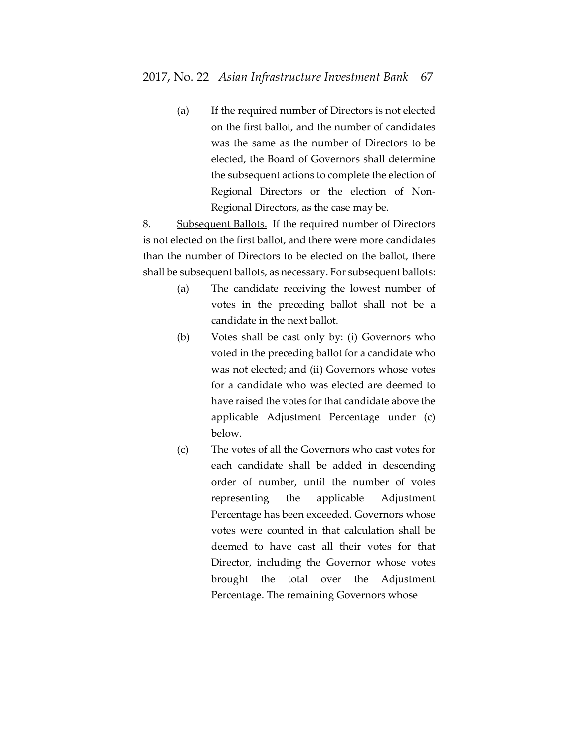(a) If the required number of Directors is not elected on the first ballot, and the number of candidates was the same as the number of Directors to be elected, the Board of Governors shall determine the subsequent actions to complete the election of Regional Directors or the election of Non-Regional Directors, as the case may be.

8. Subsequent Ballots. If the required number of Directors is not elected on the first ballot, and there were more candidates than the number of Directors to be elected on the ballot, there shall be subsequent ballots, as necessary. For subsequent ballots:

(a) The candidate receiving the lowest number of votes in the preceding ballot shall not be a candidate in the next ballot.

(b) Votes shall be cast only by: (i) Governors who voted in the preceding ballot for a candidate who was not elected; and (ii) Governors whose votes for a candidate who was elected are deemed to have raised the votes for that candidate above the applicable Adjustment Percentage under (c) below.

(c) The votes of all the Governors who cast votes for each candidate shall be added in descending order of number, until the number of votes representing the applicable Adjustment Percentage has been exceeded. Governors whose votes were counted in that calculation shall be deemed to have cast all their votes for that Director, including the Governor whose votes brought the total over the Adjustment Percentage. The remaining Governors whose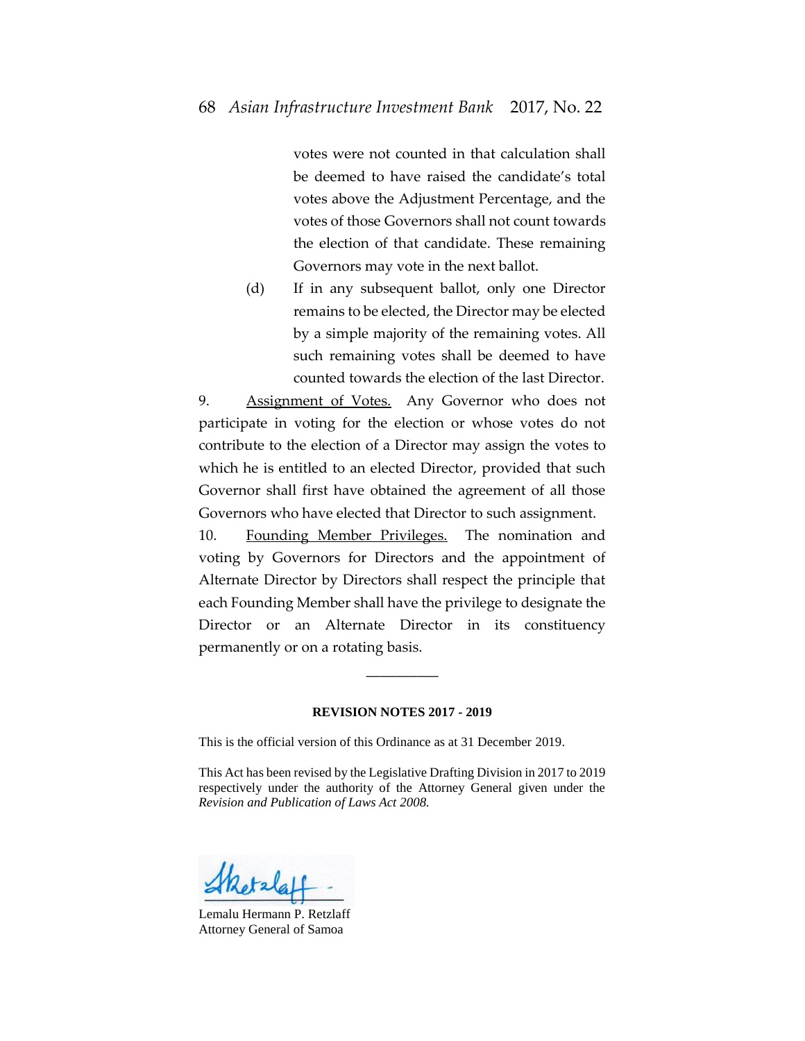votes were not counted in that calculation shall be deemed to have raised the candidate's total votes above the Adjustment Percentage, and the votes of those Governors shall not count towards the election of that candidate. These remaining Governors may vote in the next ballot.

(d) If in any subsequent ballot, only one Director remains to be elected, the Director may be elected by a simple majority of the remaining votes. All such remaining votes shall be deemed to have counted towards the election of the last Director.

9. Assignment of Votes. Any Governor who does not participate in voting for the election or whose votes do not contribute to the election of a Director may assign the votes to which he is entitled to an elected Director, provided that such Governor shall first have obtained the agreement of all those Governors who have elected that Director to such assignment.

10. Founding Member Privileges. The nomination and voting by Governors for Directors and the appointment of Alternate Director by Directors shall respect the principle that each Founding Member shall have the privilege to designate the Director or an Alternate Director in its constituency permanently or on a rotating basis.

---

**REVISION NOTES 2017 - 2019**

This is the official version of this Ordinance as at 31 December 2019.

This Act has been revised by the Legislative Drafting Division in 2017 to 2019 respectively under the authority of the Attorney General given under the *Revision and Publication of Laws Act 2008.*

Lemalu Hermann P. Retzlaff
Attorney General of Samoa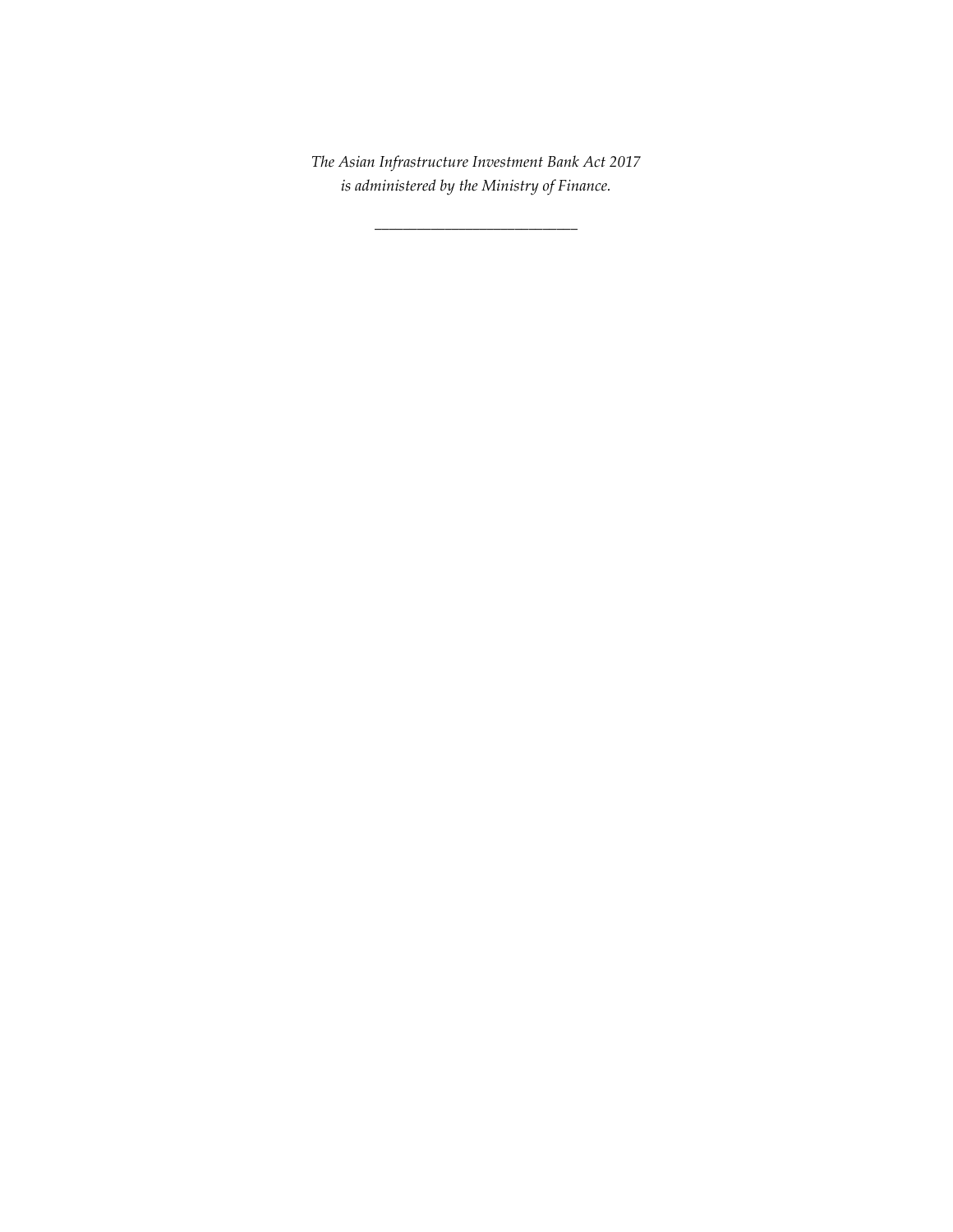*The Asian Infrastructure Investment Bank Act 2017*
*is administered by the Ministry of Finance.*

\_\_\_\_\_\_\_\_\_\_\_\_\_\_\_\_\_\_\_\_\_\_\_\_\_\_\_\_\_\_\_\_\_\_